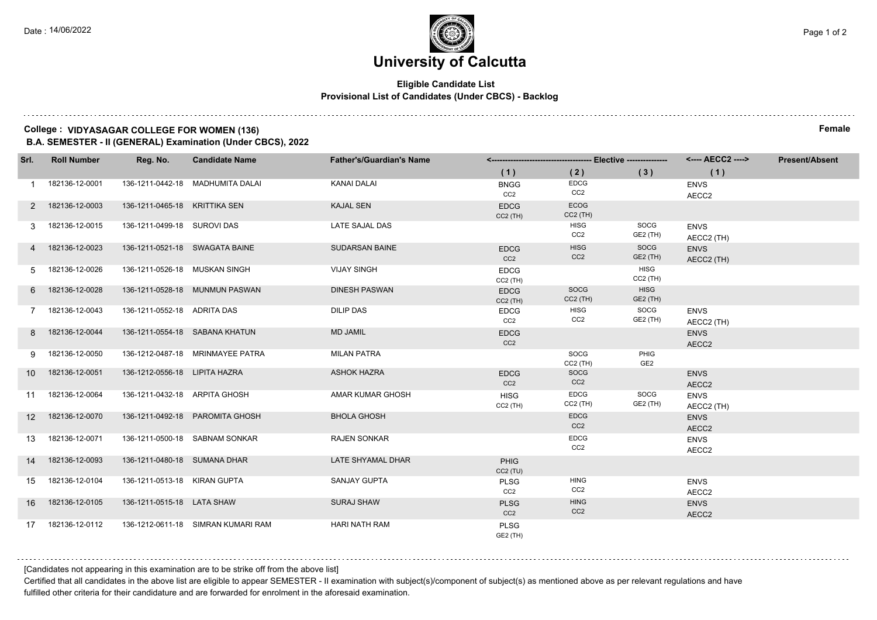Date : 14/06/2022

# University of Calcutta

**Eligible Candidate List**
**Provisional List of Candidates (Under CBCS) - Backlog**

**College : VIDYASAGAR COLLEGE FOR WOMEN (136)** **Female**
**B.A. SEMESTER - II (GENERAL) Examination (Under CBCS), 2022**

| Srl. | Roll Number | Reg. No. | Candidate Name | Father's/Guardian's Name | Elective (1) | Elective (2) | Elective (3) | AECC2 (1) | Present/Absent |
|---|---|---|---|---|---|---|---|---|---|
| 1 | 182136-12-0001 | 136-1211-0442-18 | MADHUMITA DALAI | KANAI DALAI | BNGG CC2 | EDCG CC2 | | ENVS AECC2 | |
| 2 | 182136-12-0003 | 136-1211-0465-18 | KRITTIKA SEN | KAJAL SEN | EDCG CC2 (TH) | ECOG CC2 (TH) | | | |
| 3 | 182136-12-0015 | 136-1211-0499-18 | SUROVI DAS | LATE SAJAL DAS | | HISG CC2 | SOCG GE2 (TH) | ENVS AECC2 (TH) | |
| 4 | 182136-12-0023 | 136-1211-0521-18 | SWAGATA BAINE | SUDARSAN BAINE | EDCG CC2 | HISG CC2 | SOCG GE2 (TH) | ENVS AECC2 (TH) | |
| 5 | 182136-12-0026 | 136-1211-0526-18 | MUSKAN SINGH | VIJAY SINGH | EDCG CC2 (TH) | | HISG CC2 (TH) | | |
| 6 | 182136-12-0028 | 136-1211-0528-18 | MUNMUN PASWAN | DINESH PASWAN | EDCG CC2 (TH) | SOCG CC2 (TH) | HISG GE2 (TH) | | |
| 7 | 182136-12-0043 | 136-1211-0552-18 | ADRITA DAS | DILIP DAS | EDCG CC2 | HISG CC2 | SOCG GE2 (TH) | ENVS AECC2 (TH) | |
| 8 | 182136-12-0044 | 136-1211-0554-18 | SABANA KHATUN | MD JAMIL | EDCG CC2 | | | ENVS AECC2 | |
| 9 | 182136-12-0050 | 136-1212-0487-18 | MRINMAYEE PATRA | MILAN PATRA | | SOCG CC2 (TH) | PHIG GE2 | | |
| 10 | 182136-12-0051 | 136-1212-0556-18 | LIPITA HAZRA | ASHOK HAZRA | EDCG CC2 | SOCG CC2 | | ENVS AECC2 | |
| 11 | 182136-12-0064 | 136-1211-0432-18 | ARPITA GHOSH | AMAR KUMAR GHOSH | HISG CC2 (TH) | EDCG CC2 (TH) | SOCG GE2 (TH) | ENVS AECC2 (TH) | |
| 12 | 182136-12-0070 | 136-1211-0492-18 | PAROMITA GHOSH | BHOLA GHOSH | | EDCG CC2 | | ENVS AECC2 | |
| 13 | 182136-12-0071 | 136-1211-0500-18 | SABNAM SONKAR | RAJEN SONKAR | | EDCG CC2 | | ENVS AECC2 | |
| 14 | 182136-12-0093 | 136-1211-0480-18 | SUMANA DHAR | LATE SHYAMAL DHAR | PHIG CC2 (TU) | | | | |
| 15 | 182136-12-0104 | 136-1211-0513-18 | KIRAN GUPTA | SANJAY GUPTA | PLSG CC2 | HING CC2 | | ENVS AECC2 | |
| 16 | 182136-12-0105 | 136-1211-0515-18 | LATA SHAW | SURAJ SHAW | PLSG CC2 | HING CC2 | | ENVS AECC2 | |
| 17 | 182136-12-0112 | 136-1212-0611-18 | SIMRAN KUMARI RAM | HARI NATH RAM | PLSG GE2 (TH) | | | | |

[Candidates not appearing in this examination are to be strike off from the above list]

Certified that all candidates in the above list are eligible to appear SEMESTER - II examination with subject(s)/component of subject(s) as mentioned above as per relevant regulations and have fulfilled other criteria for their candidature and are forwarded for enrolment in the aforesaid examination.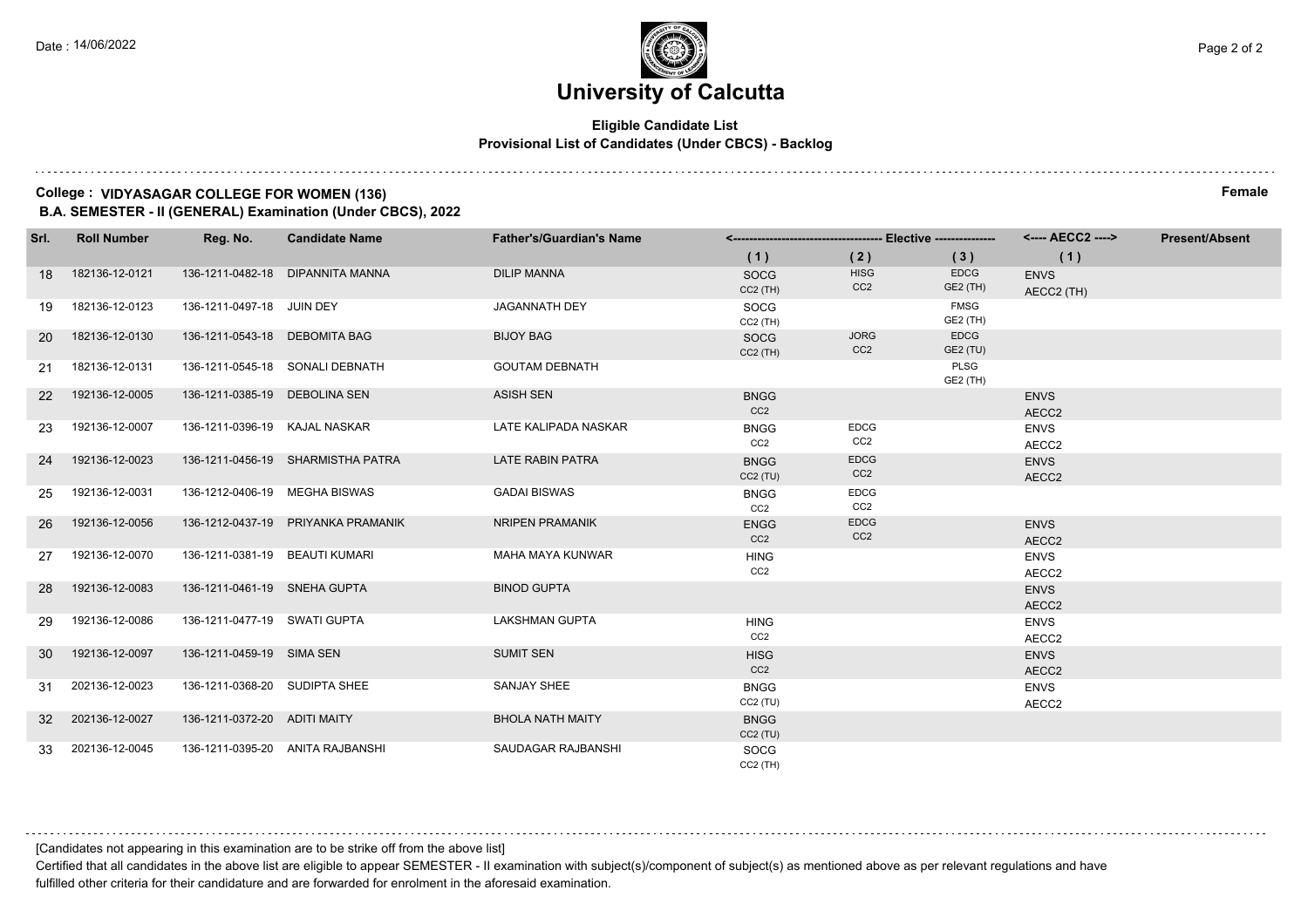# University of Calcutta

**Eligible Candidate List**
**Provisional List of Candidates (Under CBCS) - Backlog**

**College : VIDYASAGAR COLLEGE FOR WOMEN (136)** **Female**
**B.A. SEMESTER - II (GENERAL) Examination (Under CBCS), 2022**

| Srl. | Roll Number | Reg. No. | Candidate Name | Father's/Guardian's Name | Elective (1) | Elective (2) | Elective (3) | AECC2 (1) | Present/Absent |
|---|---|---|---|---|---|---|---|---|---|
| 18 | 182136-12-0121 | 136-1211-0482-18 | DIPANNITA MANNA | DILIP MANNA | SOCG CC2 (TH) | HISG CC2 | EDCG GE2 (TH) | ENVS AECC2 (TH) | |
| 19 | 182136-12-0123 | 136-1211-0497-18 | JUIN DEY | JAGANNATH DEY | SOCG CC2 (TH) | | FMSG GE2 (TH) | | |
| 20 | 182136-12-0130 | 136-1211-0543-18 | DEBOMITA BAG | BIJOY BAG | SOCG CC2 (TH) | JORG CC2 | EDCG GE2 (TU) | | |
| 21 | 182136-12-0131 | 136-1211-0545-18 | SONALI DEBNATH | GOUTAM DEBNATH | | | PLSG GE2 (TH) | | |
| 22 | 192136-12-0005 | 136-1211-0385-19 | DEBOLINA SEN | ASISH SEN | BNGG CC2 | | | ENVS AECC2 | |
| 23 | 192136-12-0007 | 136-1211-0396-19 | KAJAL NASKAR | LATE KALIPADA NASKAR | BNGG CC2 | EDCG CC2 | | ENVS AECC2 | |
| 24 | 192136-12-0023 | 136-1211-0456-19 | SHARMISTHA PATRA | LATE RABIN PATRA | BNGG CC2 (TU) | EDCG CC2 | | ENVS AECC2 | |
| 25 | 192136-12-0031 | 136-1212-0406-19 | MEGHA BISWAS | GADAI BISWAS | BNGG CC2 | EDCG CC2 | | | |
| 26 | 192136-12-0056 | 136-1212-0437-19 | PRIYANKA PRAMANIK | NRIPEN PRAMANIK | ENGG CC2 | EDCG CC2 | | ENVS AECC2 | |
| 27 | 192136-12-0070 | 136-1211-0381-19 | BEAUTI KUMARI | MAHA MAYA KUNWAR | HING CC2 | | | ENVS AECC2 | |
| 28 | 192136-12-0083 | 136-1211-0461-19 | SNEHA GUPTA | BINOD GUPTA | | | | ENVS AECC2 | |
| 29 | 192136-12-0086 | 136-1211-0477-19 | SWATI GUPTA | LAKSHMAN GUPTA | HING CC2 | | | ENVS AECC2 | |
| 30 | 192136-12-0097 | 136-1211-0459-19 | SIMA SEN | SUMIT SEN | HISG CC2 | | | ENVS AECC2 | |
| 31 | 202136-12-0023 | 136-1211-0368-20 | SUDIPTA SHEE | SANJAY SHEE | BNGG CC2 (TU) | | | ENVS AECC2 | |
| 32 | 202136-12-0027 | 136-1211-0372-20 | ADITI MAITY | BHOLA NATH MAITY | BNGG CC2 (TU) | | | | |
| 33 | 202136-12-0045 | 136-1211-0395-20 | ANITA RAJBANSHI | SAUDAGAR RAJBANSHI | SOCG CC2 (TH) | | | | |

[Candidates not appearing in this examination are to be strike off from the above list]

Certified that all candidates in the above list are eligible to appear SEMESTER - II examination with subject(s)/component of subject(s) as mentioned above as per relevant regulations and have fulfilled other criteria for their candidature and are forwarded for enrolment in the aforesaid examination.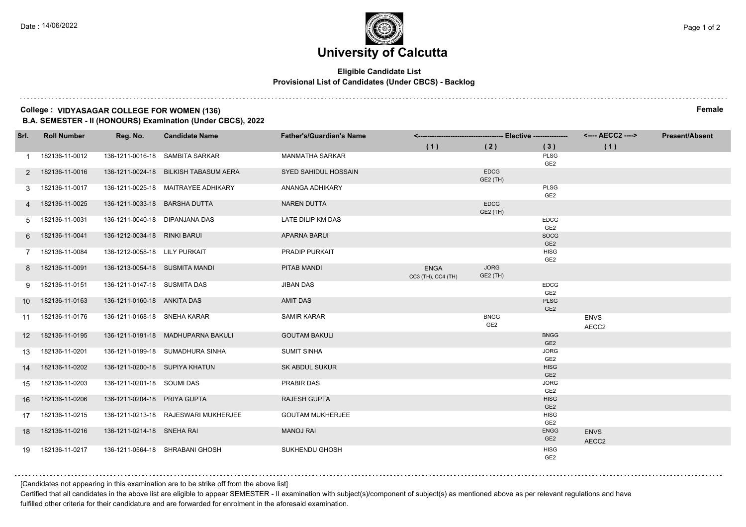Date : 14/06/2022

# University of Calcutta

**Eligible Candidate List**
**Provisional List of Candidates (Under CBCS) - Backlog**

**College : VIDYASAGAR COLLEGE FOR WOMEN (136)** **Female**
**B.A. SEMESTER - II (HONOURS) Examination (Under CBCS), 2022**

| Srl. | Roll Number | Reg. No. | Candidate Name | Father's/Guardian's Name | Elective (1) | Elective (2) | Elective (3) | AECC2 (1) | Present/Absent |
|---|---|---|---|---|---|---|---|---|---|
| 1 | 182136-11-0012 | 136-1211-0016-18 | SAMBITA SARKAR | MANMATHA SARKAR | | | PLSG GE2 | | |
| 2 | 182136-11-0016 | 136-1211-0024-18 | BILKISH TABASUM AERA | SYED SAHIDUL HOSSAIN | | EDCG GE2 (TH) | | | |
| 3 | 182136-11-0017 | 136-1211-0025-18 | MAITRAYEE ADHIKARY | ANANGA ADHIKARY | | | PLSG GE2 | | |
| 4 | 182136-11-0025 | 136-1211-0033-18 | BARSHA DUTTA | NAREN DUTTA | | EDCG GE2 (TH) | | | |
| 5 | 182136-11-0031 | 136-1211-0040-18 | DIPANJANA DAS | LATE DILIP KM DAS | | | EDCG GE2 | | |
| 6 | 182136-11-0041 | 136-1212-0034-18 | RINKI BARUI | APARNA BARUI | | | SOCG GE2 | | |
| 7 | 182136-11-0084 | 136-1212-0058-18 | LILY PURKAIT | PRADIP PURKAIT | | | HISG GE2 | | |
| 8 | 182136-11-0091 | 136-1213-0054-18 | SUSMITA MANDI | PITAB MANDI | ENGA CC3 (TH), CC4 (TH) | JORG GE2 (TH) | | | |
| 9 | 182136-11-0151 | 136-1211-0147-18 | SUSMITA DAS | JIBAN DAS | | | EDCG GE2 | | |
| 10 | 182136-11-0163 | 136-1211-0160-18 | ANKITA DAS | AMIT DAS | | | PLSG GE2 | | |
| 11 | 182136-11-0176 | 136-1211-0168-18 | SNEHA KARAR | SAMIR KARAR | | BNGG GE2 | | ENVS AECC2 | |
| 12 | 182136-11-0195 | 136-1211-0191-18 | MADHUPARNA BAKULI | GOUTAM BAKULI | | | BNGG GE2 | | |
| 13 | 182136-11-0201 | 136-1211-0199-18 | SUMADHURA SINHA | SUMIT SINHA | | | JORG GE2 | | |
| 14 | 182136-11-0202 | 136-1211-0200-18 | SUPIYA KHATUN | SK ABDUL SUKUR | | | HISG GE2 | | |
| 15 | 182136-11-0203 | 136-1211-0201-18 | SOUMI DAS | PRABIR DAS | | | JORG GE2 | | |
| 16 | 182136-11-0206 | 136-1211-0204-18 | PRIYA GUPTA | RAJESH GUPTA | | | HISG GE2 | | |
| 17 | 182136-11-0215 | 136-1211-0213-18 | RAJESWARI MUKHERJEE | GOUTAM MUKHERJEE | | | HISG GE2 | | |
| 18 | 182136-11-0216 | 136-1211-0214-18 | SNEHA RAI | MANOJ RAI | | | ENGG GE2 | ENVS AECC2 | |
| 19 | 182136-11-0217 | 136-1211-0564-18 | SHRABANI GHOSH | SUKHENDU GHOSH | | | HISG GE2 | | |

[Candidates not appearing in this examination are to be strike off from the above list]

Certified that all candidates in the above list are eligible to appear SEMESTER - II examination with subject(s)/component of subject(s) as mentioned above as per relevant regulations and have fulfilled other criteria for their candidature and are forwarded for enrolment in the aforesaid examination.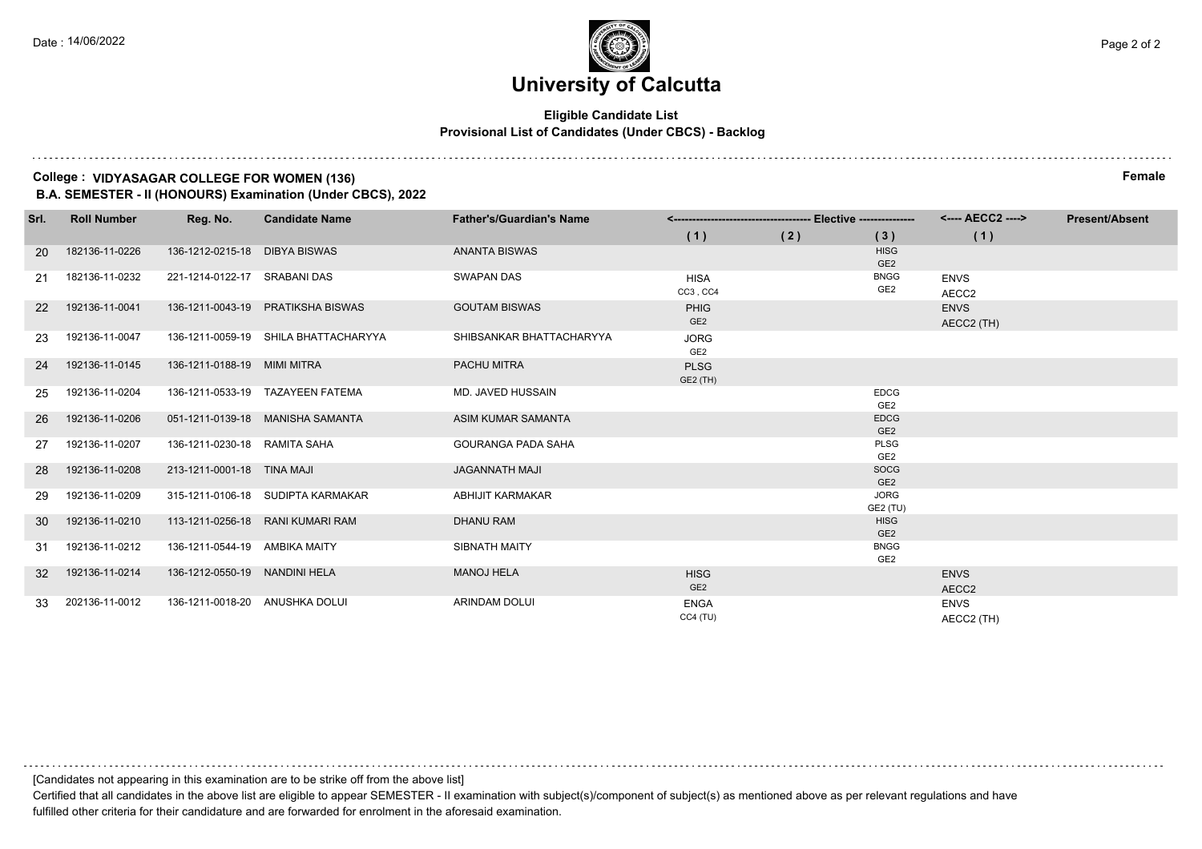# University of Calcutta

**Eligible Candidate List**
**Provisional List of Candidates (Under CBCS) - Backlog**

**College : VIDYASAGAR COLLEGE FOR WOMEN (136)** **Female**
**B.A. SEMESTER - II (HONOURS) Examination (Under CBCS), 2022**

| Srl. | Roll Number | Reg. No. | Candidate Name | Father's/Guardian's Name | Elective (1) | Elective (2) | Elective (3) | AECC2 (1) | Present/Absent |
|---|---|---|---|---|---|---|---|---|---|
| 20 | 182136-11-0226 | 136-1212-0215-18 | DIBYA BISWAS | ANANTA BISWAS | | | HISG GE2 | | |
| 21 | 182136-11-0232 | 221-1214-0122-17 | SRABANI DAS | SWAPAN DAS | HISA CC3 , CC4 | | BNGG GE2 | ENVS AECC2 | |
| 22 | 192136-11-0041 | 136-1211-0043-19 | PRATIKSHA BISWAS | GOUTAM BISWAS | PHIG GE2 | | | ENVS AECC2 (TH) | |
| 23 | 192136-11-0047 | 136-1211-0059-19 | SHILA BHATTACHARYYA | SHIBSANKAR BHATTACHARYYA | JORG GE2 | | | | |
| 24 | 192136-11-0145 | 136-1211-0188-19 | MIMI MITRA | PACHU MITRA | PLSG GE2 (TH) | | | | |
| 25 | 192136-11-0204 | 136-1211-0533-19 | TAZAYEEN FATEMA | MD. JAVED HUSSAIN | | | EDCG GE2 | | |
| 26 | 192136-11-0206 | 051-1211-0139-18 | MANISHA SAMANTA | ASIM KUMAR SAMANTA | | | EDCG GE2 | | |
| 27 | 192136-11-0207 | 136-1211-0230-18 | RAMITA SAHA | GOURANGA PADA SAHA | | | PLSG GE2 | | |
| 28 | 192136-11-0208 | 213-1211-0001-18 | TINA MAJI | JAGANNATH MAJI | | | SOCG GE2 | | |
| 29 | 192136-11-0209 | 315-1211-0106-18 | SUDIPTA KARMAKAR | ABHIJIT KARMAKAR | | | JORG GE2 (TU) | | |
| 30 | 192136-11-0210 | 113-1211-0256-18 | RANI KUMARI RAM | DHANU RAM | | | HISG GE2 | | |
| 31 | 192136-11-0212 | 136-1211-0544-19 | AMBIKA MAITY | SIBNATH MAITY | | | BNGG GE2 | | |
| 32 | 192136-11-0214 | 136-1212-0550-19 | NANDINI HELA | MANOJ HELA | HISG GE2 | | | ENVS AECC2 | |
| 33 | 202136-11-0012 | 136-1211-0018-20 | ANUSHKA DOLUI | ARINDAM DOLUI | ENGA CC4 (TU) | | | ENVS AECC2 (TH) | |

[Candidates not appearing in this examination are to be strike off from the above list]

Certified that all candidates in the above list are eligible to appear SEMESTER - II examination with subject(s)/component of subject(s) as mentioned above as per relevant regulations and have fulfilled other criteria for their candidature and are forwarded for enrolment in the aforesaid examination.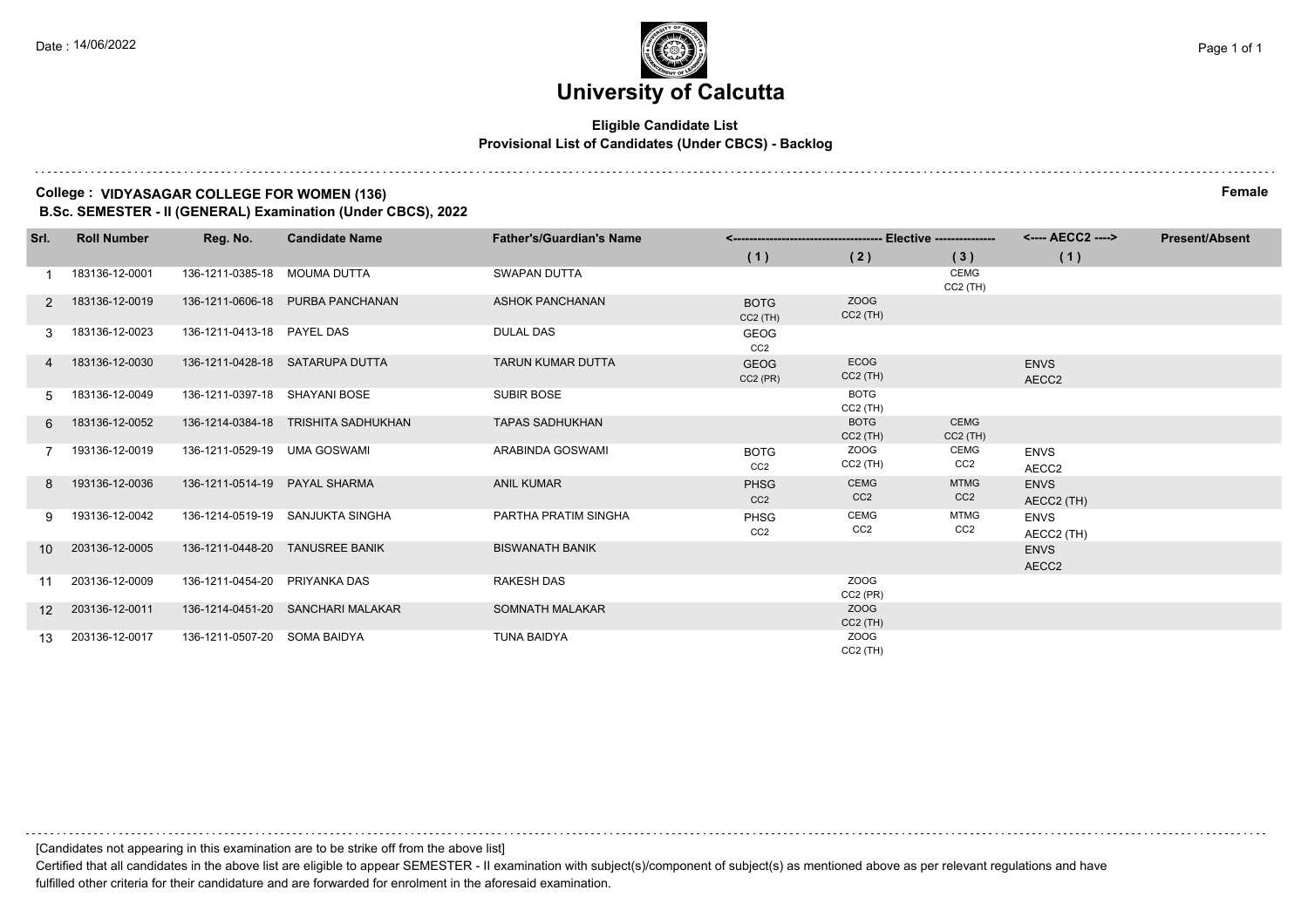Date : 14/06/2022

# University of Calcutta

**Eligible Candidate List**
**Provisional List of Candidates (Under CBCS) - Backlog**

**College : VIDYASAGAR COLLEGE FOR WOMEN (136)** **Female**
**B.Sc. SEMESTER - II (GENERAL) Examination (Under CBCS), 2022**

| Srl. | Roll Number | Reg. No. | Candidate Name | Father's/Guardian's Name | Elective (1) | Elective (2) | Elective (3) | AECC2 (1) | Present/Absent |
|---|---|---|---|---|---|---|---|---|---|
| 1 | 183136-12-0001 | 136-1211-0385-18 | MOUMA DUTTA | SWAPAN DUTTA | | | CEMG CC2 (TH) | | |
| 2 | 183136-12-0019 | 136-1211-0606-18 | PURBA PANCHANAN | ASHOK PANCHANAN | BOTG CC2 (TH) | ZOOG CC2 (TH) | | | |
| 3 | 183136-12-0023 | 136-1211-0413-18 | PAYEL DAS | DULAL DAS | GEOG CC2 | | | | |
| 4 | 183136-12-0030 | 136-1211-0428-18 | SATARUPA DUTTA | TARUN KUMAR DUTTA | GEOG CC2 (PR) | ECOG CC2 (TH) | | ENVS AECC2 | |
| 5 | 183136-12-0049 | 136-1211-0397-18 | SHAYANI BOSE | SUBIR BOSE | | BOTG CC2 (TH) | | | |
| 6 | 183136-12-0052 | 136-1214-0384-18 | TRISHITA SADHUKHAN | TAPAS SADHUKHAN | | BOTG CC2 (TH) | CEMG CC2 (TH) | | |
| 7 | 193136-12-0019 | 136-1211-0529-19 | UMA GOSWAMI | ARABINDA GOSWAMI | BOTG CC2 | ZOOG CC2 (TH) | CEMG CC2 | ENVS AECC2 | |
| 8 | 193136-12-0036 | 136-1211-0514-19 | PAYAL SHARMA | ANIL KUMAR | PHSG CC2 | CEMG CC2 | MTMG CC2 | ENVS AECC2 (TH) | |
| 9 | 193136-12-0042 | 136-1214-0519-19 | SANJUKTA SINGHA | PARTHA PRATIM SINGHA | PHSG CC2 | CEMG CC2 | MTMG CC2 | ENVS AECC2 (TH) | |
| 10 | 203136-12-0005 | 136-1211-0448-20 | TANUSREE BANIK | BISWANATH BANIK | | | | ENVS AECC2 | |
| 11 | 203136-12-0009 | 136-1211-0454-20 | PRIYANKA DAS | RAKESH DAS | | ZOOG CC2 (PR) | | | |
| 12 | 203136-12-0011 | 136-1214-0451-20 | SANCHARI MALAKAR | SOMNATH MALAKAR | | ZOOG CC2 (TH) | | | |
| 13 | 203136-12-0017 | 136-1211-0507-20 | SOMA BAIDYA | TUNA BAIDYA | | ZOOG CC2 (TH) | | | |

[Candidates not appearing in this examination are to be strike off from the above list]

Certified that all candidates in the above list are eligible to appear SEMESTER - II examination with subject(s)/component of subject(s) as mentioned above as per relevant regulations and have fulfilled other criteria for their candidature and are forwarded for enrolment in the aforesaid examination.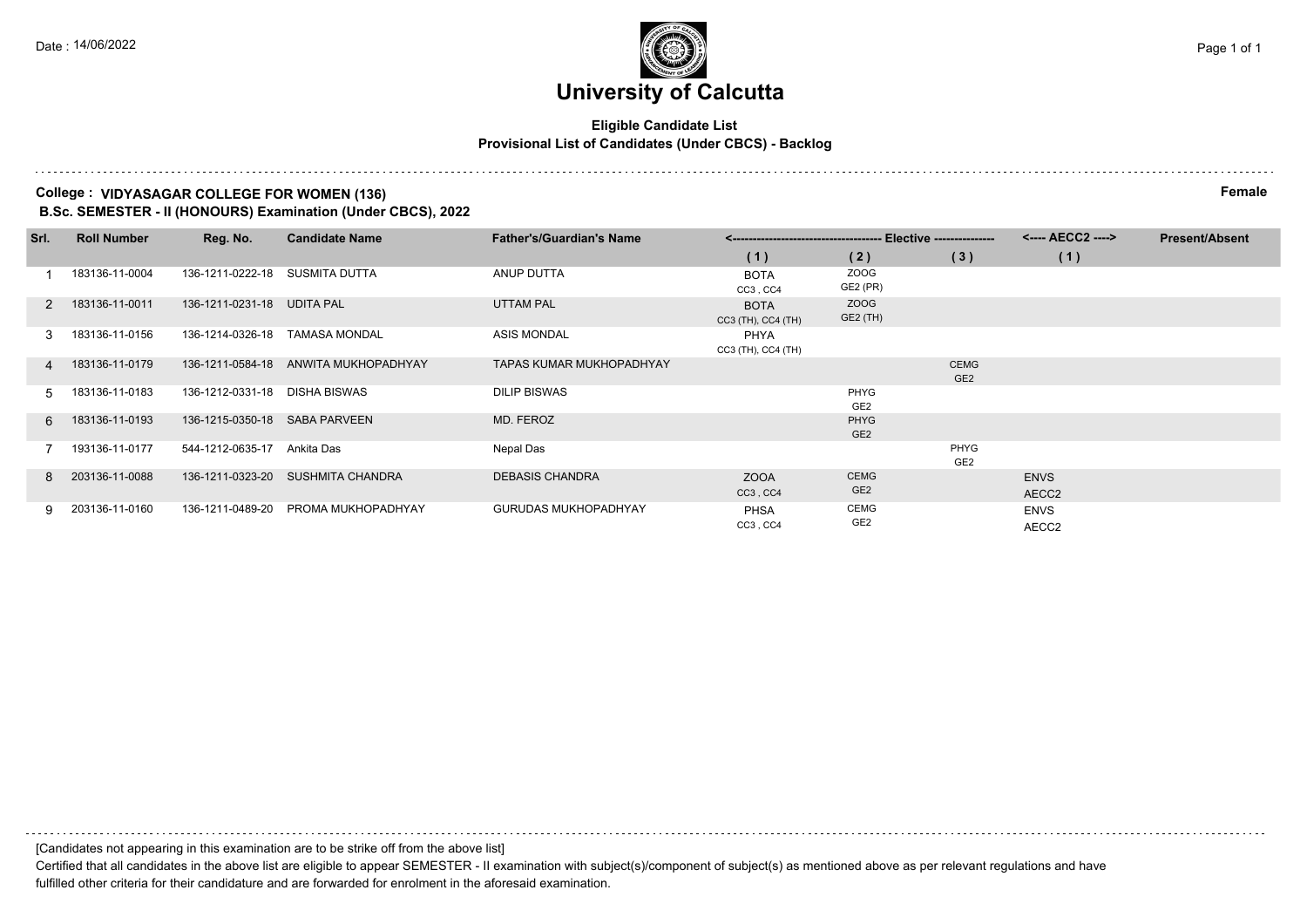Date : 14/06/2022

# University of Calcutta

**Eligible Candidate List**
**Provisional List of Candidates (Under CBCS) - Backlog**

**College : VIDYASAGAR COLLEGE FOR WOMEN (136)** **Female**
**B.Sc. SEMESTER - II (HONOURS) Examination (Under CBCS), 2022**

| Srl. | Roll Number | Reg. No. | Candidate Name | Father's/Guardian's Name | Elective (1) | Elective (2) | Elective (3) | AECC2 (1) | Present/Absent |
|---|---|---|---|---|---|---|---|---|---|
| 1 | 183136-11-0004 | 136-1211-0222-18 | SUSMITA DUTTA | ANUP DUTTA | BOTA CC3 , CC4 | ZOOG GE2 (PR) | | | |
| 2 | 183136-11-0011 | 136-1211-0231-18 | UDITA PAL | UTTAM PAL | BOTA CC3 (TH), CC4 (TH) | ZOOG GE2 (TH) | | | |
| 3 | 183136-11-0156 | 136-1214-0326-18 | TAMASA MONDAL | ASIS MONDAL | PHYA CC3 (TH), CC4 (TH) | | | | |
| 4 | 183136-11-0179 | 136-1211-0584-18 | ANWITA MUKHOPADHYAY | TAPAS KUMAR MUKHOPADHYAY | | | CEMG GE2 | | |
| 5 | 183136-11-0183 | 136-1212-0331-18 | DISHA BISWAS | DILIP BISWAS | | PHYG GE2 | | | |
| 6 | 183136-11-0193 | 136-1215-0350-18 | SABA PARVEEN | MD. FEROZ | | PHYG GE2 | | | |
| 7 | 193136-11-0177 | 544-1212-0635-17 | Ankita Das | Nepal Das | | | PHYG GE2 | | |
| 8 | 203136-11-0088 | 136-1211-0323-20 | SUSHMITA CHANDRA | DEBASIS CHANDRA | ZOOA CC3 , CC4 | CEMG GE2 | | ENVS AECC2 | |
| 9 | 203136-11-0160 | 136-1211-0489-20 | PROMA MUKHOPADHYAY | GURUDAS MUKHOPADHYAY | PHSA CC3 , CC4 | CEMG GE2 | | ENVS AECC2 | |

[Candidates not appearing in this examination are to be strike off from the above list]

Certified that all candidates in the above list are eligible to appear SEMESTER - II examination with subject(s)/component of subject(s) as mentioned above as per relevant regulations and have fulfilled other criteria for their candidature and are forwarded for enrolment in the aforesaid examination.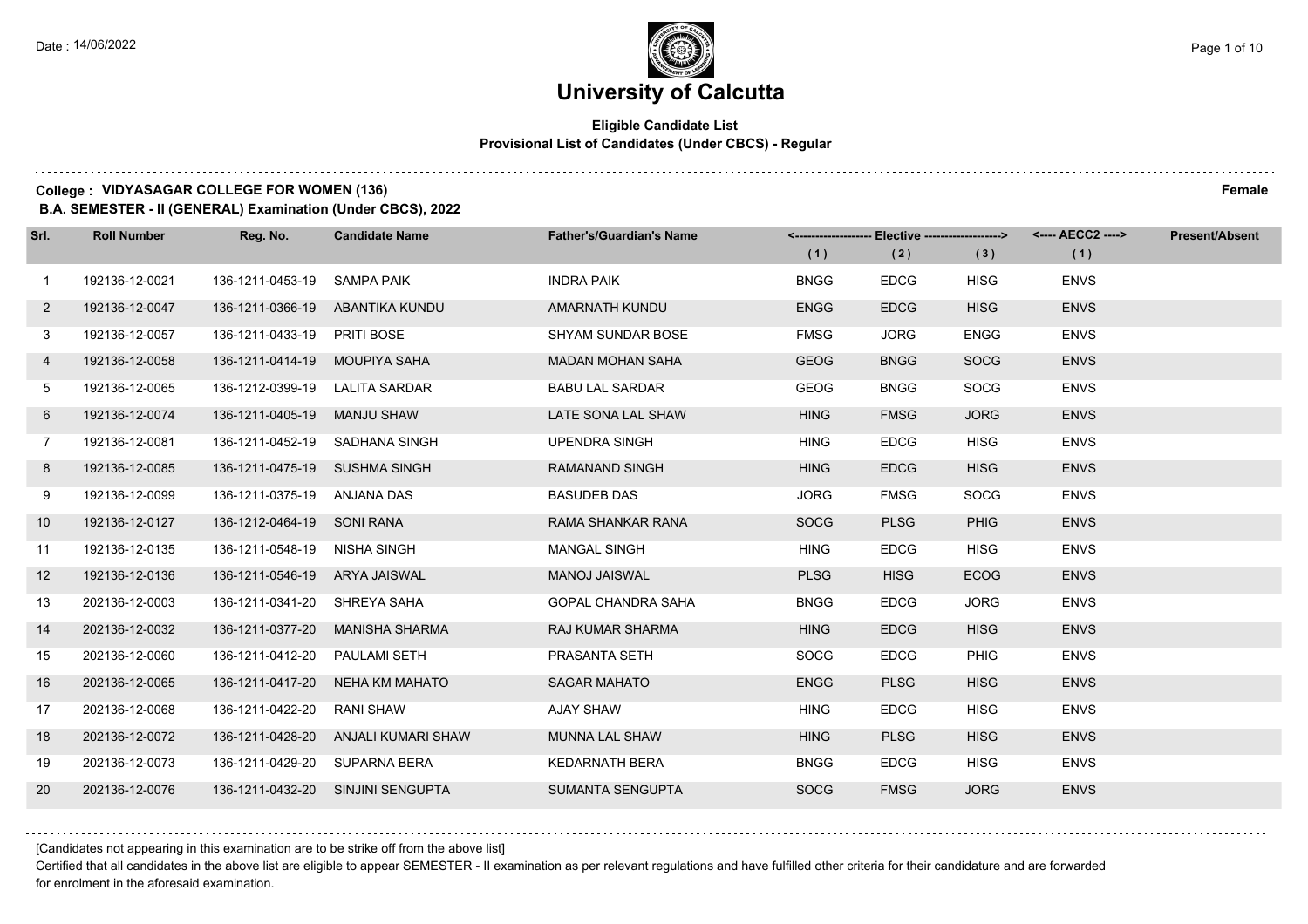# University of Calcutta

**Eligible Candidate List**
**Provisional List of Candidates (Under CBCS) - Regular**

**College : VIDYASAGAR COLLEGE FOR WOMEN (136)** **Female**

**B.A. SEMESTER - II (GENERAL) Examination (Under CBCS), 2022**

| Srl. | Roll Number | Reg. No. | Candidate Name | Father's/Guardian's Name | Elective (1) | Elective (2) | Elective (3) | AECC2 (1) | Present/Absent |
|---|---|---|---|---|---|---|---|---|---|
| 1 | 192136-12-0021 | 136-1211-0453-19 | SAMPA PAIK | INDRA PAIK | BNGG | EDCG | HISG | ENVS | |
| 2 | 192136-12-0047 | 136-1211-0366-19 | ABANTIKA KUNDU | AMARNATH KUNDU | ENGG | EDCG | HISG | ENVS | |
| 3 | 192136-12-0057 | 136-1211-0433-19 | PRITI BOSE | SHYAM SUNDAR BOSE | FMSG | JORG | ENGG | ENVS | |
| 4 | 192136-12-0058 | 136-1211-0414-19 | MOUPIYA SAHA | MADAN MOHAN SAHA | GEOG | BNGG | SOCG | ENVS | |
| 5 | 192136-12-0065 | 136-1212-0399-19 | LALITA SARDAR | BABU LAL SARDAR | GEOG | BNGG | SOCG | ENVS | |
| 6 | 192136-12-0074 | 136-1211-0405-19 | MANJU SHAW | LATE SONA LAL SHAW | HING | FMSG | JORG | ENVS | |
| 7 | 192136-12-0081 | 136-1211-0452-19 | SADHANA SINGH | UPENDRA SINGH | HING | EDCG | HISG | ENVS | |
| 8 | 192136-12-0085 | 136-1211-0475-19 | SUSHMA SINGH | RAMANAND SINGH | HING | EDCG | HISG | ENVS | |
| 9 | 192136-12-0099 | 136-1211-0375-19 | ANJANA DAS | BASUDEB DAS | JORG | FMSG | SOCG | ENVS | |
| 10 | 192136-12-0127 | 136-1212-0464-19 | SONI RANA | RAMA SHANKAR RANA | SOCG | PLSG | PHIG | ENVS | |
| 11 | 192136-12-0135 | 136-1211-0548-19 | NISHA SINGH | MANGAL SINGH | HING | EDCG | HISG | ENVS | |
| 12 | 192136-12-0136 | 136-1211-0546-19 | ARYA JAISWAL | MANOJ JAISWAL | PLSG | HISG | ECOG | ENVS | |
| 13 | 202136-12-0003 | 136-1211-0341-20 | SHREYA SAHA | GOPAL CHANDRA SAHA | BNGG | EDCG | JORG | ENVS | |
| 14 | 202136-12-0032 | 136-1211-0377-20 | MANISHA SHARMA | RAJ KUMAR SHARMA | HING | EDCG | HISG | ENVS | |
| 15 | 202136-12-0060 | 136-1211-0412-20 | PAULAMI SETH | PRASANTA SETH | SOCG | EDCG | PHIG | ENVS | |
| 16 | 202136-12-0065 | 136-1211-0417-20 | NEHA KM MAHATO | SAGAR MAHATO | ENGG | PLSG | HISG | ENVS | |
| 17 | 202136-12-0068 | 136-1211-0422-20 | RANI SHAW | AJAY SHAW | HING | EDCG | HISG | ENVS | |
| 18 | 202136-12-0072 | 136-1211-0428-20 | ANJALI KUMARI SHAW | MUNNA LAL SHAW | HING | PLSG | HISG | ENVS | |
| 19 | 202136-12-0073 | 136-1211-0429-20 | SUPARNA BERA | KEDARNATH BERA | BNGG | EDCG | HISG | ENVS | |
| 20 | 202136-12-0076 | 136-1211-0432-20 | SINJINI SENGUPTA | SUMANTA SENGUPTA | SOCG | FMSG | JORG | ENVS | |

[Candidates not appearing in this examination are to be strike off from the above list]

Certified that all candidates in the above list are eligible to appear SEMESTER - II examination as per relevant regulations and have fulfilled other criteria for their candidature and are forwarded for enrolment in the aforesaid examination.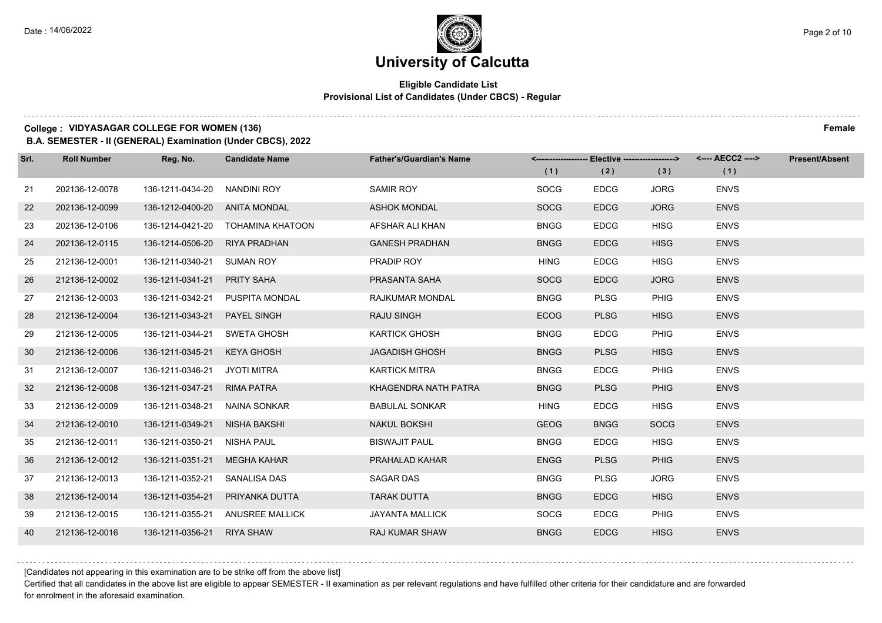# University of Calcutta

**Eligible Candidate List**
**Provisional List of Candidates (Under CBCS) - Regular**

**College : VIDYASAGAR COLLEGE FOR WOMEN (136)** **Female**
**B.A. SEMESTER - II (GENERAL) Examination (Under CBCS), 2022**

| Srl. | Roll Number | Reg. No. | Candidate Name | Father's/Guardian's Name | Elective (1) | Elective (2) | Elective (3) | AECC2 (1) | Present/Absent |
|---|---|---|---|---|---|---|---|---|---|
| 21 | 202136-12-0078 | 136-1211-0434-20 | NANDINI ROY | SAMIR ROY | SOCG | EDCG | JORG | ENVS | |
| 22 | 202136-12-0099 | 136-1212-0400-20 | ANITA MONDAL | ASHOK MONDAL | SOCG | EDCG | JORG | ENVS | |
| 23 | 202136-12-0106 | 136-1214-0421-20 | TOHAMINA KHATOON | AFSHAR ALI KHAN | BNGG | EDCG | HISG | ENVS | |
| 24 | 202136-12-0115 | 136-1214-0506-20 | RIYA PRADHAN | GANESH PRADHAN | BNGG | EDCG | HISG | ENVS | |
| 25 | 212136-12-0001 | 136-1211-0340-21 | SUMAN ROY | PRADIP ROY | HING | EDCG | HISG | ENVS | |
| 26 | 212136-12-0002 | 136-1211-0341-21 | PRITY SAHA | PRASANTA SAHA | SOCG | EDCG | JORG | ENVS | |
| 27 | 212136-12-0003 | 136-1211-0342-21 | PUSPITA MONDAL | RAJKUMAR MONDAL | BNGG | PLSG | PHIG | ENVS | |
| 28 | 212136-12-0004 | 136-1211-0343-21 | PAYEL SINGH | RAJU SINGH | ECOG | PLSG | HISG | ENVS | |
| 29 | 212136-12-0005 | 136-1211-0344-21 | SWETA GHOSH | KARTICK GHOSH | BNGG | EDCG | PHIG | ENVS | |
| 30 | 212136-12-0006 | 136-1211-0345-21 | KEYA GHOSH | JAGADISH GHOSH | BNGG | PLSG | HISG | ENVS | |
| 31 | 212136-12-0007 | 136-1211-0346-21 | JYOTI MITRA | KARTICK MITRA | BNGG | EDCG | PHIG | ENVS | |
| 32 | 212136-12-0008 | 136-1211-0347-21 | RIMA PATRA | KHAGENDRA NATH PATRA | BNGG | PLSG | PHIG | ENVS | |
| 33 | 212136-12-0009 | 136-1211-0348-21 | NAINA SONKAR | BABULAL SONKAR | HING | EDCG | HISG | ENVS | |
| 34 | 212136-12-0010 | 136-1211-0349-21 | NISHA BAKSHI | NAKUL BOKSHI | GEOG | BNGG | SOCG | ENVS | |
| 35 | 212136-12-0011 | 136-1211-0350-21 | NISHA PAUL | BISWAJIT PAUL | BNGG | EDCG | HISG | ENVS | |
| 36 | 212136-12-0012 | 136-1211-0351-21 | MEGHA KAHAR | PRAHALAD KAHAR | ENGG | PLSG | PHIG | ENVS | |
| 37 | 212136-12-0013 | 136-1211-0352-21 | SANALISA DAS | SAGAR DAS | BNGG | PLSG | JORG | ENVS | |
| 38 | 212136-12-0014 | 136-1211-0354-21 | PRIYANKA DUTTA | TARAK DUTTA | BNGG | EDCG | HISG | ENVS | |
| 39 | 212136-12-0015 | 136-1211-0355-21 | ANUSREE MALLICK | JAYANTA MALLICK | SOCG | EDCG | PHIG | ENVS | |
| 40 | 212136-12-0016 | 136-1211-0356-21 | RIYA SHAW | RAJ KUMAR SHAW | BNGG | EDCG | HISG | ENVS | |

[Candidates not appearing in this examination are to be strike off from the above list]

Certified that all candidates in the above list are eligible to appear SEMESTER - II examination as per relevant regulations and have fulfilled other criteria for their candidature and are forwarded for enrolment in the aforesaid examination.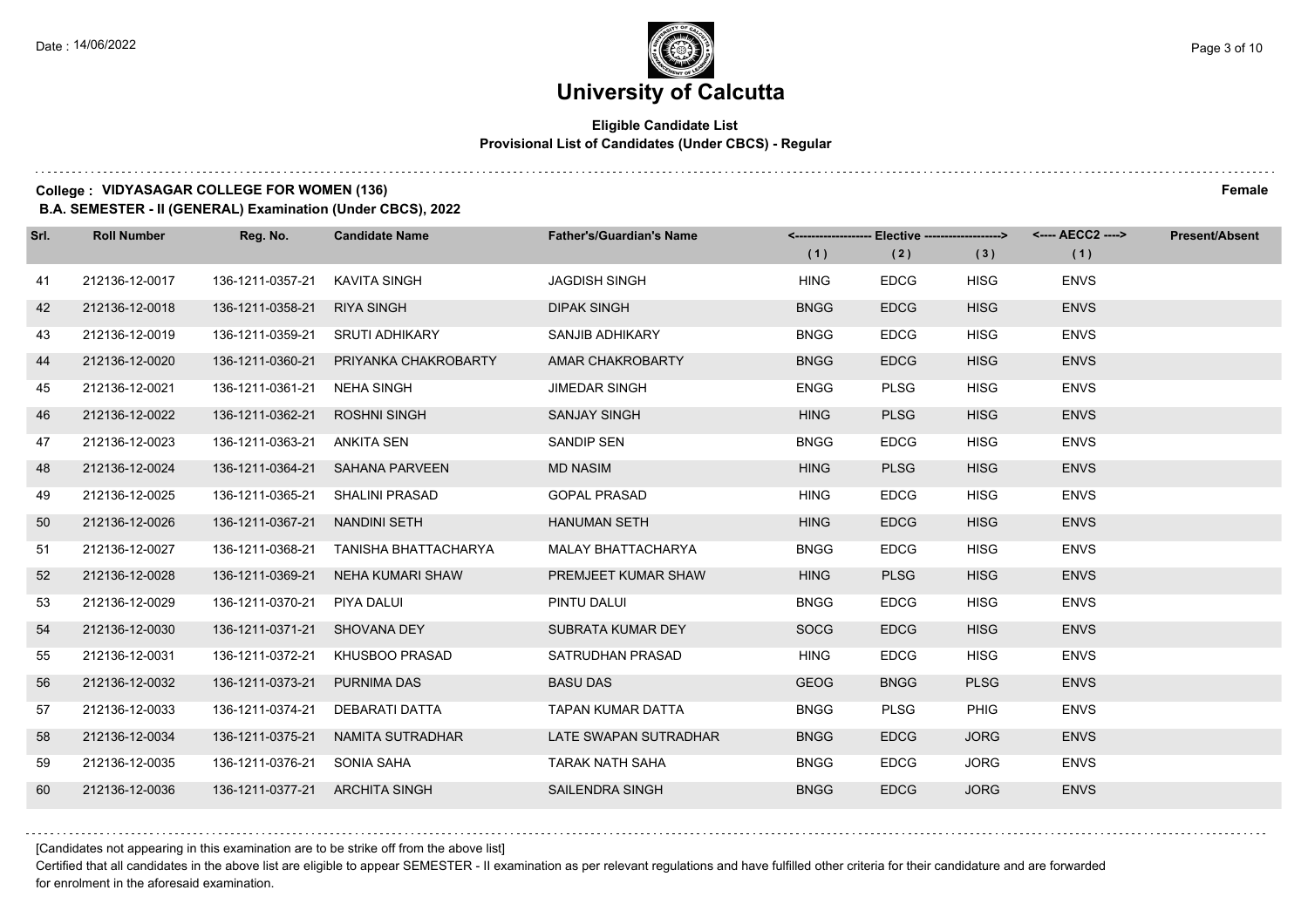# University of Calcutta

**Eligible Candidate List**
**Provisional List of Candidates (Under CBCS) - Regular**

**College : VIDYASAGAR COLLEGE FOR WOMEN (136)** **Female**
**B.A. SEMESTER - II (GENERAL) Examination (Under CBCS), 2022**

| Srl. | Roll Number | Reg. No. | Candidate Name | Father's/Guardian's Name | Elective (1) | Elective (2) | Elective (3) | AECC2 (1) | Present/Absent |
|---|---|---|---|---|---|---|---|---|---|
| 41 | 212136-12-0017 | 136-1211-0357-21 | KAVITA SINGH | JAGDISH SINGH | HING | EDCG | HISG | ENVS | |
| 42 | 212136-12-0018 | 136-1211-0358-21 | RIYA SINGH | DIPAK SINGH | BNGG | EDCG | HISG | ENVS | |
| 43 | 212136-12-0019 | 136-1211-0359-21 | SRUTI ADHIKARY | SANJIB ADHIKARY | BNGG | EDCG | HISG | ENVS | |
| 44 | 212136-12-0020 | 136-1211-0360-21 | PRIYANKA CHAKROBARTY | AMAR CHAKROBARTY | BNGG | EDCG | HISG | ENVS | |
| 45 | 212136-12-0021 | 136-1211-0361-21 | NEHA SINGH | JIMEDAR SINGH | ENGG | PLSG | HISG | ENVS | |
| 46 | 212136-12-0022 | 136-1211-0362-21 | ROSHNI SINGH | SANJAY SINGH | HING | PLSG | HISG | ENVS | |
| 47 | 212136-12-0023 | 136-1211-0363-21 | ANKITA SEN | SANDIP SEN | BNGG | EDCG | HISG | ENVS | |
| 48 | 212136-12-0024 | 136-1211-0364-21 | SAHANA PARVEEN | MD NASIM | HING | PLSG | HISG | ENVS | |
| 49 | 212136-12-0025 | 136-1211-0365-21 | SHALINI PRASAD | GOPAL PRASAD | HING | EDCG | HISG | ENVS | |
| 50 | 212136-12-0026 | 136-1211-0367-21 | NANDINI SETH | HANUMAN SETH | HING | EDCG | HISG | ENVS | |
| 51 | 212136-12-0027 | 136-1211-0368-21 | TANISHA BHATTACHARYA | MALAY BHATTACHARYA | BNGG | EDCG | HISG | ENVS | |
| 52 | 212136-12-0028 | 136-1211-0369-21 | NEHA KUMARI SHAW | PREMJEET KUMAR SHAW | HING | PLSG | HISG | ENVS | |
| 53 | 212136-12-0029 | 136-1211-0370-21 | PIYA DALUI | PINTU DALUI | BNGG | EDCG | HISG | ENVS | |
| 54 | 212136-12-0030 | 136-1211-0371-21 | SHOVANA DEY | SUBRATA KUMAR DEY | SOCG | EDCG | HISG | ENVS | |
| 55 | 212136-12-0031 | 136-1211-0372-21 | KHUSBOO PRASAD | SATRUDHAN PRASAD | HING | EDCG | HISG | ENVS | |
| 56 | 212136-12-0032 | 136-1211-0373-21 | PURNIMA DAS | BASU DAS | GEOG | BNGG | PLSG | ENVS | |
| 57 | 212136-12-0033 | 136-1211-0374-21 | DEBARATI DATTA | TAPAN KUMAR DATTA | BNGG | PLSG | PHIG | ENVS | |
| 58 | 212136-12-0034 | 136-1211-0375-21 | NAMITA SUTRADHAR | LATE SWAPAN SUTRADHAR | BNGG | EDCG | JORG | ENVS | |
| 59 | 212136-12-0035 | 136-1211-0376-21 | SONIA SAHA | TARAK NATH SAHA | BNGG | EDCG | JORG | ENVS | |
| 60 | 212136-12-0036 | 136-1211-0377-21 | ARCHITA SINGH | SAILENDRA SINGH | BNGG | EDCG | JORG | ENVS | |

[Candidates not appearing in this examination are to be strike off from the above list]

Certified that all candidates in the above list are eligible to appear SEMESTER - II examination as per relevant regulations and have fulfilled other criteria for their candidature and are forwarded for enrolment in the aforesaid examination.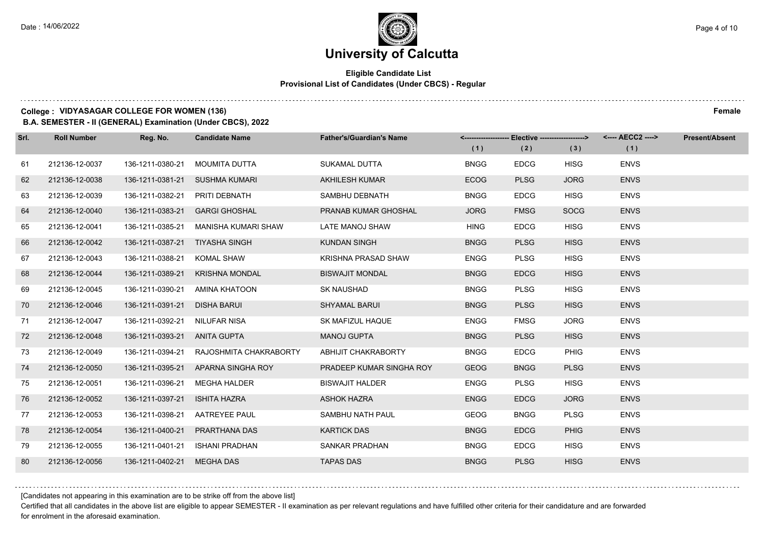# University of Calcutta

**Eligible Candidate List**
**Provisional List of Candidates (Under CBCS) - Regular**

**College : VIDYASAGAR COLLEGE FOR WOMEN (136)** **Female**

**B.A. SEMESTER - II (GENERAL) Examination (Under CBCS), 2022**

| Srl. | Roll Number | Reg. No. | Candidate Name | Father's/Guardian's Name | Elective (1) | Elective (2) | Elective (3) | AECC2 (1) | Present/Absent |
|---|---|---|---|---|---|---|---|---|---|
| 61 | 212136-12-0037 | 136-1211-0380-21 | MOUMITA DUTTA | SUKAMAL DUTTA | BNGG | EDCG | HISG | ENVS | |
| 62 | 212136-12-0038 | 136-1211-0381-21 | SUSHMA KUMARI | AKHILESH KUMAR | ECOG | PLSG | JORG | ENVS | |
| 63 | 212136-12-0039 | 136-1211-0382-21 | PRITI DEBNATH | SAMBHU DEBNATH | BNGG | EDCG | HISG | ENVS | |
| 64 | 212136-12-0040 | 136-1211-0383-21 | GARGI GHOSHAL | PRANAB KUMAR GHOSHAL | JORG | FMSG | SOCG | ENVS | |
| 65 | 212136-12-0041 | 136-1211-0385-21 | MANISHA KUMARI SHAW | LATE MANOJ SHAW | HING | EDCG | HISG | ENVS | |
| 66 | 212136-12-0042 | 136-1211-0387-21 | TIYASHA SINGH | KUNDAN SINGH | BNGG | PLSG | HISG | ENVS | |
| 67 | 212136-12-0043 | 136-1211-0388-21 | KOMAL SHAW | KRISHNA PRASAD SHAW | ENGG | PLSG | HISG | ENVS | |
| 68 | 212136-12-0044 | 136-1211-0389-21 | KRISHNA MONDAL | BISWAJIT MONDAL | BNGG | EDCG | HISG | ENVS | |
| 69 | 212136-12-0045 | 136-1211-0390-21 | AMINA KHATOON | SK NAUSHAD | BNGG | PLSG | HISG | ENVS | |
| 70 | 212136-12-0046 | 136-1211-0391-21 | DISHA BARUI | SHYAMAL BARUI | BNGG | PLSG | HISG | ENVS | |
| 71 | 212136-12-0047 | 136-1211-0392-21 | NILUFAR NISA | SK MAFIZUL HAQUE | ENGG | FMSG | JORG | ENVS | |
| 72 | 212136-12-0048 | 136-1211-0393-21 | ANITA GUPTA | MANOJ GUPTA | BNGG | PLSG | HISG | ENVS | |
| 73 | 212136-12-0049 | 136-1211-0394-21 | RAJOSHMITA CHAKRABORTY | ABHIJIT CHAKRABORTY | BNGG | EDCG | PHIG | ENVS | |
| 74 | 212136-12-0050 | 136-1211-0395-21 | APARNA SINGHA ROY | PRADEEP KUMAR SINGHA ROY | GEOG | BNGG | PLSG | ENVS | |
| 75 | 212136-12-0051 | 136-1211-0396-21 | MEGHA HALDER | BISWAJIT HALDER | ENGG | PLSG | HISG | ENVS | |
| 76 | 212136-12-0052 | 136-1211-0397-21 | ISHITA HAZRA | ASHOK HAZRA | ENGG | EDCG | JORG | ENVS | |
| 77 | 212136-12-0053 | 136-1211-0398-21 | AATREYEE PAUL | SAMBHU NATH PAUL | GEOG | BNGG | PLSG | ENVS | |
| 78 | 212136-12-0054 | 136-1211-0400-21 | PRARTHANA DAS | KARTICK DAS | BNGG | EDCG | PHIG | ENVS | |
| 79 | 212136-12-0055 | 136-1211-0401-21 | ISHANI PRADHAN | SANKAR PRADHAN | BNGG | EDCG | HISG | ENVS | |
| 80 | 212136-12-0056 | 136-1211-0402-21 | MEGHA DAS | TAPAS DAS | BNGG | PLSG | HISG | ENVS | |

[Candidates not appearing in this examination are to be strike off from the above list]

Certified that all candidates in the above list are eligible to appear SEMESTER - II examination as per relevant regulations and have fulfilled other criteria for their candidature and are forwarded for enrolment in the aforesaid examination.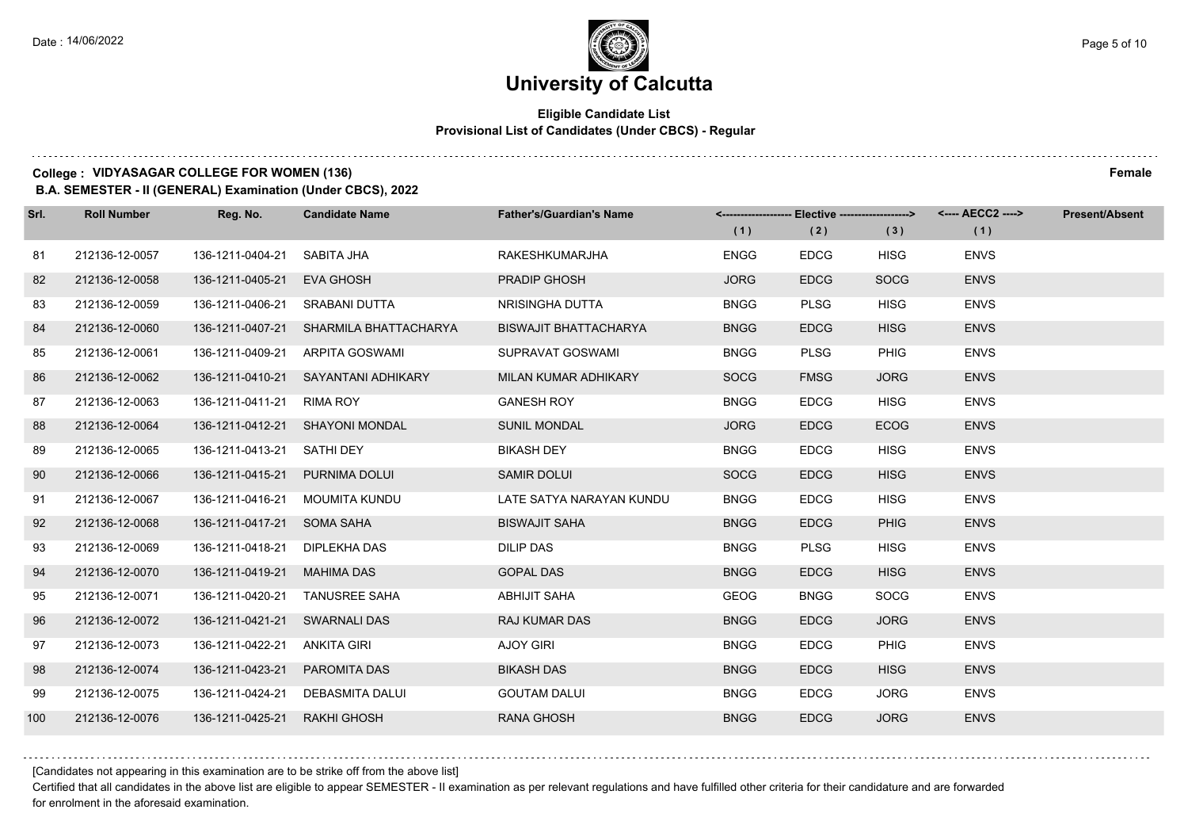# University of Calcutta

**Eligible Candidate List**
**Provisional List of Candidates (Under CBCS) - Regular**

**College : VIDYASAGAR COLLEGE FOR WOMEN (136)** **Female**
**B.A. SEMESTER - II (GENERAL) Examination (Under CBCS), 2022**

| Srl. | Roll Number | Reg. No. | Candidate Name | Father's/Guardian's Name | Elective (1) | Elective (2) | Elective (3) | AECC2 (1) | Present/Absent |
|---|---|---|---|---|---|---|---|---|---|
| 81 | 212136-12-0057 | 136-1211-0404-21 | SABITA JHA | RAKESHKUMARJHA | ENGG | EDCG | HISG | ENVS | |
| 82 | 212136-12-0058 | 136-1211-0405-21 | EVA GHOSH | PRADIP GHOSH | JORG | EDCG | SOCG | ENVS | |
| 83 | 212136-12-0059 | 136-1211-0406-21 | SRABANI DUTTA | NRISINGHA DUTTA | BNGG | PLSG | HISG | ENVS | |
| 84 | 212136-12-0060 | 136-1211-0407-21 | SHARMILA BHATTACHARYA | BISWAJIT BHATTACHARYA | BNGG | EDCG | HISG | ENVS | |
| 85 | 212136-12-0061 | 136-1211-0409-21 | ARPITA GOSWAMI | SUPRAVAT GOSWAMI | BNGG | PLSG | PHIG | ENVS | |
| 86 | 212136-12-0062 | 136-1211-0410-21 | SAYANTANI ADHIKARY | MILAN KUMAR ADHIKARY | SOCG | FMSG | JORG | ENVS | |
| 87 | 212136-12-0063 | 136-1211-0411-21 | RIMA ROY | GANESH ROY | BNGG | EDCG | HISG | ENVS | |
| 88 | 212136-12-0064 | 136-1211-0412-21 | SHAYONI MONDAL | SUNIL MONDAL | JORG | EDCG | ECOG | ENVS | |
| 89 | 212136-12-0065 | 136-1211-0413-21 | SATHI DEY | BIKASH DEY | BNGG | EDCG | HISG | ENVS | |
| 90 | 212136-12-0066 | 136-1211-0415-21 | PURNIMA DOLUI | SAMIR DOLUI | SOCG | EDCG | HISG | ENVS | |
| 91 | 212136-12-0067 | 136-1211-0416-21 | MOUMITA KUNDU | LATE SATYA NARAYAN KUNDU | BNGG | EDCG | HISG | ENVS | |
| 92 | 212136-12-0068 | 136-1211-0417-21 | SOMA SAHA | BISWAJIT SAHA | BNGG | EDCG | PHIG | ENVS | |
| 93 | 212136-12-0069 | 136-1211-0418-21 | DIPLEKHA DAS | DILIP DAS | BNGG | PLSG | HISG | ENVS | |
| 94 | 212136-12-0070 | 136-1211-0419-21 | MAHIMA DAS | GOPAL DAS | BNGG | EDCG | HISG | ENVS | |
| 95 | 212136-12-0071 | 136-1211-0420-21 | TANUSREE SAHA | ABHIJIT SAHA | GEOG | BNGG | SOCG | ENVS | |
| 96 | 212136-12-0072 | 136-1211-0421-21 | SWARNALI DAS | RAJ KUMAR DAS | BNGG | EDCG | JORG | ENVS | |
| 97 | 212136-12-0073 | 136-1211-0422-21 | ANKITA GIRI | AJOY GIRI | BNGG | EDCG | PHIG | ENVS | |
| 98 | 212136-12-0074 | 136-1211-0423-21 | PAROMITA DAS | BIKASH DAS | BNGG | EDCG | HISG | ENVS | |
| 99 | 212136-12-0075 | 136-1211-0424-21 | DEBASMITA DALUI | GOUTAM DALUI | BNGG | EDCG | JORG | ENVS | |
| 100 | 212136-12-0076 | 136-1211-0425-21 | RAKHI GHOSH | RANA GHOSH | BNGG | EDCG | JORG | ENVS | |

[Candidates not appearing in this examination are to be strike off from the above list]

Certified that all candidates in the above list are eligible to appear SEMESTER - II examination as per relevant regulations and have fulfilled other criteria for their candidature and are forwarded for enrolment in the aforesaid examination.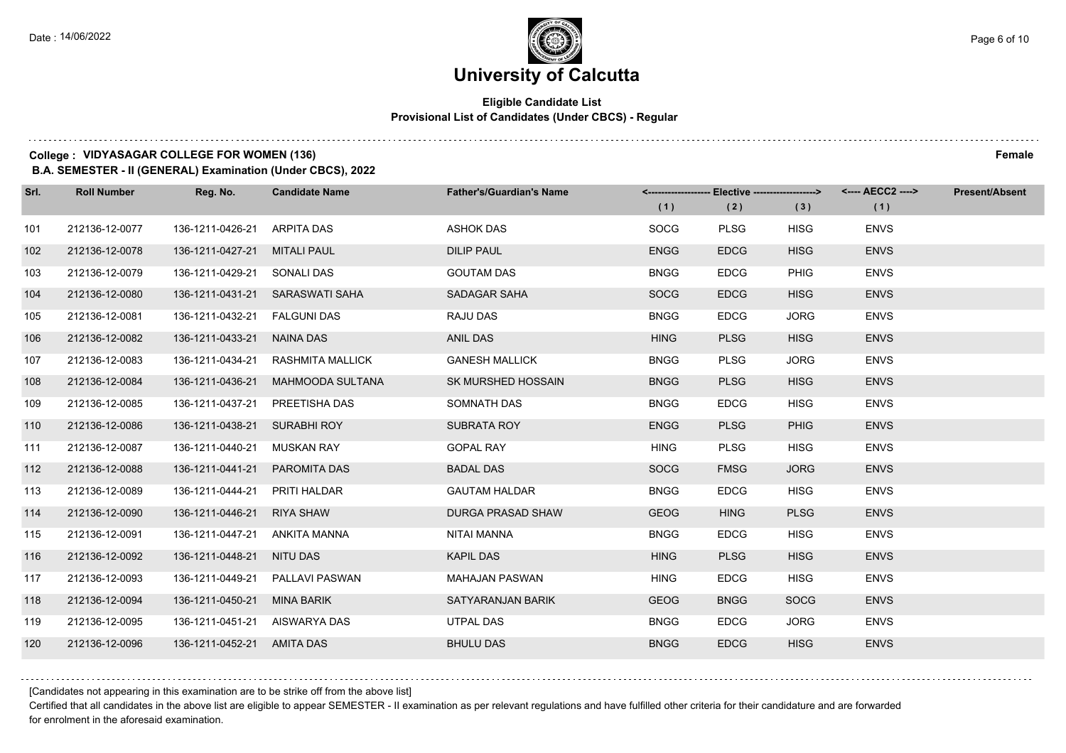# University of Calcutta

**Eligible Candidate List**
**Provisional List of Candidates (Under CBCS) - Regular**

**College : VIDYASAGAR COLLEGE FOR WOMEN (136)** **Female**

**B.A. SEMESTER - II (GENERAL) Examination (Under CBCS), 2022**

| Srl. | Roll Number | Reg. No. | Candidate Name | Father's/Guardian's Name | Elective (1) | Elective (2) | Elective (3) | AECC2 (1) | Present/Absent |
|---|---|---|---|---|---|---|---|---|---|
| 101 | 212136-12-0077 | 136-1211-0426-21 | ARPITA DAS | ASHOK DAS | SOCG | PLSG | HISG | ENVS | |
| 102 | 212136-12-0078 | 136-1211-0427-21 | MITALI PAUL | DILIP PAUL | ENGG | EDCG | HISG | ENVS | |
| 103 | 212136-12-0079 | 136-1211-0429-21 | SONALI DAS | GOUTAM DAS | BNGG | EDCG | PHIG | ENVS | |
| 104 | 212136-12-0080 | 136-1211-0431-21 | SARASWATI SAHA | SADAGAR SAHA | SOCG | EDCG | HISG | ENVS | |
| 105 | 212136-12-0081 | 136-1211-0432-21 | FALGUNI DAS | RAJU DAS | BNGG | EDCG | JORG | ENVS | |
| 106 | 212136-12-0082 | 136-1211-0433-21 | NAINA DAS | ANIL DAS | HING | PLSG | HISG | ENVS | |
| 107 | 212136-12-0083 | 136-1211-0434-21 | RASHMITA MALLICK | GANESH MALLICK | BNGG | PLSG | JORG | ENVS | |
| 108 | 212136-12-0084 | 136-1211-0436-21 | MAHMOODA SULTANA | SK MURSHED HOSSAIN | BNGG | PLSG | HISG | ENVS | |
| 109 | 212136-12-0085 | 136-1211-0437-21 | PREETISHA DAS | SOMNATH DAS | BNGG | EDCG | HISG | ENVS | |
| 110 | 212136-12-0086 | 136-1211-0438-21 | SURABHI ROY | SUBRATA ROY | ENGG | PLSG | PHIG | ENVS | |
| 111 | 212136-12-0087 | 136-1211-0440-21 | MUSKAN RAY | GOPAL RAY | HING | PLSG | HISG | ENVS | |
| 112 | 212136-12-0088 | 136-1211-0441-21 | PAROMITA DAS | BADAL DAS | SOCG | FMSG | JORG | ENVS | |
| 113 | 212136-12-0089 | 136-1211-0444-21 | PRITI HALDAR | GAUTAM HALDAR | BNGG | EDCG | HISG | ENVS | |
| 114 | 212136-12-0090 | 136-1211-0446-21 | RIYA SHAW | DURGA PRASAD SHAW | GEOG | HING | PLSG | ENVS | |
| 115 | 212136-12-0091 | 136-1211-0447-21 | ANKITA MANNA | NITAI MANNA | BNGG | EDCG | HISG | ENVS | |
| 116 | 212136-12-0092 | 136-1211-0448-21 | NITU DAS | KAPIL DAS | HING | PLSG | HISG | ENVS | |
| 117 | 212136-12-0093 | 136-1211-0449-21 | PALLAVI PASWAN | MAHAJAN PASWAN | HING | EDCG | HISG | ENVS | |
| 118 | 212136-12-0094 | 136-1211-0450-21 | MINA BARIK | SATYARANJAN BARIK | GEOG | BNGG | SOCG | ENVS | |
| 119 | 212136-12-0095 | 136-1211-0451-21 | AISWARYA DAS | UTPAL DAS | BNGG | EDCG | JORG | ENVS | |
| 120 | 212136-12-0096 | 136-1211-0452-21 | AMITA DAS | BHULU DAS | BNGG | EDCG | HISG | ENVS | |

[Candidates not appearing in this examination are to be strike off from the above list]

Certified that all candidates in the above list are eligible to appear SEMESTER - II examination as per relevant regulations and have fulfilled other criteria for their candidature and are forwarded for enrolment in the aforesaid examination.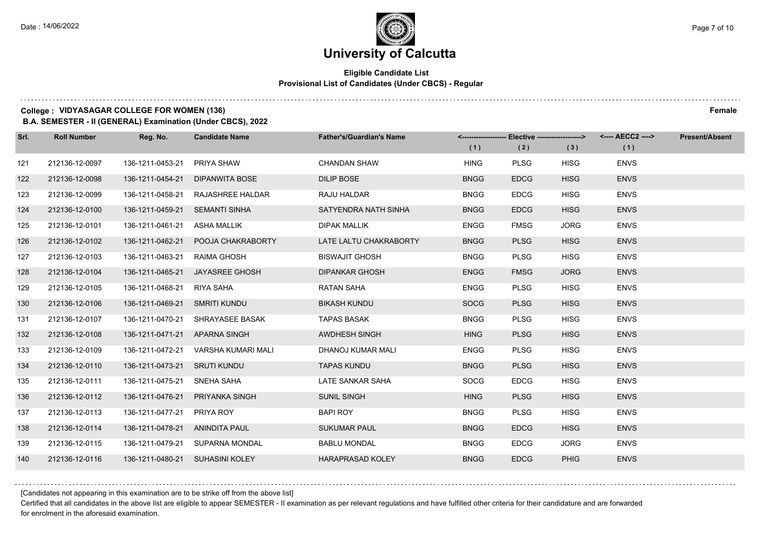# University of Calcutta

**Eligible Candidate List**
**Provisional List of Candidates (Under CBCS) - Regular**

**College : VIDYASAGAR COLLEGE FOR WOMEN (136)** **Female**

**B.A. SEMESTER - II (GENERAL) Examination (Under CBCS), 2022**

| Srl. | Roll Number | Reg. No. | Candidate Name | Father's/Guardian's Name | Elective (1) | Elective (2) | Elective (3) | AECC2 (1) | Present/Absent |
|---|---|---|---|---|---|---|---|---|---|
| 121 | 212136-12-0097 | 136-1211-0453-21 | PRIYA SHAW | CHANDAN SHAW | HING | PLSG | HISG | ENVS | |
| 122 | 212136-12-0098 | 136-1211-0454-21 | DIPANWITA BOSE | DILIP BOSE | BNGG | EDCG | HISG | ENVS | |
| 123 | 212136-12-0099 | 136-1211-0458-21 | RAJASHREE HALDAR | RAJU HALDAR | BNGG | EDCG | HISG | ENVS | |
| 124 | 212136-12-0100 | 136-1211-0459-21 | SEMANTI SINHA | SATYENDRA NATH SINHA | BNGG | EDCG | HISG | ENVS | |
| 125 | 212136-12-0101 | 136-1211-0461-21 | ASHA MALLIK | DIPAK MALLIK | ENGG | FMSG | JORG | ENVS | |
| 126 | 212136-12-0102 | 136-1211-0462-21 | POOJA CHAKRABORTY | LATE LALTU CHAKRABORTY | BNGG | PLSG | HISG | ENVS | |
| 127 | 212136-12-0103 | 136-1211-0463-21 | RAIMA GHOSH | BISWAJIT GHOSH | BNGG | PLSG | HISG | ENVS | |
| 128 | 212136-12-0104 | 136-1211-0465-21 | JAYASREE GHOSH | DIPANKAR GHOSH | ENGG | FMSG | JORG | ENVS | |
| 129 | 212136-12-0105 | 136-1211-0468-21 | RIYA SAHA | RATAN SAHA | ENGG | PLSG | HISG | ENVS | |
| 130 | 212136-12-0106 | 136-1211-0469-21 | SMRITI KUNDU | BIKASH KUNDU | SOCG | PLSG | HISG | ENVS | |
| 131 | 212136-12-0107 | 136-1211-0470-21 | SHRAYASEE BASAK | TAPAS BASAK | BNGG | PLSG | HISG | ENVS | |
| 132 | 212136-12-0108 | 136-1211-0471-21 | APARNA SINGH | AWDHESH SINGH | HING | PLSG | HISG | ENVS | |
| 133 | 212136-12-0109 | 136-1211-0472-21 | VARSHA KUMARI MALI | DHANOJ KUMAR MALI | ENGG | PLSG | HISG | ENVS | |
| 134 | 212136-12-0110 | 136-1211-0473-21 | SRUTI KUNDU | TAPAS KUNDU | BNGG | PLSG | HISG | ENVS | |
| 135 | 212136-12-0111 | 136-1211-0475-21 | SNEHA SAHA | LATE SANKAR SAHA | SOCG | EDCG | HISG | ENVS | |
| 136 | 212136-12-0112 | 136-1211-0476-21 | PRIYANKA SINGH | SUNIL SINGH | HING | PLSG | HISG | ENVS | |
| 137 | 212136-12-0113 | 136-1211-0477-21 | PRIYA ROY | BAPI ROY | BNGG | PLSG | HISG | ENVS | |
| 138 | 212136-12-0114 | 136-1211-0478-21 | ANINDITA PAUL | SUKUMAR PAUL | BNGG | EDCG | HISG | ENVS | |
| 139 | 212136-12-0115 | 136-1211-0479-21 | SUPARNA MONDAL | BABLU MONDAL | BNGG | EDCG | JORG | ENVS | |
| 140 | 212136-12-0116 | 136-1211-0480-21 | SUHASINI KOLEY | HARAPRASAD KOLEY | BNGG | EDCG | PHIG | ENVS | |

[Candidates not appearing in this examination are to be strike off from the above list]

Certified that all candidates in the above list are eligible to appear SEMESTER - II examination as per relevant regulations and have fulfilled other criteria for their candidature and are forwarded for enrolment in the aforesaid examination.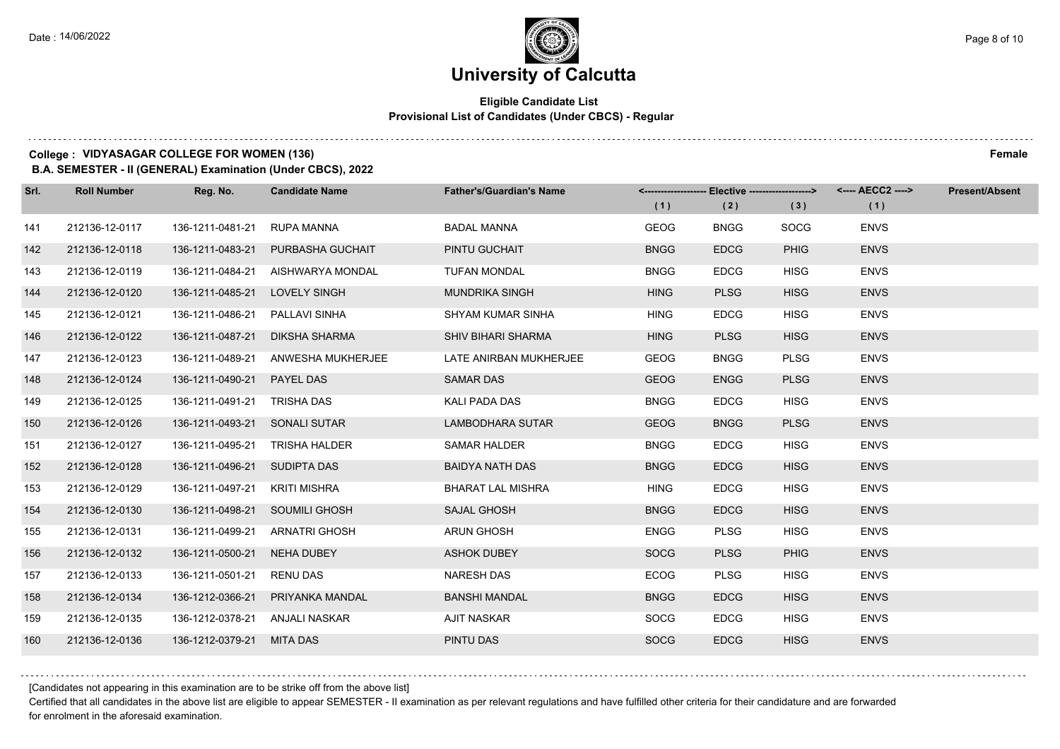# University of Calcutta

**Eligible Candidate List**
**Provisional List of Candidates (Under CBCS) - Regular**

**College : VIDYASAGAR COLLEGE FOR WOMEN (136)** **Female**

**B.A. SEMESTER - II (GENERAL) Examination (Under CBCS), 2022**

| Srl. | Roll Number | Reg. No. | Candidate Name | Father's/Guardian's Name | Elective (1) | Elective (2) | Elective (3) | AECC2 (1) | Present/Absent |
|---|---|---|---|---|---|---|---|---|---|
| 141 | 212136-12-0117 | 136-1211-0481-21 | RUPA MANNA | BADAL MANNA | GEOG | BNGG | SOCG | ENVS | |
| 142 | 212136-12-0118 | 136-1211-0483-21 | PURBASHA GUCHAIT | PINTU GUCHAIT | BNGG | EDCG | PHIG | ENVS | |
| 143 | 212136-12-0119 | 136-1211-0484-21 | AISHWARYA MONDAL | TUFAN MONDAL | BNGG | EDCG | HISG | ENVS | |
| 144 | 212136-12-0120 | 136-1211-0485-21 | LOVELY SINGH | MUNDRIKA SINGH | HING | PLSG | HISG | ENVS | |
| 145 | 212136-12-0121 | 136-1211-0486-21 | PALLAVI SINHA | SHYAM KUMAR SINHA | HING | EDCG | HISG | ENVS | |
| 146 | 212136-12-0122 | 136-1211-0487-21 | DIKSHA SHARMA | SHIV BIHARI SHARMA | HING | PLSG | HISG | ENVS | |
| 147 | 212136-12-0123 | 136-1211-0489-21 | ANWESHA MUKHERJEE | LATE ANIRBAN MUKHERJEE | GEOG | BNGG | PLSG | ENVS | |
| 148 | 212136-12-0124 | 136-1211-0490-21 | PAYEL DAS | SAMAR DAS | GEOG | ENGG | PLSG | ENVS | |
| 149 | 212136-12-0125 | 136-1211-0491-21 | TRISHA DAS | KALI PADA DAS | BNGG | EDCG | HISG | ENVS | |
| 150 | 212136-12-0126 | 136-1211-0493-21 | SONALI SUTAR | LAMBODHARA SUTAR | GEOG | BNGG | PLSG | ENVS | |
| 151 | 212136-12-0127 | 136-1211-0495-21 | TRISHA HALDER | SAMAR HALDER | BNGG | EDCG | HISG | ENVS | |
| 152 | 212136-12-0128 | 136-1211-0496-21 | SUDIPTA DAS | BAIDYA NATH DAS | BNGG | EDCG | HISG | ENVS | |
| 153 | 212136-12-0129 | 136-1211-0497-21 | KRITI MISHRA | BHARAT LAL MISHRA | HING | EDCG | HISG | ENVS | |
| 154 | 212136-12-0130 | 136-1211-0498-21 | SOUMILI GHOSH | SAJAL GHOSH | BNGG | EDCG | HISG | ENVS | |
| 155 | 212136-12-0131 | 136-1211-0499-21 | ARNATRI GHOSH | ARUN GHOSH | ENGG | PLSG | HISG | ENVS | |
| 156 | 212136-12-0132 | 136-1211-0500-21 | NEHA DUBEY | ASHOK DUBEY | SOCG | PLSG | PHIG | ENVS | |
| 157 | 212136-12-0133 | 136-1211-0501-21 | RENU DAS | NARESH DAS | ECOG | PLSG | HISG | ENVS | |
| 158 | 212136-12-0134 | 136-1212-0366-21 | PRIYANKA MANDAL | BANSHI MANDAL | BNGG | EDCG | HISG | ENVS | |
| 159 | 212136-12-0135 | 136-1212-0378-21 | ANJALI NASKAR | AJIT NASKAR | SOCG | EDCG | HISG | ENVS | |
| 160 | 212136-12-0136 | 136-1212-0379-21 | MITA DAS | PINTU DAS | SOCG | EDCG | HISG | ENVS | |

[Candidates not appearing in this examination are to be strike off from the above list]

Certified that all candidates in the above list are eligible to appear SEMESTER - II examination as per relevant regulations and have fulfilled other criteria for their candidature and are forwarded for enrolment in the aforesaid examination.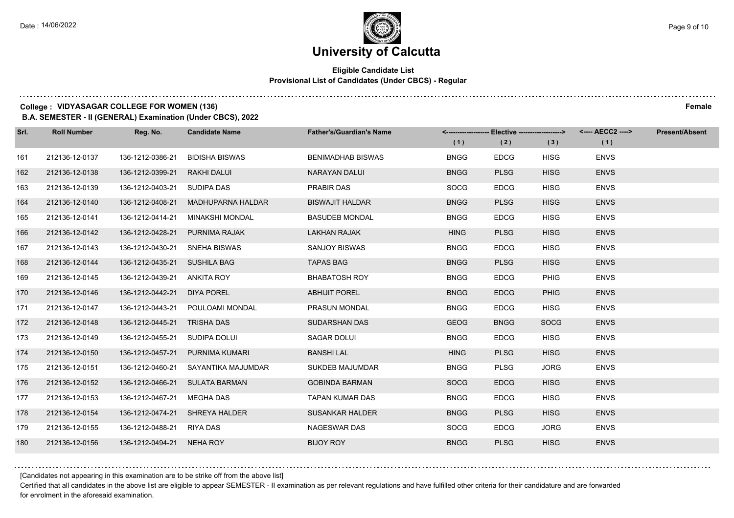# University of Calcutta

**Eligible Candidate List**
**Provisional List of Candidates (Under CBCS) - Regular**

**College : VIDYASAGAR COLLEGE FOR WOMEN (136)** **Female**

**B.A. SEMESTER - II (GENERAL) Examination (Under CBCS), 2022**

| Srl. | Roll Number | Reg. No. | Candidate Name | Father's/Guardian's Name | Elective (1) | Elective (2) | Elective (3) | AECC2 (1) | Present/Absent |
|---|---|---|---|---|---|---|---|---|---|
| 161 | 212136-12-0137 | 136-1212-0386-21 | BIDISHA BISWAS | BENIMADHAB BISWAS | BNGG | EDCG | HISG | ENVS | |
| 162 | 212136-12-0138 | 136-1212-0399-21 | RAKHI DALUI | NARAYAN DALUI | BNGG | PLSG | HISG | ENVS | |
| 163 | 212136-12-0139 | 136-1212-0403-21 | SUDIPA DAS | PRABIR DAS | SOCG | EDCG | HISG | ENVS | |
| 164 | 212136-12-0140 | 136-1212-0408-21 | MADHUPARNA HALDAR | BISWAJIT HALDAR | BNGG | PLSG | HISG | ENVS | |
| 165 | 212136-12-0141 | 136-1212-0414-21 | MINAKSHI MONDAL | BASUDEB MONDAL | BNGG | EDCG | HISG | ENVS | |
| 166 | 212136-12-0142 | 136-1212-0428-21 | PURNIMA RAJAK | LAKHAN RAJAK | HING | PLSG | HISG | ENVS | |
| 167 | 212136-12-0143 | 136-1212-0430-21 | SNEHA BISWAS | SANJOY BISWAS | BNGG | EDCG | HISG | ENVS | |
| 168 | 212136-12-0144 | 136-1212-0435-21 | SUSHILA BAG | TAPAS BAG | BNGG | PLSG | HISG | ENVS | |
| 169 | 212136-12-0145 | 136-1212-0439-21 | ANKITA ROY | BHABATOSH ROY | BNGG | EDCG | PHIG | ENVS | |
| 170 | 212136-12-0146 | 136-1212-0442-21 | DIYA POREL | ABHIJIT POREL | BNGG | EDCG | PHIG | ENVS | |
| 171 | 212136-12-0147 | 136-1212-0443-21 | POULOAMI MONDAL | PRASUN MONDAL | BNGG | EDCG | HISG | ENVS | |
| 172 | 212136-12-0148 | 136-1212-0445-21 | TRISHA DAS | SUDARSHAN DAS | GEOG | BNGG | SOCG | ENVS | |
| 173 | 212136-12-0149 | 136-1212-0455-21 | SUDIPA DOLUI | SAGAR DOLUI | BNGG | EDCG | HISG | ENVS | |
| 174 | 212136-12-0150 | 136-1212-0457-21 | PURNIMA KUMARI | BANSHI LAL | HING | PLSG | HISG | ENVS | |
| 175 | 212136-12-0151 | 136-1212-0460-21 | SAYANTIKA MAJUMDAR | SUKDEB MAJUMDAR | BNGG | PLSG | JORG | ENVS | |
| 176 | 212136-12-0152 | 136-1212-0466-21 | SULATA BARMAN | GOBINDA BARMAN | SOCG | EDCG | HISG | ENVS | |
| 177 | 212136-12-0153 | 136-1212-0467-21 | MEGHA DAS | TAPAN KUMAR DAS | BNGG | EDCG | HISG | ENVS | |
| 178 | 212136-12-0154 | 136-1212-0474-21 | SHREYA HALDER | SUSANKAR HALDER | BNGG | PLSG | HISG | ENVS | |
| 179 | 212136-12-0155 | 136-1212-0488-21 | RIYA DAS | NAGESWAR DAS | SOCG | EDCG | JORG | ENVS | |
| 180 | 212136-12-0156 | 136-1212-0494-21 | NEHA ROY | BIJOY ROY | BNGG | PLSG | HISG | ENVS | |

[Candidates not appearing in this examination are to be strike off from the above list]

Certified that all candidates in the above list are eligible to appear SEMESTER - II examination as per relevant regulations and have fulfilled other criteria for their candidature and are forwarded for enrolment in the aforesaid examination.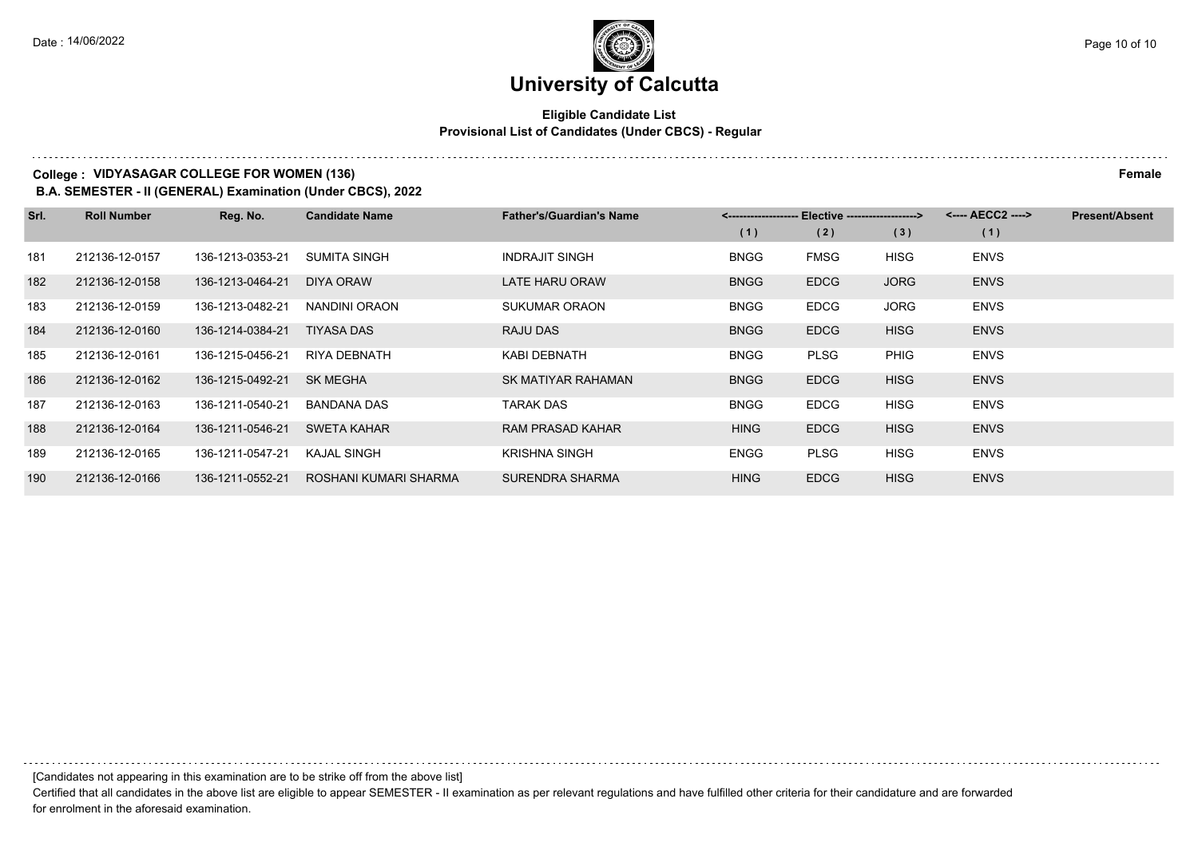# University of Calcutta

**Eligible Candidate List**
**Provisional List of Candidates (Under CBCS) - Regular**

**College : VIDYASAGAR COLLEGE FOR WOMEN (136)** **Female**

**B.A. SEMESTER - II (GENERAL) Examination (Under CBCS), 2022**

| Srl. | Roll Number | Reg. No. | Candidate Name | Father's/Guardian's Name | Elective (1) | Elective (2) | Elective (3) | AECC2 (1) | Present/Absent |
|---|---|---|---|---|---|---|---|---|---|
| 181 | 212136-12-0157 | 136-1213-0353-21 | SUMITA SINGH | INDRAJIT SINGH | BNGG | FMSG | HISG | ENVS | |
| 182 | 212136-12-0158 | 136-1213-0464-21 | DIYA ORAW | LATE HARU ORAW | BNGG | EDCG | JORG | ENVS | |
| 183 | 212136-12-0159 | 136-1213-0482-21 | NANDINI ORAON | SUKUMAR ORAON | BNGG | EDCG | JORG | ENVS | |
| 184 | 212136-12-0160 | 136-1214-0384-21 | TIYASA DAS | RAJU DAS | BNGG | EDCG | HISG | ENVS | |
| 185 | 212136-12-0161 | 136-1215-0456-21 | RIYA DEBNATH | KABI DEBNATH | BNGG | PLSG | PHIG | ENVS | |
| 186 | 212136-12-0162 | 136-1215-0492-21 | SK MEGHA | SK MATIYAR RAHAMAN | BNGG | EDCG | HISG | ENVS | |
| 187 | 212136-12-0163 | 136-1211-0540-21 | BANDANA DAS | TARAK DAS | BNGG | EDCG | HISG | ENVS | |
| 188 | 212136-12-0164 | 136-1211-0546-21 | SWETA KAHAR | RAM PRASAD KAHAR | HING | EDCG | HISG | ENVS | |
| 189 | 212136-12-0165 | 136-1211-0547-21 | KAJAL SINGH | KRISHNA SINGH | ENGG | PLSG | HISG | ENVS | |
| 190 | 212136-12-0166 | 136-1211-0552-21 | ROSHANI KUMARI SHARMA | SURENDRA SHARMA | HING | EDCG | HISG | ENVS | |

[Candidates not appearing in this examination are to be strike off from the above list]

Certified that all candidates in the above list are eligible to appear SEMESTER - II examination as per relevant regulations and have fulfilled other criteria for their candidature and are forwarded for enrolment in the aforesaid examination.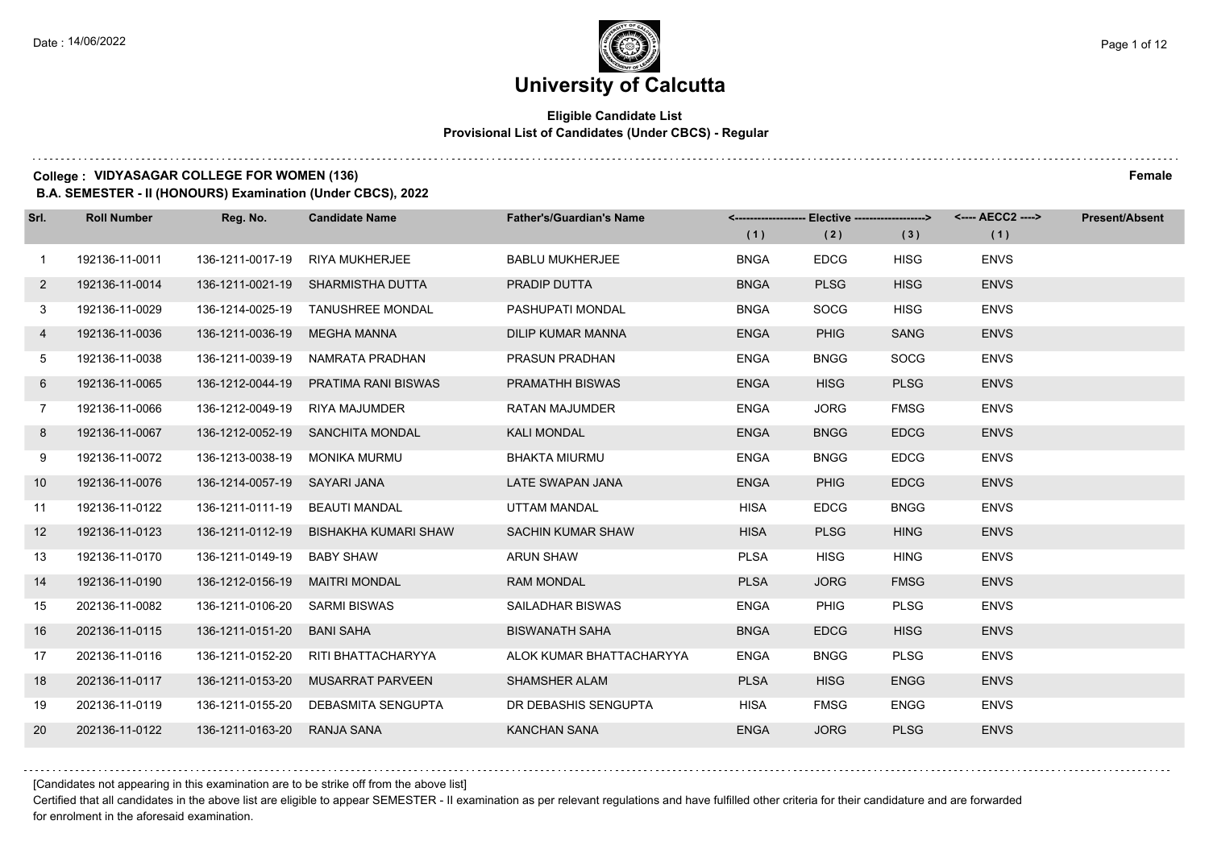# University of Calcutta

**Eligible Candidate List**
**Provisional List of Candidates (Under CBCS) - Regular**

**College : VIDYASAGAR COLLEGE FOR WOMEN (136)** **Female**
**B.A. SEMESTER - II (HONOURS) Examination (Under CBCS), 2022**

| Srl. | Roll Number | Reg. No. | Candidate Name | Father's/Guardian's Name | Elective (1) | Elective (2) | Elective (3) | AECC2 (1) | Present/Absent |
|---|---|---|---|---|---|---|---|---|---|
| 1 | 192136-11-0011 | 136-1211-0017-19 | RIYA MUKHERJEE | BABLU MUKHERJEE | BNGA | EDCG | HISG | ENVS | |
| 2 | 192136-11-0014 | 136-1211-0021-19 | SHARMISTHA DUTTA | PRADIP DUTTA | BNGA | PLSG | HISG | ENVS | |
| 3 | 192136-11-0029 | 136-1214-0025-19 | TANUSHREE MONDAL | PASHUPATI MONDAL | BNGA | SOCG | HISG | ENVS | |
| 4 | 192136-11-0036 | 136-1211-0036-19 | MEGHA MANNA | DILIP KUMAR MANNA | ENGA | PHIG | SANG | ENVS | |
| 5 | 192136-11-0038 | 136-1211-0039-19 | NAMRATA PRADHAN | PRASUN PRADHAN | ENGA | BNGG | SOCG | ENVS | |
| 6 | 192136-11-0065 | 136-1212-0044-19 | PRATIMA RANI BISWAS | PRAMATHH BISWAS | ENGA | HISG | PLSG | ENVS | |
| 7 | 192136-11-0066 | 136-1212-0049-19 | RIYA MAJUMDER | RATAN MAJUMDER | ENGA | JORG | FMSG | ENVS | |
| 8 | 192136-11-0067 | 136-1212-0052-19 | SANCHITA MONDAL | KALI MONDAL | ENGA | BNGG | EDCG | ENVS | |
| 9 | 192136-11-0072 | 136-1213-0038-19 | MONIKA MURMU | BHAKTA MIURMU | ENGA | BNGG | EDCG | ENVS | |
| 10 | 192136-11-0076 | 136-1214-0057-19 | SAYARI JANA | LATE SWAPAN JANA | ENGA | PHIG | EDCG | ENVS | |
| 11 | 192136-11-0122 | 136-1211-0111-19 | BEAUTI MANDAL | UTTAM MANDAL | HISA | EDCG | BNGG | ENVS | |
| 12 | 192136-11-0123 | 136-1211-0112-19 | BISHAKHA KUMARI SHAW | SACHIN KUMAR SHAW | HISA | PLSG | HING | ENVS | |
| 13 | 192136-11-0170 | 136-1211-0149-19 | BABY SHAW | ARUN SHAW | PLSA | HISG | HING | ENVS | |
| 14 | 192136-11-0190 | 136-1212-0156-19 | MAITRI MONDAL | RAM MONDAL | PLSA | JORG | FMSG | ENVS | |
| 15 | 202136-11-0082 | 136-1211-0106-20 | SARMI BISWAS | SAILADHAR BISWAS | ENGA | PHIG | PLSG | ENVS | |
| 16 | 202136-11-0115 | 136-1211-0151-20 | BANI SAHA | BISWANATH SAHA | BNGA | EDCG | HISG | ENVS | |
| 17 | 202136-11-0116 | 136-1211-0152-20 | RITI BHATTACHARYYA | ALOK KUMAR BHATTACHARYYA | ENGA | BNGG | PLSG | ENVS | |
| 18 | 202136-11-0117 | 136-1211-0153-20 | MUSARRAT PARVEEN | SHAMSHER ALAM | PLSA | HISG | ENGG | ENVS | |
| 19 | 202136-11-0119 | 136-1211-0155-20 | DEBASMITA SENGUPTA | DR DEBASHIS SENGUPTA | HISA | FMSG | ENGG | ENVS | |
| 20 | 202136-11-0122 | 136-1211-0163-20 | RANJA SANA | KANCHAN SANA | ENGA | JORG | PLSG | ENVS | |

[Candidates not appearing in this examination are to be strike off from the above list]

Certified that all candidates in the above list are eligible to appear SEMESTER - II examination as per relevant regulations and have fulfilled other criteria for their candidature and are forwarded for enrolment in the aforesaid examination.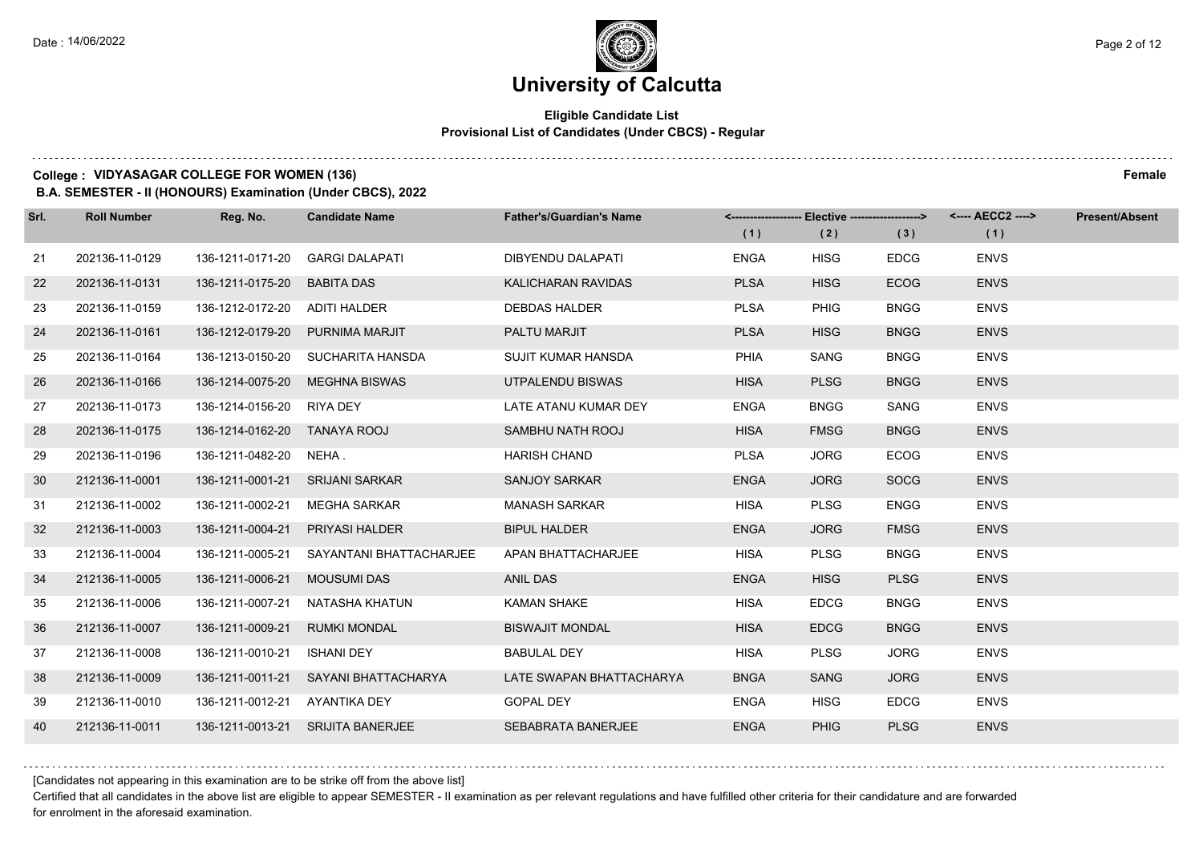# University of Calcutta

**Eligible Candidate List**
**Provisional List of Candidates (Under CBCS) - Regular**

**College : VIDYASAGAR COLLEGE FOR WOMEN (136)** **Female**

**B.A. SEMESTER - II (HONOURS) Examination (Under CBCS), 2022**

| Srl. | Roll Number | Reg. No. | Candidate Name | Father's/Guardian's Name | Elective (1) | Elective (2) | Elective (3) | AECC2 (1) | Present/Absent |
|---|---|---|---|---|---|---|---|---|---|
| 21 | 202136-11-0129 | 136-1211-0171-20 | GARGI DALAPATI | DIBYENDU DALAPATI | ENGA | HISG | EDCG | ENVS | |
| 22 | 202136-11-0131 | 136-1211-0175-20 | BABITA DAS | KALICHARAN RAVIDAS | PLSA | HISG | ECOG | ENVS | |
| 23 | 202136-11-0159 | 136-1212-0172-20 | ADITI HALDER | DEBDAS HALDER | PLSA | PHIG | BNGG | ENVS | |
| 24 | 202136-11-0161 | 136-1212-0179-20 | PURNIMA MARJIT | PALTU MARJIT | PLSA | HISG | BNGG | ENVS | |
| 25 | 202136-11-0164 | 136-1213-0150-20 | SUCHARITA HANSDA | SUJIT KUMAR HANSDA | PHIA | SANG | BNGG | ENVS | |
| 26 | 202136-11-0166 | 136-1214-0075-20 | MEGHNA BISWAS | UTPALENDU BISWAS | HISA | PLSG | BNGG | ENVS | |
| 27 | 202136-11-0173 | 136-1214-0156-20 | RIYA DEY | LATE ATANU KUMAR DEY | ENGA | BNGG | SANG | ENVS | |
| 28 | 202136-11-0175 | 136-1214-0162-20 | TANAYA ROOJ | SAMBHU NATH ROOJ | HISA | FMSG | BNGG | ENVS | |
| 29 | 202136-11-0196 | 136-1211-0482-20 | NEHA . | HARISH CHAND | PLSA | JORG | ECOG | ENVS | |
| 30 | 212136-11-0001 | 136-1211-0001-21 | SRIJANI SARKAR | SANJOY SARKAR | ENGA | JORG | SOCG | ENVS | |
| 31 | 212136-11-0002 | 136-1211-0002-21 | MEGHA SARKAR | MANASH SARKAR | HISA | PLSG | ENGG | ENVS | |
| 32 | 212136-11-0003 | 136-1211-0004-21 | PRIYASI HALDER | BIPUL HALDER | ENGA | JORG | FMSG | ENVS | |
| 33 | 212136-11-0004 | 136-1211-0005-21 | SAYANTANI BHATTACHARJEE | APAN BHATTACHARJEE | HISA | PLSG | BNGG | ENVS | |
| 34 | 212136-11-0005 | 136-1211-0006-21 | MOUSUMI DAS | ANIL DAS | ENGA | HISG | PLSG | ENVS | |
| 35 | 212136-11-0006 | 136-1211-0007-21 | NATASHA KHATUN | KAMAN SHAKE | HISA | EDCG | BNGG | ENVS | |
| 36 | 212136-11-0007 | 136-1211-0009-21 | RUMKI MONDAL | BISWAJIT MONDAL | HISA | EDCG | BNGG | ENVS | |
| 37 | 212136-11-0008 | 136-1211-0010-21 | ISHANI DEY | BABULAL DEY | HISA | PLSG | JORG | ENVS | |
| 38 | 212136-11-0009 | 136-1211-0011-21 | SAYANI BHATTACHARYA | LATE SWAPAN BHATTACHARYA | BNGA | SANG | JORG | ENVS | |
| 39 | 212136-11-0010 | 136-1211-0012-21 | AYANTIKA DEY | GOPAL DEY | ENGA | HISG | EDCG | ENVS | |
| 40 | 212136-11-0011 | 136-1211-0013-21 | SRIJITA BANERJEE | SEBABRATA BANERJEE | ENGA | PHIG | PLSG | ENVS | |

[Candidates not appearing in this examination are to be strike off from the above list]

Certified that all candidates in the above list are eligible to appear SEMESTER - II examination as per relevant regulations and have fulfilled other criteria for their candidature and are forwarded for enrolment in the aforesaid examination.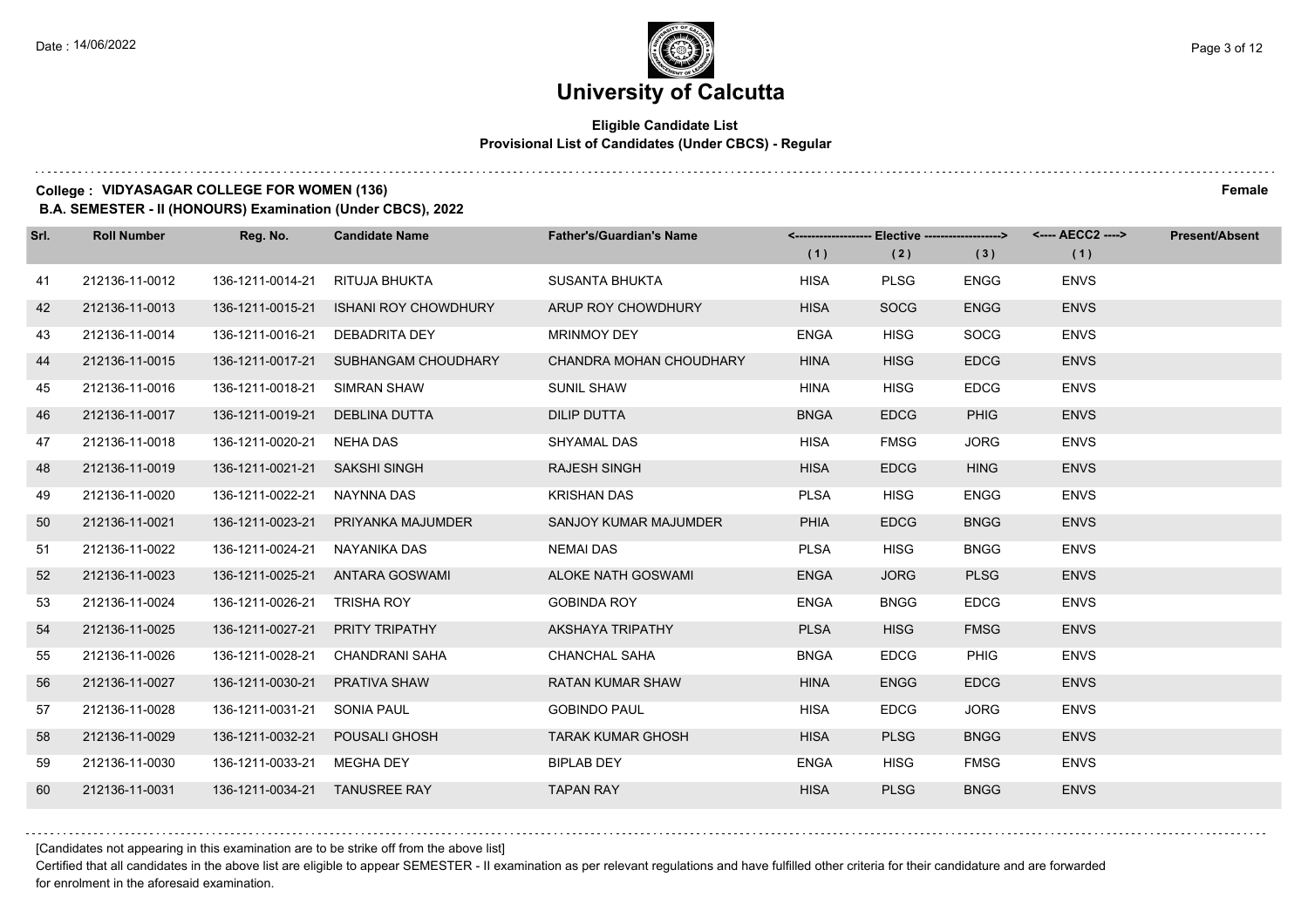# University of Calcutta

**Eligible Candidate List**
**Provisional List of Candidates (Under CBCS) - Regular**

**College : VIDYASAGAR COLLEGE FOR WOMEN (136)** **Female**
**B.A. SEMESTER - II (HONOURS) Examination (Under CBCS), 2022**

| Srl. | Roll Number | Reg. No. | Candidate Name | Father's/Guardian's Name | Elective (1) | Elective (2) | Elective (3) | AECC2 (1) | Present/Absent |
|---|---|---|---|---|---|---|---|---|---|
| 41 | 212136-11-0012 | 136-1211-0014-21 | RITUJA BHUKTA | SUSANTA BHUKTA | HISA | PLSG | ENGG | ENVS | |
| 42 | 212136-11-0013 | 136-1211-0015-21 | ISHANI ROY CHOWDHURY | ARUP ROY CHOWDHURY | HISA | SOCG | ENGG | ENVS | |
| 43 | 212136-11-0014 | 136-1211-0016-21 | DEBADRITA DEY | MRINMOY DEY | ENGA | HISG | SOCG | ENVS | |
| 44 | 212136-11-0015 | 136-1211-0017-21 | SUBHANGAM CHOUDHARY | CHANDRA MOHAN CHOUDHARY | HINA | HISG | EDCG | ENVS | |
| 45 | 212136-11-0016 | 136-1211-0018-21 | SIMRAN SHAW | SUNIL SHAW | HINA | HISG | EDCG | ENVS | |
| 46 | 212136-11-0017 | 136-1211-0019-21 | DEBLINA DUTTA | DILIP DUTTA | BNGA | EDCG | PHIG | ENVS | |
| 47 | 212136-11-0018 | 136-1211-0020-21 | NEHA DAS | SHYAMAL DAS | HISA | FMSG | JORG | ENVS | |
| 48 | 212136-11-0019 | 136-1211-0021-21 | SAKSHI SINGH | RAJESH SINGH | HISA | EDCG | HING | ENVS | |
| 49 | 212136-11-0020 | 136-1211-0022-21 | NAYNNA DAS | KRISHAN DAS | PLSA | HISG | ENGG | ENVS | |
| 50 | 212136-11-0021 | 136-1211-0023-21 | PRIYANKA MAJUMDER | SANJOY KUMAR MAJUMDER | PHIA | EDCG | BNGG | ENVS | |
| 51 | 212136-11-0022 | 136-1211-0024-21 | NAYANIKA DAS | NEMAI DAS | PLSA | HISG | BNGG | ENVS | |
| 52 | 212136-11-0023 | 136-1211-0025-21 | ANTARA GOSWAMI | ALOKE NATH GOSWAMI | ENGA | JORG | PLSG | ENVS | |
| 53 | 212136-11-0024 | 136-1211-0026-21 | TRISHA ROY | GOBINDA ROY | ENGA | BNGG | EDCG | ENVS | |
| 54 | 212136-11-0025 | 136-1211-0027-21 | PRITY TRIPATHY | AKSHAYA TRIPATHY | PLSA | HISG | FMSG | ENVS | |
| 55 | 212136-11-0026 | 136-1211-0028-21 | CHANDRANI SAHA | CHANCHAL SAHA | BNGA | EDCG | PHIG | ENVS | |
| 56 | 212136-11-0027 | 136-1211-0030-21 | PRATIVA SHAW | RATAN KUMAR SHAW | HINA | ENGG | EDCG | ENVS | |
| 57 | 212136-11-0028 | 136-1211-0031-21 | SONIA PAUL | GOBINDO PAUL | HISA | EDCG | JORG | ENVS | |
| 58 | 212136-11-0029 | 136-1211-0032-21 | POUSALI GHOSH | TARAK KUMAR GHOSH | HISA | PLSG | BNGG | ENVS | |
| 59 | 212136-11-0030 | 136-1211-0033-21 | MEGHA DEY | BIPLAB DEY | ENGA | HISG | FMSG | ENVS | |
| 60 | 212136-11-0031 | 136-1211-0034-21 | TANUSREE RAY | TAPAN RAY | HISA | PLSG | BNGG | ENVS | |

[Candidates not appearing in this examination are to be strike off from the above list]

Certified that all candidates in the above list are eligible to appear SEMESTER - II examination as per relevant regulations and have fulfilled other criteria for their candidature and are forwarded for enrolment in the aforesaid examination.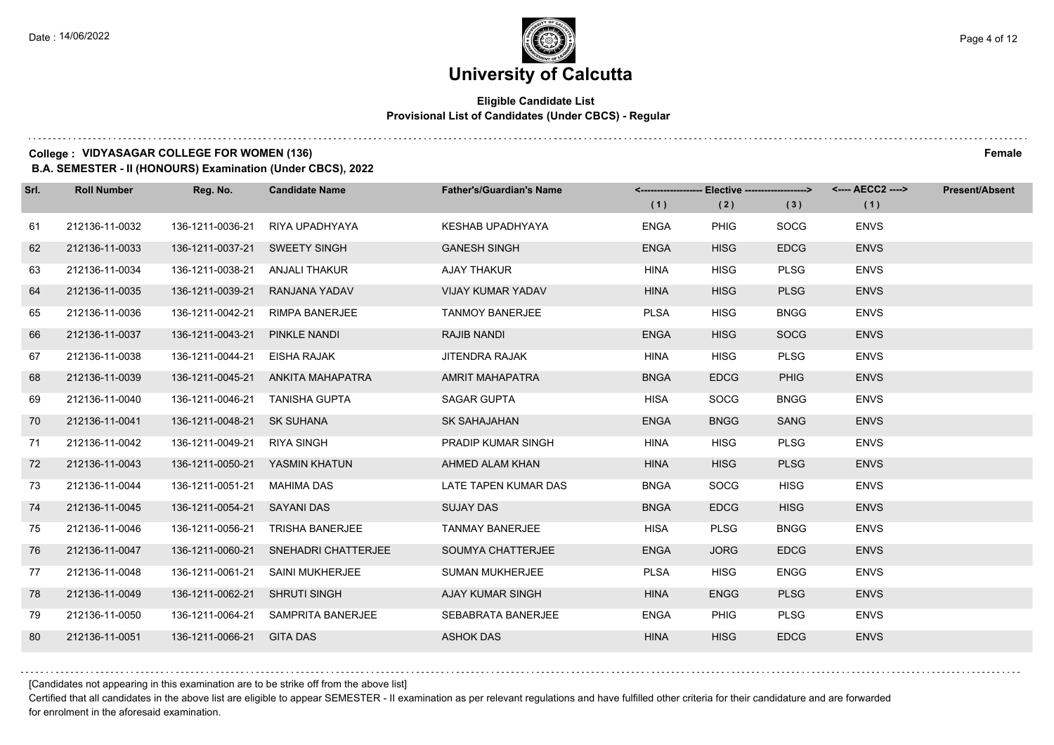# University of Calcutta

**Eligible Candidate List**
**Provisional List of Candidates (Under CBCS) - Regular**

**College : VIDYASAGAR COLLEGE FOR WOMEN (136)** **Female**

**B.A. SEMESTER - II (HONOURS) Examination (Under CBCS), 2022**

| Srl. | Roll Number | Reg. No. | Candidate Name | Father's/Guardian's Name | Elective (1) | Elective (2) | Elective (3) | AECC2 (1) | Present/Absent |
|---|---|---|---|---|---|---|---|---|---|
| 61 | 212136-11-0032 | 136-1211-0036-21 | RIYA UPADHYAYA | KESHAB UPADHYAYA | ENGA | PHIG | SOCG | ENVS | |
| 62 | 212136-11-0033 | 136-1211-0037-21 | SWEETY SINGH | GANESH SINGH | ENGA | HISG | EDCG | ENVS | |
| 63 | 212136-11-0034 | 136-1211-0038-21 | ANJALI THAKUR | AJAY THAKUR | HINA | HISG | PLSG | ENVS | |
| 64 | 212136-11-0035 | 136-1211-0039-21 | RANJANA YADAV | VIJAY KUMAR YADAV | HINA | HISG | PLSG | ENVS | |
| 65 | 212136-11-0036 | 136-1211-0042-21 | RIMPA BANERJEE | TANMOY BANERJEE | PLSA | HISG | BNGG | ENVS | |
| 66 | 212136-11-0037 | 136-1211-0043-21 | PINKLE NANDI | RAJIB NANDI | ENGA | HISG | SOCG | ENVS | |
| 67 | 212136-11-0038 | 136-1211-0044-21 | EISHA RAJAK | JITENDRA RAJAK | HINA | HISG | PLSG | ENVS | |
| 68 | 212136-11-0039 | 136-1211-0045-21 | ANKITA MAHAPATRA | AMRIT MAHAPATRA | BNGA | EDCG | PHIG | ENVS | |
| 69 | 212136-11-0040 | 136-1211-0046-21 | TANISHA GUPTA | SAGAR GUPTA | HISA | SOCG | BNGG | ENVS | |
| 70 | 212136-11-0041 | 136-1211-0048-21 | SK SUHANA | SK SAHAJAHAN | ENGA | BNGG | SANG | ENVS | |
| 71 | 212136-11-0042 | 136-1211-0049-21 | RIYA SINGH | PRADIP KUMAR SINGH | HINA | HISG | PLSG | ENVS | |
| 72 | 212136-11-0043 | 136-1211-0050-21 | YASMIN KHATUN | AHMED ALAM KHAN | HINA | HISG | PLSG | ENVS | |
| 73 | 212136-11-0044 | 136-1211-0051-21 | MAHIMA DAS | LATE TAPEN KUMAR DAS | BNGA | SOCG | HISG | ENVS | |
| 74 | 212136-11-0045 | 136-1211-0054-21 | SAYANI DAS | SUJAY DAS | BNGA | EDCG | HISG | ENVS | |
| 75 | 212136-11-0046 | 136-1211-0056-21 | TRISHA BANERJEE | TANMAY BANERJEE | HISA | PLSG | BNGG | ENVS | |
| 76 | 212136-11-0047 | 136-1211-0060-21 | SNEHADRI CHATTERJEE | SOUMYA CHATTERJEE | ENGA | JORG | EDCG | ENVS | |
| 77 | 212136-11-0048 | 136-1211-0061-21 | SAINI MUKHERJEE | SUMAN MUKHERJEE | PLSA | HISG | ENGG | ENVS | |
| 78 | 212136-11-0049 | 136-1211-0062-21 | SHRUTI SINGH | AJAY KUMAR SINGH | HINA | ENGG | PLSG | ENVS | |
| 79 | 212136-11-0050 | 136-1211-0064-21 | SAMPRITA BANERJEE | SEBABRATA BANERJEE | ENGA | PHIG | PLSG | ENVS | |
| 80 | 212136-11-0051 | 136-1211-0066-21 | GITA DAS | ASHOK DAS | HINA | HISG | EDCG | ENVS | |

[Candidates not appearing in this examination are to be strike off from the above list]

Certified that all candidates in the above list are eligible to appear SEMESTER - II examination as per relevant regulations and have fulfilled other criteria for their candidature and are forwarded for enrolment in the aforesaid examination.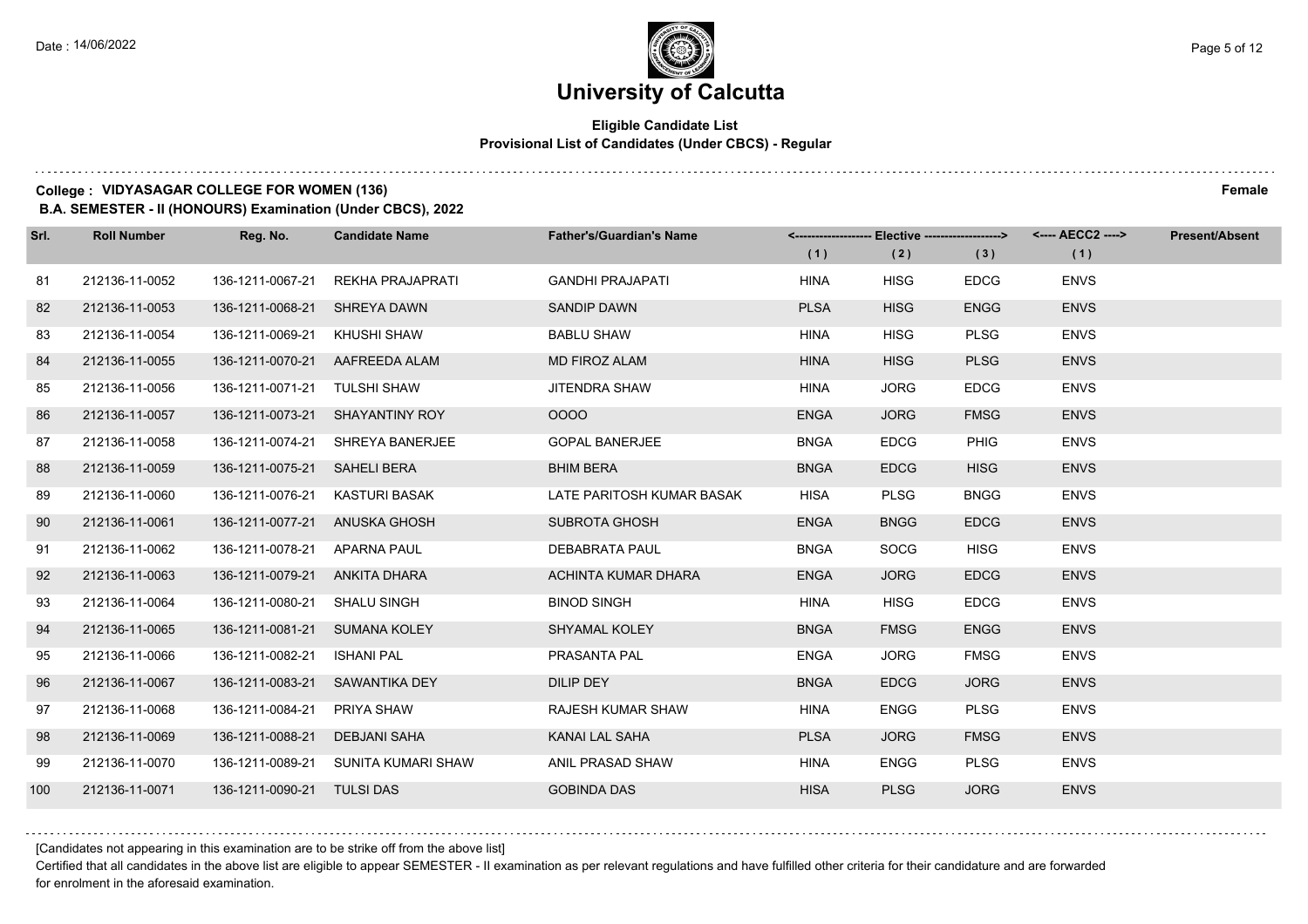# University of Calcutta

**Eligible Candidate List**
**Provisional List of Candidates (Under CBCS) - Regular**

**College : VIDYASAGAR COLLEGE FOR WOMEN (136)** **Female**

**B.A. SEMESTER - II (HONOURS) Examination (Under CBCS), 2022**

| Srl. | Roll Number | Reg. No. | Candidate Name | Father's/Guardian's Name | Elective (1) | Elective (2) | Elective (3) | AECC2 (1) | Present/Absent |
|---|---|---|---|---|---|---|---|---|---|
| 81 | 212136-11-0052 | 136-1211-0067-21 | REKHA PRAJAPRATI | GANDHI PRAJAPATI | HINA | HISG | EDCG | ENVS | |
| 82 | 212136-11-0053 | 136-1211-0068-21 | SHREYA DAWN | SANDIP DAWN | PLSA | HISG | ENGG | ENVS | |
| 83 | 212136-11-0054 | 136-1211-0069-21 | KHUSHI SHAW | BABLU SHAW | HINA | HISG | PLSG | ENVS | |
| 84 | 212136-11-0055 | 136-1211-0070-21 | AAFREEDA ALAM | MD FIROZ ALAM | HINA | HISG | PLSG | ENVS | |
| 85 | 212136-11-0056 | 136-1211-0071-21 | TULSHI SHAW | JITENDRA SHAW | HINA | JORG | EDCG | ENVS | |
| 86 | 212136-11-0057 | 136-1211-0073-21 | SHAYANTINY ROY | OOOO | ENGA | JORG | FMSG | ENVS | |
| 87 | 212136-11-0058 | 136-1211-0074-21 | SHREYA BANERJEE | GOPAL BANERJEE | BNGA | EDCG | PHIG | ENVS | |
| 88 | 212136-11-0059 | 136-1211-0075-21 | SAHELI BERA | BHIM BERA | BNGA | EDCG | HISG | ENVS | |
| 89 | 212136-11-0060 | 136-1211-0076-21 | KASTURI BASAK | LATE PARITOSH KUMAR BASAK | HISA | PLSG | BNGG | ENVS | |
| 90 | 212136-11-0061 | 136-1211-0077-21 | ANUSKA GHOSH | SUBROTA GHOSH | ENGA | BNGG | EDCG | ENVS | |
| 91 | 212136-11-0062 | 136-1211-0078-21 | APARNA PAUL | DEBABRATA PAUL | BNGA | SOCG | HISG | ENVS | |
| 92 | 212136-11-0063 | 136-1211-0079-21 | ANKITA DHARA | ACHINTA KUMAR DHARA | ENGA | JORG | EDCG | ENVS | |
| 93 | 212136-11-0064 | 136-1211-0080-21 | SHALU SINGH | BINOD SINGH | HINA | HISG | EDCG | ENVS | |
| 94 | 212136-11-0065 | 136-1211-0081-21 | SUMANA KOLEY | SHYAMAL KOLEY | BNGA | FMSG | ENGG | ENVS | |
| 95 | 212136-11-0066 | 136-1211-0082-21 | ISHANI PAL | PRASANTA PAL | ENGA | JORG | FMSG | ENVS | |
| 96 | 212136-11-0067 | 136-1211-0083-21 | SAWANTIKA DEY | DILIP DEY | BNGA | EDCG | JORG | ENVS | |
| 97 | 212136-11-0068 | 136-1211-0084-21 | PRIYA SHAW | RAJESH KUMAR SHAW | HINA | ENGG | PLSG | ENVS | |
| 98 | 212136-11-0069 | 136-1211-0088-21 | DEBJANI SAHA | KANAI LAL SAHA | PLSA | JORG | FMSG | ENVS | |
| 99 | 212136-11-0070 | 136-1211-0089-21 | SUNITA KUMARI SHAW | ANIL PRASAD SHAW | HINA | ENGG | PLSG | ENVS | |
| 100 | 212136-11-0071 | 136-1211-0090-21 | TULSI DAS | GOBINDA DAS | HISA | PLSG | JORG | ENVS | |

[Candidates not appearing in this examination are to be strike off from the above list]

Certified that all candidates in the above list are eligible to appear SEMESTER - II examination as per relevant regulations and have fulfilled other criteria for their candidature and are forwarded for enrolment in the aforesaid examination.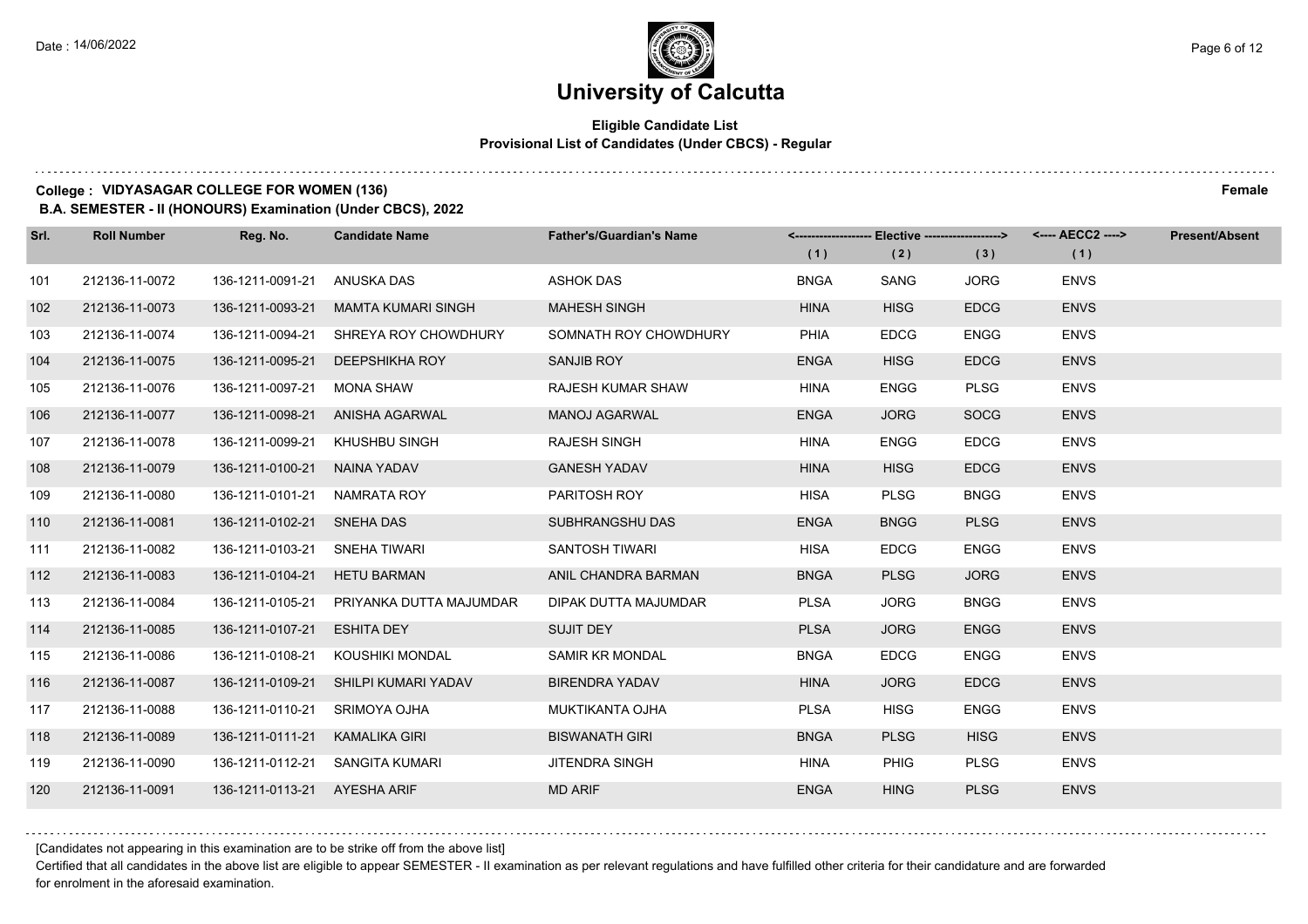# University of Calcutta

## Eligible Candidate List
### Provisional List of Candidates (Under CBCS) - Regular

**College : VIDYASAGAR COLLEGE FOR WOMEN (136)** **Female**

**B.A. SEMESTER - II (HONOURS) Examination (Under CBCS), 2022**

| Srl. | Roll Number | Reg. No. | Candidate Name | Father's/Guardian's Name | Elective (1) | Elective (2) | Elective (3) | AECC2 (1) | Present/Absent |
|---|---|---|---|---|---|---|---|---|---|
| 101 | 212136-11-0072 | 136-1211-0091-21 | ANUSKA DAS | ASHOK DAS | BNGA | SANG | JORG | ENVS | |
| 102 | 212136-11-0073 | 136-1211-0093-21 | MAMTA KUMARI SINGH | MAHESH SINGH | HINA | HISG | EDCG | ENVS | |
| 103 | 212136-11-0074 | 136-1211-0094-21 | SHREYA ROY CHOWDHURY | SOMNATH ROY CHOWDHURY | PHIA | EDCG | ENGG | ENVS | |
| 104 | 212136-11-0075 | 136-1211-0095-21 | DEEPSHIKHA ROY | SANJIB ROY | ENGA | HISG | EDCG | ENVS | |
| 105 | 212136-11-0076 | 136-1211-0097-21 | MONA SHAW | RAJESH KUMAR SHAW | HINA | ENGG | PLSG | ENVS | |
| 106 | 212136-11-0077 | 136-1211-0098-21 | ANISHA AGARWAL | MANOJ AGARWAL | ENGA | JORG | SOCG | ENVS | |
| 107 | 212136-11-0078 | 136-1211-0099-21 | KHUSHBU SINGH | RAJESH SINGH | HINA | ENGG | EDCG | ENVS | |
| 108 | 212136-11-0079 | 136-1211-0100-21 | NAINA YADAV | GANESH YADAV | HINA | HISG | EDCG | ENVS | |
| 109 | 212136-11-0080 | 136-1211-0101-21 | NAMRATA ROY | PARITOSH ROY | HISA | PLSG | BNGG | ENVS | |
| 110 | 212136-11-0081 | 136-1211-0102-21 | SNEHA DAS | SUBHRANGSHU DAS | ENGA | BNGG | PLSG | ENVS | |
| 111 | 212136-11-0082 | 136-1211-0103-21 | SNEHA TIWARI | SANTOSH TIWARI | HISA | EDCG | ENGG | ENVS | |
| 112 | 212136-11-0083 | 136-1211-0104-21 | HETU BARMAN | ANIL CHANDRA BARMAN | BNGA | PLSG | JORG | ENVS | |
| 113 | 212136-11-0084 | 136-1211-0105-21 | PRIYANKA DUTTA MAJUMDAR | DIPAK DUTTA MAJUMDAR | PLSA | JORG | BNGG | ENVS | |
| 114 | 212136-11-0085 | 136-1211-0107-21 | ESHITA DEY | SUJIT DEY | PLSA | JORG | ENGG | ENVS | |
| 115 | 212136-11-0086 | 136-1211-0108-21 | KOUSHIKI MONDAL | SAMIR KR MONDAL | BNGA | EDCG | ENGG | ENVS | |
| 116 | 212136-11-0087 | 136-1211-0109-21 | SHILPI KUMARI YADAV | BIRENDRA YADAV | HINA | JORG | EDCG | ENVS | |
| 117 | 212136-11-0088 | 136-1211-0110-21 | SRIMOYA OJHA | MUKTIKANTA OJHA | PLSA | HISG | ENGG | ENVS | |
| 118 | 212136-11-0089 | 136-1211-0111-21 | KAMALIKA GIRI | BISWANATH GIRI | BNGA | PLSG | HISG | ENVS | |
| 119 | 212136-11-0090 | 136-1211-0112-21 | SANGITA KUMARI | JITENDRA SINGH | HINA | PHIG | PLSG | ENVS | |
| 120 | 212136-11-0091 | 136-1211-0113-21 | AYESHA ARIF | MD ARIF | ENGA | HING | PLSG | ENVS | |

[Candidates not appearing in this examination are to be strike off from the above list]

Certified that all candidates in the above list are eligible to appear SEMESTER - II examination as per relevant regulations and have fulfilled other criteria for their candidature and are forwarded for enrolment in the aforesaid examination.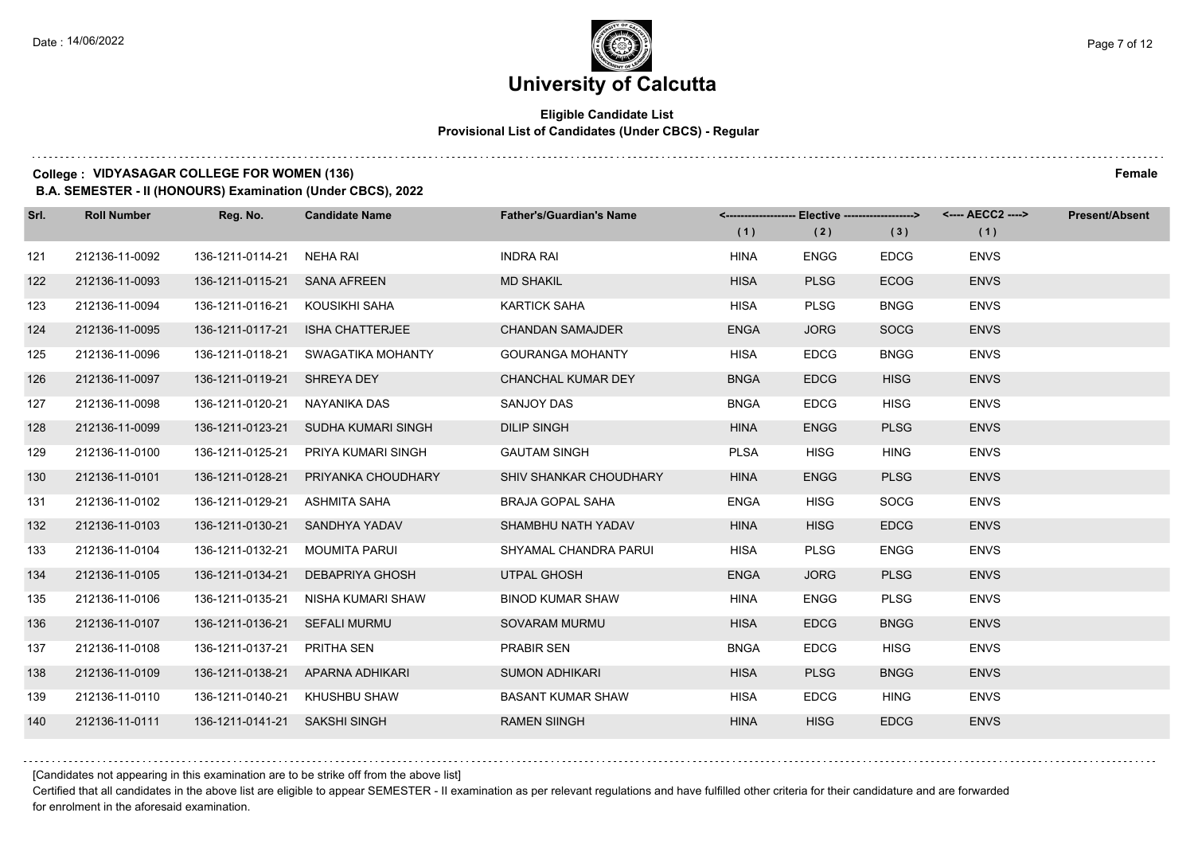# University of Calcutta

## Eligible Candidate List

### Provisional List of Candidates (Under CBCS) - Regular

**College : VIDYASAGAR COLLEGE FOR WOMEN (136)** **Female**

**B.A. SEMESTER - II (HONOURS) Examination (Under CBCS), 2022**

| Srl. | Roll Number | Reg. No. | Candidate Name | Father's/Guardian's Name | Elective (1) | Elective (2) | Elective (3) | AECC2 (1) | Present/Absent |
|---|---|---|---|---|---|---|---|---|---|
| 121 | 212136-11-0092 | 136-1211-0114-21 | NEHA RAI | INDRA RAI | HINA | ENGG | EDCG | ENVS | |
| 122 | 212136-11-0093 | 136-1211-0115-21 | SANA AFREEN | MD SHAKIL | HISA | PLSG | ECOG | ENVS | |
| 123 | 212136-11-0094 | 136-1211-0116-21 | KOUSIKHI SAHA | KARTICK SAHA | HISA | PLSG | BNGG | ENVS | |
| 124 | 212136-11-0095 | 136-1211-0117-21 | ISHA CHATTERJEE | CHANDAN SAMAJDER | ENGA | JORG | SOCG | ENVS | |
| 125 | 212136-11-0096 | 136-1211-0118-21 | SWAGATIKA MOHANTY | GOURANGA MOHANTY | HISA | EDCG | BNGG | ENVS | |
| 126 | 212136-11-0097 | 136-1211-0119-21 | SHREYA DEY | CHANCHAL KUMAR DEY | BNGA | EDCG | HISG | ENVS | |
| 127 | 212136-11-0098 | 136-1211-0120-21 | NAYANIKA DAS | SANJOY DAS | BNGA | EDCG | HISG | ENVS | |
| 128 | 212136-11-0099 | 136-1211-0123-21 | SUDHA KUMARI SINGH | DILIP SINGH | HINA | ENGG | PLSG | ENVS | |
| 129 | 212136-11-0100 | 136-1211-0125-21 | PRIYA KUMARI SINGH | GAUTAM SINGH | PLSA | HISG | HING | ENVS | |
| 130 | 212136-11-0101 | 136-1211-0128-21 | PRIYANKA CHOUDHARY | SHIV SHANKAR CHOUDHARY | HINA | ENGG | PLSG | ENVS | |
| 131 | 212136-11-0102 | 136-1211-0129-21 | ASHMITA SAHA | BRAJA GOPAL SAHA | ENGA | HISG | SOCG | ENVS | |
| 132 | 212136-11-0103 | 136-1211-0130-21 | SANDHYA YADAV | SHAMBHU NATH YADAV | HINA | HISG | EDCG | ENVS | |
| 133 | 212136-11-0104 | 136-1211-0132-21 | MOUMITA PARUI | SHYAMAL CHANDRA PARUI | HISA | PLSG | ENGG | ENVS | |
| 134 | 212136-11-0105 | 136-1211-0134-21 | DEBAPRIYA GHOSH | UTPAL GHOSH | ENGA | JORG | PLSG | ENVS | |
| 135 | 212136-11-0106 | 136-1211-0135-21 | NISHA KUMARI SHAW | BINOD KUMAR SHAW | HINA | ENGG | PLSG | ENVS | |
| 136 | 212136-11-0107 | 136-1211-0136-21 | SEFALI MURMU | SOVARAM MURMU | HISA | EDCG | BNGG | ENVS | |
| 137 | 212136-11-0108 | 136-1211-0137-21 | PRITHA SEN | PRABIR SEN | BNGA | EDCG | HISG | ENVS | |
| 138 | 212136-11-0109 | 136-1211-0138-21 | APARNA ADHIKARI | SUMON ADHIKARI | HISA | PLSG | BNGG | ENVS | |
| 139 | 212136-11-0110 | 136-1211-0140-21 | KHUSHBU SHAW | BASANT KUMAR SHAW | HISA | EDCG | HING | ENVS | |
| 140 | 212136-11-0111 | 136-1211-0141-21 | SAKSHI SINGH | RAMEN SIINGH | HINA | HISG | EDCG | ENVS | |

[Candidates not appearing in this examination are to be strike off from the above list]

Certified that all candidates in the above list are eligible to appear SEMESTER - II examination as per relevant regulations and have fulfilled other criteria for their candidature and are forwarded for enrolment in the aforesaid examination.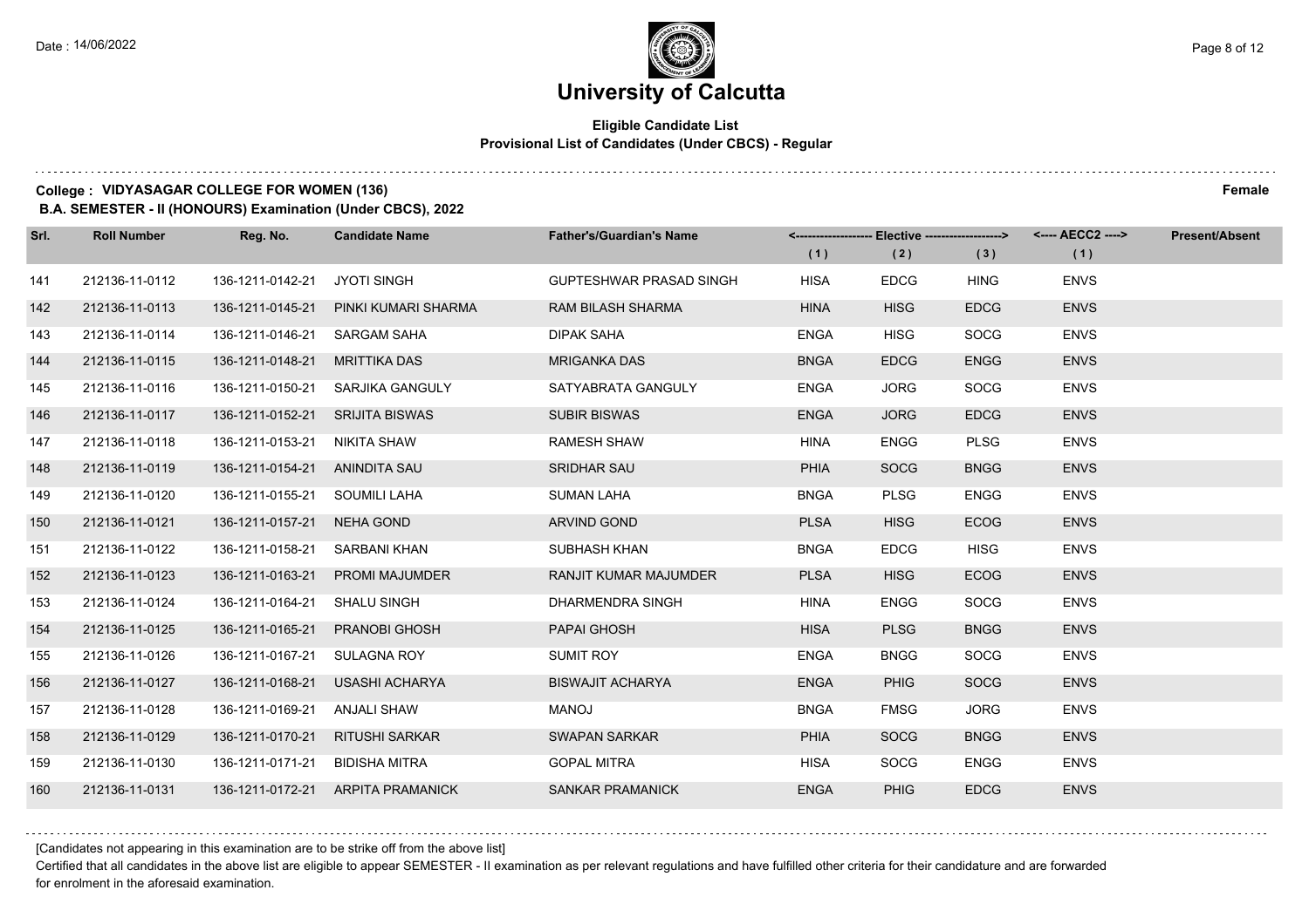# University of Calcutta

**Eligible Candidate List**
**Provisional List of Candidates (Under CBCS) - Regular**

**College : VIDYASAGAR COLLEGE FOR WOMEN (136)** **Female**
**B.A. SEMESTER - II (HONOURS) Examination (Under CBCS), 2022**

| Srl. | Roll Number | Reg. No. | Candidate Name | Father's/Guardian's Name | Elective (1) | Elective (2) | Elective (3) | AECC2 (1) | Present/Absent |
|---|---|---|---|---|---|---|---|---|---|
| 141 | 212136-11-0112 | 136-1211-0142-21 | JYOTI SINGH | GUPTESHWAR PRASAD SINGH | HISA | EDCG | HING | ENVS | |
| 142 | 212136-11-0113 | 136-1211-0145-21 | PINKI KUMARI SHARMA | RAM BILASH SHARMA | HINA | HISG | EDCG | ENVS | |
| 143 | 212136-11-0114 | 136-1211-0146-21 | SARGAM SAHA | DIPAK SAHA | ENGA | HISG | SOCG | ENVS | |
| 144 | 212136-11-0115 | 136-1211-0148-21 | MRITTIKA DAS | MRIGANKA DAS | BNGA | EDCG | ENGG | ENVS | |
| 145 | 212136-11-0116 | 136-1211-0150-21 | SARJIKA GANGULY | SATYABRATA GANGULY | ENGA | JORG | SOCG | ENVS | |
| 146 | 212136-11-0117 | 136-1211-0152-21 | SRIJITA BISWAS | SUBIR BISWAS | ENGA | JORG | EDCG | ENVS | |
| 147 | 212136-11-0118 | 136-1211-0153-21 | NIKITA SHAW | RAMESH SHAW | HINA | ENGG | PLSG | ENVS | |
| 148 | 212136-11-0119 | 136-1211-0154-21 | ANINDITA SAU | SRIDHAR SAU | PHIA | SOCG | BNGG | ENVS | |
| 149 | 212136-11-0120 | 136-1211-0155-21 | SOUMILI LAHA | SUMAN LAHA | BNGA | PLSG | ENGG | ENVS | |
| 150 | 212136-11-0121 | 136-1211-0157-21 | NEHA GOND | ARVIND GOND | PLSA | HISG | ECOG | ENVS | |
| 151 | 212136-11-0122 | 136-1211-0158-21 | SARBANI KHAN | SUBHASH KHAN | BNGA | EDCG | HISG | ENVS | |
| 152 | 212136-11-0123 | 136-1211-0163-21 | PROMI MAJUMDER | RANJIT KUMAR MAJUMDER | PLSA | HISG | ECOG | ENVS | |
| 153 | 212136-11-0124 | 136-1211-0164-21 | SHALU SINGH | DHARMENDRA SINGH | HINA | ENGG | SOCG | ENVS | |
| 154 | 212136-11-0125 | 136-1211-0165-21 | PRANOBI GHOSH | PAPAI GHOSH | HISA | PLSG | BNGG | ENVS | |
| 155 | 212136-11-0126 | 136-1211-0167-21 | SULAGNA ROY | SUMIT ROY | ENGA | BNGG | SOCG | ENVS | |
| 156 | 212136-11-0127 | 136-1211-0168-21 | USASHI ACHARYA | BISWAJIT ACHARYA | ENGA | PHIG | SOCG | ENVS | |
| 157 | 212136-11-0128 | 136-1211-0169-21 | ANJALI SHAW | MANOJ | BNGA | FMSG | JORG | ENVS | |
| 158 | 212136-11-0129 | 136-1211-0170-21 | RITUSHI SARKAR | SWAPAN SARKAR | PHIA | SOCG | BNGG | ENVS | |
| 159 | 212136-11-0130 | 136-1211-0171-21 | BIDISHA MITRA | GOPAL MITRA | HISA | SOCG | ENGG | ENVS | |
| 160 | 212136-11-0131 | 136-1211-0172-21 | ARPITA PRAMANICK | SANKAR PRAMANICK | ENGA | PHIG | EDCG | ENVS | |

[Candidates not appearing in this examination are to be strike off from the above list]

Certified that all candidates in the above list are eligible to appear SEMESTER - II examination as per relevant regulations and have fulfilled other criteria for their candidature and are forwarded for enrolment in the aforesaid examination.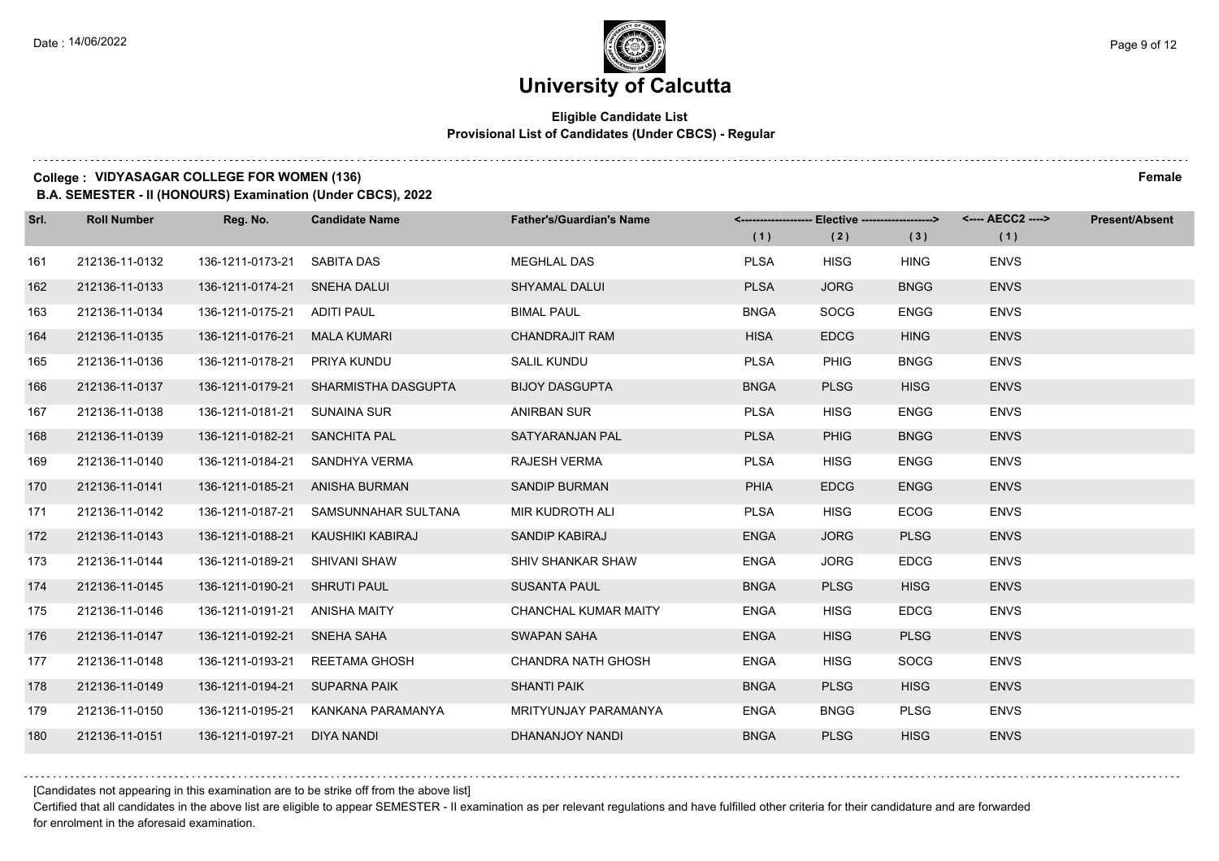# University of Calcutta

**Eligible Candidate List**
**Provisional List of Candidates (Under CBCS) - Regular**

**College : VIDYASAGAR COLLEGE FOR WOMEN (136)** **Female**

**B.A. SEMESTER - II (HONOURS) Examination (Under CBCS), 2022**

| Srl. | Roll Number | Reg. No. | Candidate Name | Father's/Guardian's Name | Elective (1) | Elective (2) | Elective (3) | AECC2 (1) | Present/Absent |
|---|---|---|---|---|---|---|---|---|---|
| 161 | 212136-11-0132 | 136-1211-0173-21 | SABITA DAS | MEGHLAL DAS | PLSA | HISG | HING | ENVS | |
| 162 | 212136-11-0133 | 136-1211-0174-21 | SNEHA DALUI | SHYAMAL DALUI | PLSA | JORG | BNGG | ENVS | |
| 163 | 212136-11-0134 | 136-1211-0175-21 | ADITI PAUL | BIMAL PAUL | BNGA | SOCG | ENGG | ENVS | |
| 164 | 212136-11-0135 | 136-1211-0176-21 | MALA KUMARI | CHANDRAJIT RAM | HISA | EDCG | HING | ENVS | |
| 165 | 212136-11-0136 | 136-1211-0178-21 | PRIYA KUNDU | SALIL KUNDU | PLSA | PHIG | BNGG | ENVS | |
| 166 | 212136-11-0137 | 136-1211-0179-21 | SHARMISTHA DASGUPTA | BIJOY DASGUPTA | BNGA | PLSG | HISG | ENVS | |
| 167 | 212136-11-0138 | 136-1211-0181-21 | SUNAINA SUR | ANIRBAN SUR | PLSA | HISG | ENGG | ENVS | |
| 168 | 212136-11-0139 | 136-1211-0182-21 | SANCHITA PAL | SATYARANJAN PAL | PLSA | PHIG | BNGG | ENVS | |
| 169 | 212136-11-0140 | 136-1211-0184-21 | SANDHYA VERMA | RAJESH VERMA | PLSA | HISG | ENGG | ENVS | |
| 170 | 212136-11-0141 | 136-1211-0185-21 | ANISHA BURMAN | SANDIP BURMAN | PHIA | EDCG | ENGG | ENVS | |
| 171 | 212136-11-0142 | 136-1211-0187-21 | SAMSUNNAHAR SULTANA | MIR KUDROTH ALI | PLSA | HISG | ECOG | ENVS | |
| 172 | 212136-11-0143 | 136-1211-0188-21 | KAUSHIKI KABIRAJ | SANDIP KABIRAJ | ENGA | JORG | PLSG | ENVS | |
| 173 | 212136-11-0144 | 136-1211-0189-21 | SHIVANI SHAW | SHIV SHANKAR SHAW | ENGA | JORG | EDCG | ENVS | |
| 174 | 212136-11-0145 | 136-1211-0190-21 | SHRUTI PAUL | SUSANTA PAUL | BNGA | PLSG | HISG | ENVS | |
| 175 | 212136-11-0146 | 136-1211-0191-21 | ANISHA MAITY | CHANCHAL KUMAR MAITY | ENGA | HISG | EDCG | ENVS | |
| 176 | 212136-11-0147 | 136-1211-0192-21 | SNEHA SAHA | SWAPAN SAHA | ENGA | HISG | PLSG | ENVS | |
| 177 | 212136-11-0148 | 136-1211-0193-21 | REETAMA GHOSH | CHANDRA NATH GHOSH | ENGA | HISG | SOCG | ENVS | |
| 178 | 212136-11-0149 | 136-1211-0194-21 | SUPARNA PAIK | SHANTI PAIK | BNGA | PLSG | HISG | ENVS | |
| 179 | 212136-11-0150 | 136-1211-0195-21 | KANKANA PARAMANYA | MRITYUNJAY PARAMANYA | ENGA | BNGG | PLSG | ENVS | |
| 180 | 212136-11-0151 | 136-1211-0197-21 | DIYA NANDI | DHANANJOY NANDI | BNGA | PLSG | HISG | ENVS | |

[Candidates not appearing in this examination are to be strike off from the above list]

Certified that all candidates in the above list are eligible to appear SEMESTER - II examination as per relevant regulations and have fulfilled other criteria for their candidature and are forwarded for enrolment in the aforesaid examination.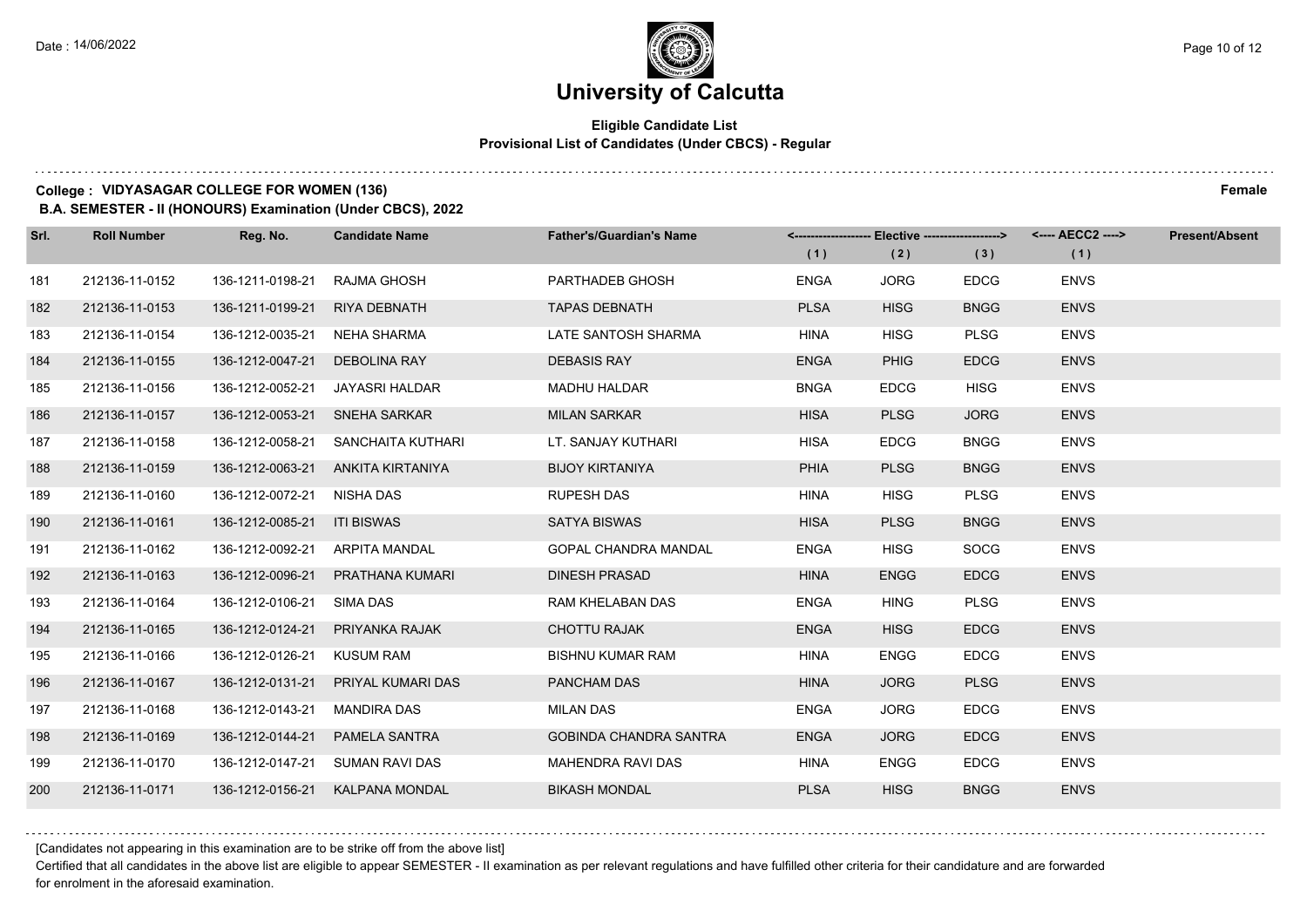# University of Calcutta

**Eligible Candidate List**
**Provisional List of Candidates (Under CBCS) - Regular**

**College : VIDYASAGAR COLLEGE FOR WOMEN (136)** — **Female**

**B.A. SEMESTER - II (HONOURS) Examination (Under CBCS), 2022**

| Srl. | Roll Number | Reg. No. | Candidate Name | Father's/Guardian's Name | Elective (1) | Elective (2) | Elective (3) | AECC2 (1) | Present/Absent |
|---|---|---|---|---|---|---|---|---|---|
| 181 | 212136-11-0152 | 136-1211-0198-21 | RAJMA GHOSH | PARTHADEB GHOSH | ENGA | JORG | EDCG | ENVS | |
| 182 | 212136-11-0153 | 136-1211-0199-21 | RIYA DEBNATH | TAPAS DEBNATH | PLSA | HISG | BNGG | ENVS | |
| 183 | 212136-11-0154 | 136-1212-0035-21 | NEHA SHARMA | LATE SANTOSH SHARMA | HINA | HISG | PLSG | ENVS | |
| 184 | 212136-11-0155 | 136-1212-0047-21 | DEBOLINA RAY | DEBASIS RAY | ENGA | PHIG | EDCG | ENVS | |
| 185 | 212136-11-0156 | 136-1212-0052-21 | JAYASRI HALDAR | MADHU HALDAR | BNGA | EDCG | HISG | ENVS | |
| 186 | 212136-11-0157 | 136-1212-0053-21 | SNEHA SARKAR | MILAN SARKAR | HISA | PLSG | JORG | ENVS | |
| 187 | 212136-11-0158 | 136-1212-0058-21 | SANCHAITA KUTHARI | LT. SANJAY KUTHARI | HISA | EDCG | BNGG | ENVS | |
| 188 | 212136-11-0159 | 136-1212-0063-21 | ANKITA KIRTANIYA | BIJOY KIRTANIYA | PHIA | PLSG | BNGG | ENVS | |
| 189 | 212136-11-0160 | 136-1212-0072-21 | NISHA DAS | RUPESH DAS | HINA | HISG | PLSG | ENVS | |
| 190 | 212136-11-0161 | 136-1212-0085-21 | ITI BISWAS | SATYA BISWAS | HISA | PLSG | BNGG | ENVS | |
| 191 | 212136-11-0162 | 136-1212-0092-21 | ARPITA MANDAL | GOPAL CHANDRA MANDAL | ENGA | HISG | SOCG | ENVS | |
| 192 | 212136-11-0163 | 136-1212-0096-21 | PRATHANA KUMARI | DINESH PRASAD | HINA | ENGG | EDCG | ENVS | |
| 193 | 212136-11-0164 | 136-1212-0106-21 | SIMA DAS | RAM KHELABAN DAS | ENGA | HING | PLSG | ENVS | |
| 194 | 212136-11-0165 | 136-1212-0124-21 | PRIYANKA RAJAK | CHOTTU RAJAK | ENGA | HISG | EDCG | ENVS | |
| 195 | 212136-11-0166 | 136-1212-0126-21 | KUSUM RAM | BISHNU KUMAR RAM | HINA | ENGG | EDCG | ENVS | |
| 196 | 212136-11-0167 | 136-1212-0131-21 | PRIYAL KUMARI DAS | PANCHAM DAS | HINA | JORG | PLSG | ENVS | |
| 197 | 212136-11-0168 | 136-1212-0143-21 | MANDIRA DAS | MILAN DAS | ENGA | JORG | EDCG | ENVS | |
| 198 | 212136-11-0169 | 136-1212-0144-21 | PAMELA SANTRA | GOBINDA CHANDRA SANTRA | ENGA | JORG | EDCG | ENVS | |
| 199 | 212136-11-0170 | 136-1212-0147-21 | SUMAN RAVI DAS | MAHENDRA RAVI DAS | HINA | ENGG | EDCG | ENVS | |
| 200 | 212136-11-0171 | 136-1212-0156-21 | KALPANA MONDAL | BIKASH MONDAL | PLSA | HISG | BNGG | ENVS | |

[Candidates not appearing in this examination are to be strike off from the above list]

Certified that all candidates in the above list are eligible to appear SEMESTER - II examination as per relevant regulations and have fulfilled other criteria for their candidature and are forwarded for enrolment in the aforesaid examination.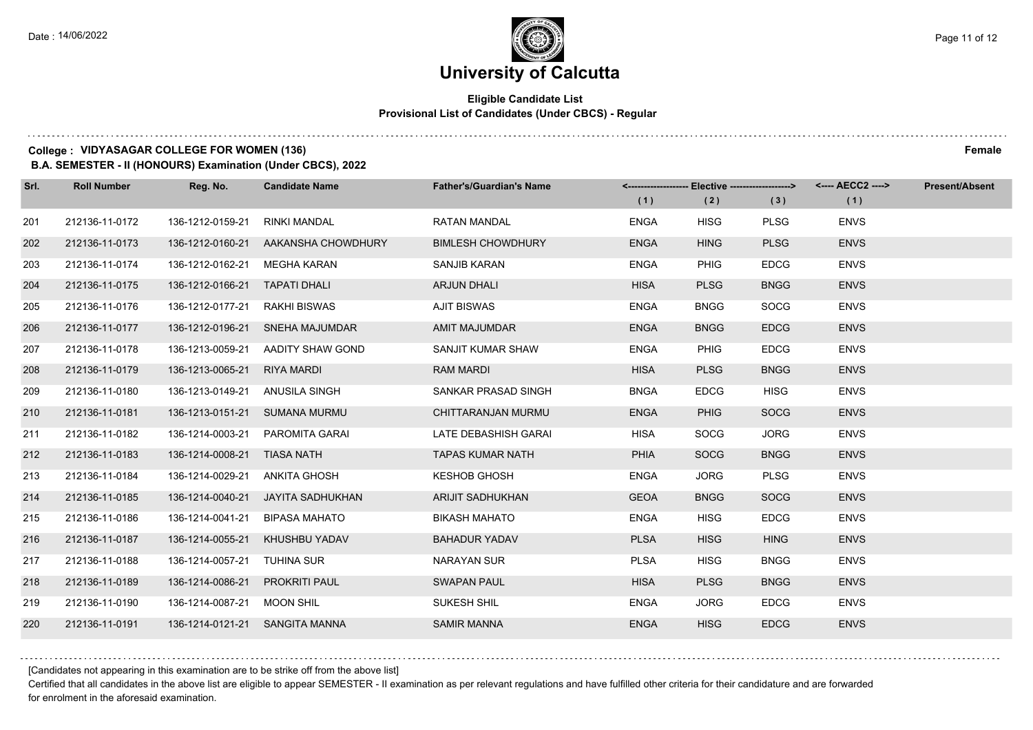# University of Calcutta

**Eligible Candidate List**
**Provisional List of Candidates (Under CBCS) - Regular**

**College : VIDYASAGAR COLLEGE FOR WOMEN (136)** **Female**
**B.A. SEMESTER - II (HONOURS) Examination (Under CBCS), 2022**

| Srl. | Roll Number | Reg. No. | Candidate Name | Father's/Guardian's Name | Elective (1) | Elective (2) | Elective (3) | AECC2 (1) | Present/Absent |
|---|---|---|---|---|---|---|---|---|---|
| 201 | 212136-11-0172 | 136-1212-0159-21 | RINKI MANDAL | RATAN MANDAL | ENGA | HISG | PLSG | ENVS | |
| 202 | 212136-11-0173 | 136-1212-0160-21 | AAKANSHA CHOWDHURY | BIMLESH CHOWDHURY | ENGA | HING | PLSG | ENVS | |
| 203 | 212136-11-0174 | 136-1212-0162-21 | MEGHA KARAN | SANJIB KARAN | ENGA | PHIG | EDCG | ENVS | |
| 204 | 212136-11-0175 | 136-1212-0166-21 | TAPATI DHALI | ARJUN DHALI | HISA | PLSG | BNGG | ENVS | |
| 205 | 212136-11-0176 | 136-1212-0177-21 | RAKHI BISWAS | AJIT BISWAS | ENGA | BNGG | SOCG | ENVS | |
| 206 | 212136-11-0177 | 136-1212-0196-21 | SNEHA MAJUMDAR | AMIT MAJUMDAR | ENGA | BNGG | EDCG | ENVS | |
| 207 | 212136-11-0178 | 136-1213-0059-21 | AADITY SHAW GOND | SANJIT KUMAR SHAW | ENGA | PHIG | EDCG | ENVS | |
| 208 | 212136-11-0179 | 136-1213-0065-21 | RIYA MARDI | RAM MARDI | HISA | PLSG | BNGG | ENVS | |
| 209 | 212136-11-0180 | 136-1213-0149-21 | ANUSILA SINGH | SANKAR PRASAD SINGH | BNGA | EDCG | HISG | ENVS | |
| 210 | 212136-11-0181 | 136-1213-0151-21 | SUMANA MURMU | CHITTARANJAN MURMU | ENGA | PHIG | SOCG | ENVS | |
| 211 | 212136-11-0182 | 136-1214-0003-21 | PAROMITA GARAI | LATE DEBASHISH GARAI | HISA | SOCG | JORG | ENVS | |
| 212 | 212136-11-0183 | 136-1214-0008-21 | TIASA NATH | TAPAS KUMAR NATH | PHIA | SOCG | BNGG | ENVS | |
| 213 | 212136-11-0184 | 136-1214-0029-21 | ANKITA GHOSH | KESHOB GHOSH | ENGA | JORG | PLSG | ENVS | |
| 214 | 212136-11-0185 | 136-1214-0040-21 | JAYITA SADHUKHAN | ARIJIT SADHUKHAN | GEOA | BNGG | SOCG | ENVS | |
| 215 | 212136-11-0186 | 136-1214-0041-21 | BIPASA MAHATO | BIKASH MAHATO | ENGA | HISG | EDCG | ENVS | |
| 216 | 212136-11-0187 | 136-1214-0055-21 | KHUSHBU YADAV | BAHADUR YADAV | PLSA | HISG | HING | ENVS | |
| 217 | 212136-11-0188 | 136-1214-0057-21 | TUHINA SUR | NARAYAN SUR | PLSA | HISG | BNGG | ENVS | |
| 218 | 212136-11-0189 | 136-1214-0086-21 | PROKRITI PAUL | SWAPAN PAUL | HISA | PLSG | BNGG | ENVS | |
| 219 | 212136-11-0190 | 136-1214-0087-21 | MOON SHIL | SUKESH SHIL | ENGA | JORG | EDCG | ENVS | |
| 220 | 212136-11-0191 | 136-1214-0121-21 | SANGITA MANNA | SAMIR MANNA | ENGA | HISG | EDCG | ENVS | |

[Candidates not appearing in this examination are to be strike off from the above list]

Certified that all candidates in the above list are eligible to appear SEMESTER - II examination as per relevant regulations and have fulfilled other criteria for their candidature and are forwarded for enrolment in the aforesaid examination.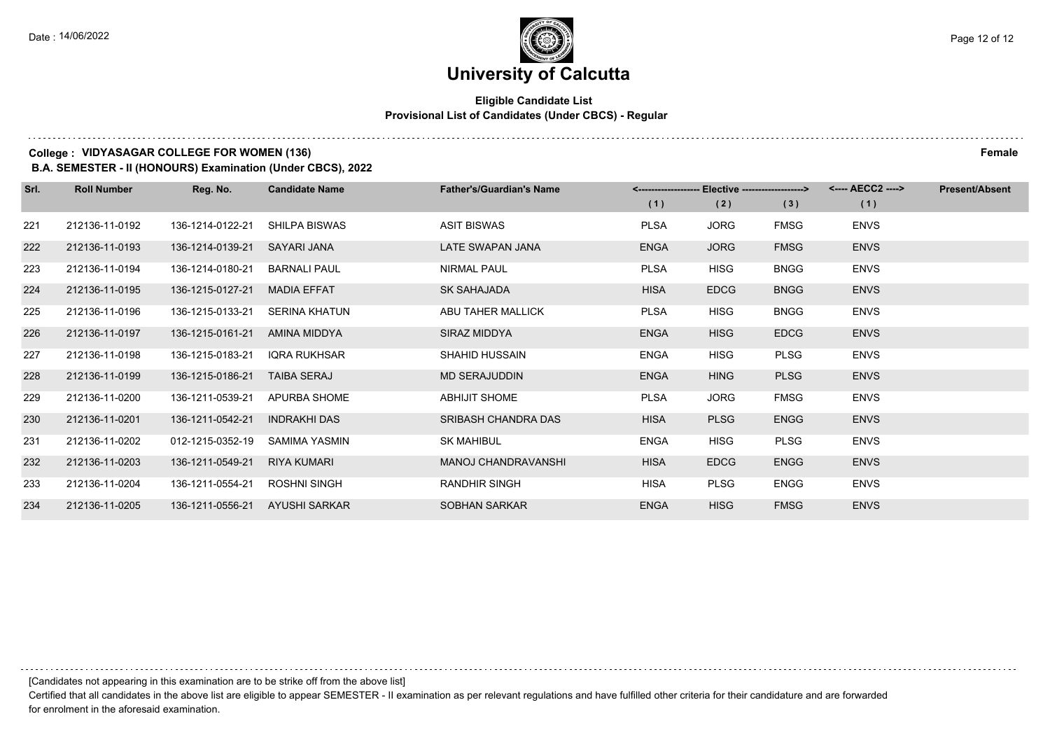# University of Calcutta

**Eligible Candidate List**
**Provisional List of Candidates (Under CBCS) - Regular**

**College : VIDYASAGAR COLLEGE FOR WOMEN (136)** **Female**

**B.A. SEMESTER - II (HONOURS) Examination (Under CBCS), 2022**

| Srl. | Roll Number | Reg. No. | Candidate Name | Father's/Guardian's Name | Elective (1) | Elective (2) | Elective (3) | AECC2 (1) | Present/Absent |
|---|---|---|---|---|---|---|---|---|---|
| 221 | 212136-11-0192 | 136-1214-0122-21 | SHILPA BISWAS | ASIT BISWAS | PLSA | JORG | FMSG | ENVS | |
| 222 | 212136-11-0193 | 136-1214-0139-21 | SAYARI JANA | LATE SWAPAN JANA | ENGA | JORG | FMSG | ENVS | |
| 223 | 212136-11-0194 | 136-1214-0180-21 | BARNALI PAUL | NIRMAL PAUL | PLSA | HISG | BNGG | ENVS | |
| 224 | 212136-11-0195 | 136-1215-0127-21 | MADIA EFFAT | SK SAHAJADA | HISA | EDCG | BNGG | ENVS | |
| 225 | 212136-11-0196 | 136-1215-0133-21 | SERINA KHATUN | ABU TAHER MALLICK | PLSA | HISG | BNGG | ENVS | |
| 226 | 212136-11-0197 | 136-1215-0161-21 | AMINA MIDDYA | SIRAZ MIDDYA | ENGA | HISG | EDCG | ENVS | |
| 227 | 212136-11-0198 | 136-1215-0183-21 | IQRA RUKHSAR | SHAHID HUSSAIN | ENGA | HISG | PLSG | ENVS | |
| 228 | 212136-11-0199 | 136-1215-0186-21 | TAIBA SERAJ | MD SERAJUDDIN | ENGA | HING | PLSG | ENVS | |
| 229 | 212136-11-0200 | 136-1211-0539-21 | APURBA SHOME | ABHIJIT SHOME | PLSA | JORG | FMSG | ENVS | |
| 230 | 212136-11-0201 | 136-1211-0542-21 | INDRAKHI DAS | SRIBASH CHANDRA DAS | HISA | PLSG | ENGG | ENVS | |
| 231 | 212136-11-0202 | 012-1215-0352-19 | SAMIMA YASMIN | SK MAHIBUL | ENGA | HISG | PLSG | ENVS | |
| 232 | 212136-11-0203 | 136-1211-0549-21 | RIYA KUMARI | MANOJ CHANDRAVANSHI | HISA | EDCG | ENGG | ENVS | |
| 233 | 212136-11-0204 | 136-1211-0554-21 | ROSHNI SINGH | RANDHIR SINGH | HISA | PLSG | ENGG | ENVS | |
| 234 | 212136-11-0205 | 136-1211-0556-21 | AYUSHI SARKAR | SOBHAN SARKAR | ENGA | HISG | FMSG | ENVS | |

[Candidates not appearing in this examination are to be strike off from the above list]

Certified that all candidates in the above list are eligible to appear SEMESTER - II examination as per relevant regulations and have fulfilled other criteria for their candidature and are forwarded for enrolment in the aforesaid examination.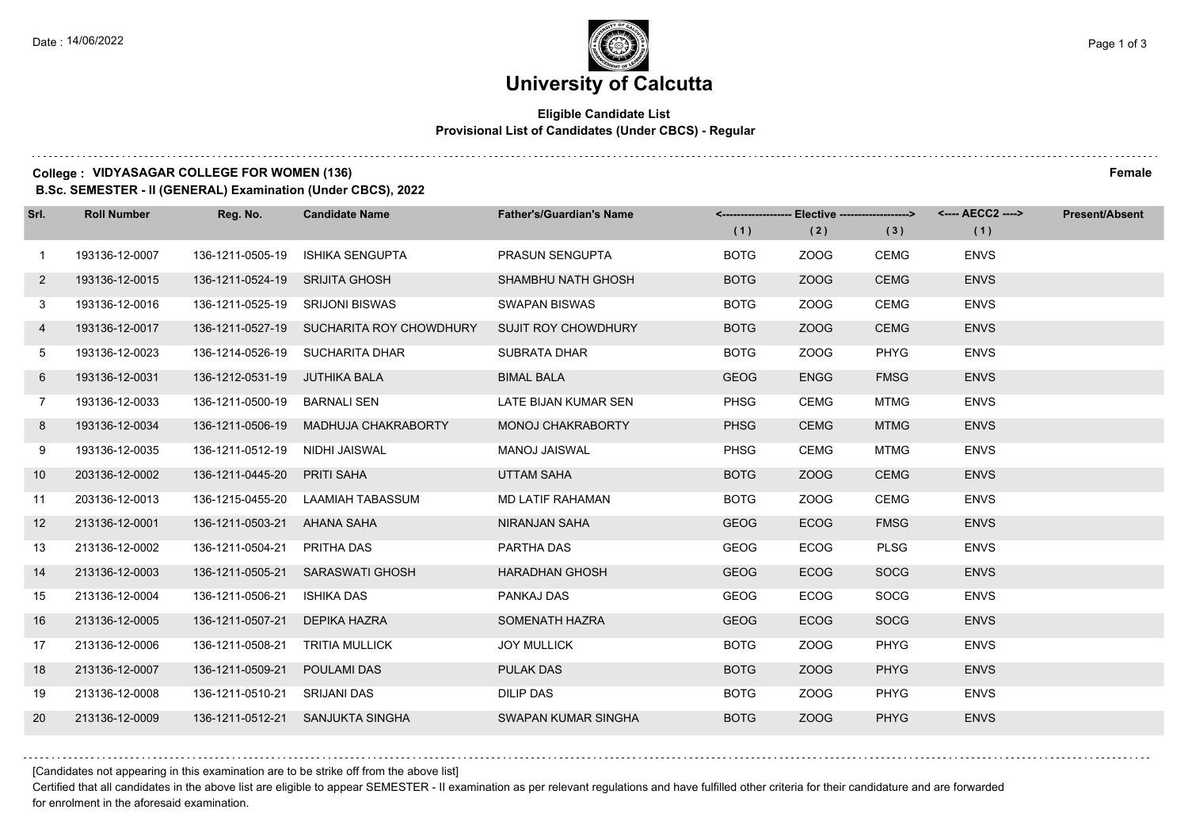# University of Calcutta

**Eligible Candidate List**
**Provisional List of Candidates (Under CBCS) - Regular**

**College : VIDYASAGAR COLLEGE FOR WOMEN (136)** **Female**
**B.Sc. SEMESTER - II (GENERAL) Examination (Under CBCS), 2022**

| Srl. | Roll Number | Reg. No. | Candidate Name | Father's/Guardian's Name | Elective (1) | Elective (2) | Elective (3) | AECC2 (1) | Present/Absent |
|---|---|---|---|---|---|---|---|---|---|
| 1 | 193136-12-0007 | 136-1211-0505-19 | ISHIKA SENGUPTA | PRASUN SENGUPTA | BOTG | ZOOG | CEMG | ENVS | |
| 2 | 193136-12-0015 | 136-1211-0524-19 | SRIJITA GHOSH | SHAMBHU NATH GHOSH | BOTG | ZOOG | CEMG | ENVS | |
| 3 | 193136-12-0016 | 136-1211-0525-19 | SRIJONI BISWAS | SWAPAN BISWAS | BOTG | ZOOG | CEMG | ENVS | |
| 4 | 193136-12-0017 | 136-1211-0527-19 | SUCHARITA ROY CHOWDHURY | SUJIT ROY CHOWDHURY | BOTG | ZOOG | CEMG | ENVS | |
| 5 | 193136-12-0023 | 136-1214-0526-19 | SUCHARITA DHAR | SUBRATA DHAR | BOTG | ZOOG | PHYG | ENVS | |
| 6 | 193136-12-0031 | 136-1212-0531-19 | JUTHIKA BALA | BIMAL BALA | GEOG | ENGG | FMSG | ENVS | |
| 7 | 193136-12-0033 | 136-1211-0500-19 | BARNALI SEN | LATE BIJAN KUMAR SEN | PHSG | CEMG | MTMG | ENVS | |
| 8 | 193136-12-0034 | 136-1211-0506-19 | MADHUJA CHAKRABORTY | MONOJ CHAKRABORTY | PHSG | CEMG | MTMG | ENVS | |
| 9 | 193136-12-0035 | 136-1211-0512-19 | NIDHI JAISWAL | MANOJ JAISWAL | PHSG | CEMG | MTMG | ENVS | |
| 10 | 203136-12-0002 | 136-1211-0445-20 | PRITI SAHA | UTTAM SAHA | BOTG | ZOOG | CEMG | ENVS | |
| 11 | 203136-12-0013 | 136-1215-0455-20 | LAAMIAH TABASSUM | MD LATIF RAHAMAN | BOTG | ZOOG | CEMG | ENVS | |
| 12 | 213136-12-0001 | 136-1211-0503-21 | AHANA SAHA | NIRANJAN SAHA | GEOG | ECOG | FMSG | ENVS | |
| 13 | 213136-12-0002 | 136-1211-0504-21 | PRITHA DAS | PARTHA DAS | GEOG | ECOG | PLSG | ENVS | |
| 14 | 213136-12-0003 | 136-1211-0505-21 | SARASWATI GHOSH | HARADHAN GHOSH | GEOG | ECOG | SOCG | ENVS | |
| 15 | 213136-12-0004 | 136-1211-0506-21 | ISHIKA DAS | PANKAJ DAS | GEOG | ECOG | SOCG | ENVS | |
| 16 | 213136-12-0005 | 136-1211-0507-21 | DEPIKA HAZRA | SOMENATH HAZRA | GEOG | ECOG | SOCG | ENVS | |
| 17 | 213136-12-0006 | 136-1211-0508-21 | TRITIA MULLICK | JOY MULLICK | BOTG | ZOOG | PHYG | ENVS | |
| 18 | 213136-12-0007 | 136-1211-0509-21 | POULAMI DAS | PULAK DAS | BOTG | ZOOG | PHYG | ENVS | |
| 19 | 213136-12-0008 | 136-1211-0510-21 | SRIJANI DAS | DILIP DAS | BOTG | ZOOG | PHYG | ENVS | |
| 20 | 213136-12-0009 | 136-1211-0512-21 | SANJUKTA SINGHA | SWAPAN KUMAR SINGHA | BOTG | ZOOG | PHYG | ENVS | |

[Candidates not appearing in this examination are to be strike off from the above list]

Certified that all candidates in the above list are eligible to appear SEMESTER - II examination as per relevant regulations and have fulfilled other criteria for their candidature and are forwarded for enrolment in the aforesaid examination.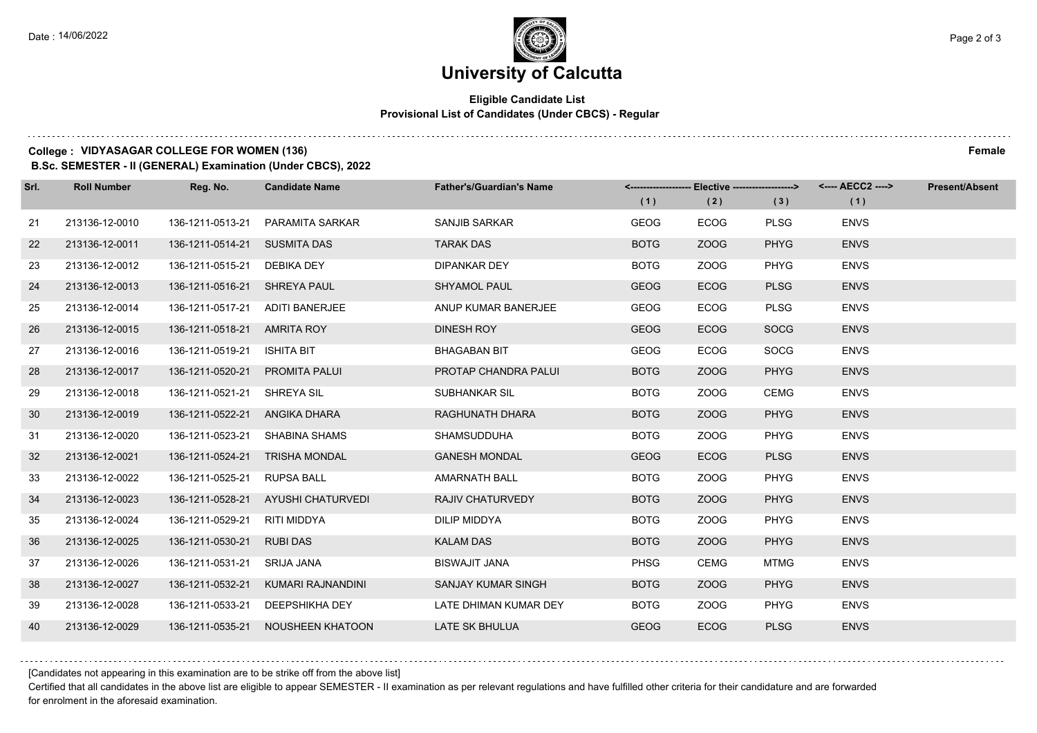# University of Calcutta

**Eligible Candidate List**
**Provisional List of Candidates (Under CBCS) - Regular**

**College : VIDYASAGAR COLLEGE FOR WOMEN (136)** **Female**

**B.Sc. SEMESTER - II (GENERAL) Examination (Under CBCS), 2022**

| Srl. | Roll Number | Reg. No. | Candidate Name | Father's/Guardian's Name | Elective (1) | Elective (2) | Elective (3) | AECC2 (1) | Present/Absent |
|---|---|---|---|---|---|---|---|---|---|
| 21 | 213136-12-0010 | 136-1211-0513-21 | PARAMITA SARKAR | SANJIB SARKAR | GEOG | ECOG | PLSG | ENVS | |
| 22 | 213136-12-0011 | 136-1211-0514-21 | SUSMITA DAS | TARAK DAS | BOTG | ZOOG | PHYG | ENVS | |
| 23 | 213136-12-0012 | 136-1211-0515-21 | DEBIKA DEY | DIPANKAR DEY | BOTG | ZOOG | PHYG | ENVS | |
| 24 | 213136-12-0013 | 136-1211-0516-21 | SHREYA PAUL | SHYAMOL PAUL | GEOG | ECOG | PLSG | ENVS | |
| 25 | 213136-12-0014 | 136-1211-0517-21 | ADITI BANERJEE | ANUP KUMAR BANERJEE | GEOG | ECOG | PLSG | ENVS | |
| 26 | 213136-12-0015 | 136-1211-0518-21 | AMRITA ROY | DINESH ROY | GEOG | ECOG | SOCG | ENVS | |
| 27 | 213136-12-0016 | 136-1211-0519-21 | ISHITA BIT | BHAGABAN BIT | GEOG | ECOG | SOCG | ENVS | |
| 28 | 213136-12-0017 | 136-1211-0520-21 | PROMITA PALUI | PROTAP CHANDRA PALUI | BOTG | ZOOG | PHYG | ENVS | |
| 29 | 213136-12-0018 | 136-1211-0521-21 | SHREYA SIL | SUBHANKAR SIL | BOTG | ZOOG | CEMG | ENVS | |
| 30 | 213136-12-0019 | 136-1211-0522-21 | ANGIKA DHARA | RAGHUNATH DHARA | BOTG | ZOOG | PHYG | ENVS | |
| 31 | 213136-12-0020 | 136-1211-0523-21 | SHABINA SHAMS | SHAMSUDDUHA | BOTG | ZOOG | PHYG | ENVS | |
| 32 | 213136-12-0021 | 136-1211-0524-21 | TRISHA MONDAL | GANESH MONDAL | GEOG | ECOG | PLSG | ENVS | |
| 33 | 213136-12-0022 | 136-1211-0525-21 | RUPSA BALL | AMARNATH BALL | BOTG | ZOOG | PHYG | ENVS | |
| 34 | 213136-12-0023 | 136-1211-0528-21 | AYUSHI CHATURVEDI | RAJIV CHATURVEDY | BOTG | ZOOG | PHYG | ENVS | |
| 35 | 213136-12-0024 | 136-1211-0529-21 | RITI MIDDYA | DILIP MIDDYA | BOTG | ZOOG | PHYG | ENVS | |
| 36 | 213136-12-0025 | 136-1211-0530-21 | RUBI DAS | KALAM DAS | BOTG | ZOOG | PHYG | ENVS | |
| 37 | 213136-12-0026 | 136-1211-0531-21 | SRIJA JANA | BISWAJIT JANA | PHSG | CEMG | MTMG | ENVS | |
| 38 | 213136-12-0027 | 136-1211-0532-21 | KUMARI RAJNANDINI | SANJAY KUMAR SINGH | BOTG | ZOOG | PHYG | ENVS | |
| 39 | 213136-12-0028 | 136-1211-0533-21 | DEEPSHIKHA DEY | LATE DHIMAN KUMAR DEY | BOTG | ZOOG | PHYG | ENVS | |
| 40 | 213136-12-0029 | 136-1211-0535-21 | NOUSHEEN KHATOON | LATE SK BHULUA | GEOG | ECOG | PLSG | ENVS | |

[Candidates not appearing in this examination are to be strike off from the above list]

Certified that all candidates in the above list are eligible to appear SEMESTER - II examination as per relevant regulations and have fulfilled other criteria for their candidature and are forwarded for enrolment in the aforesaid examination.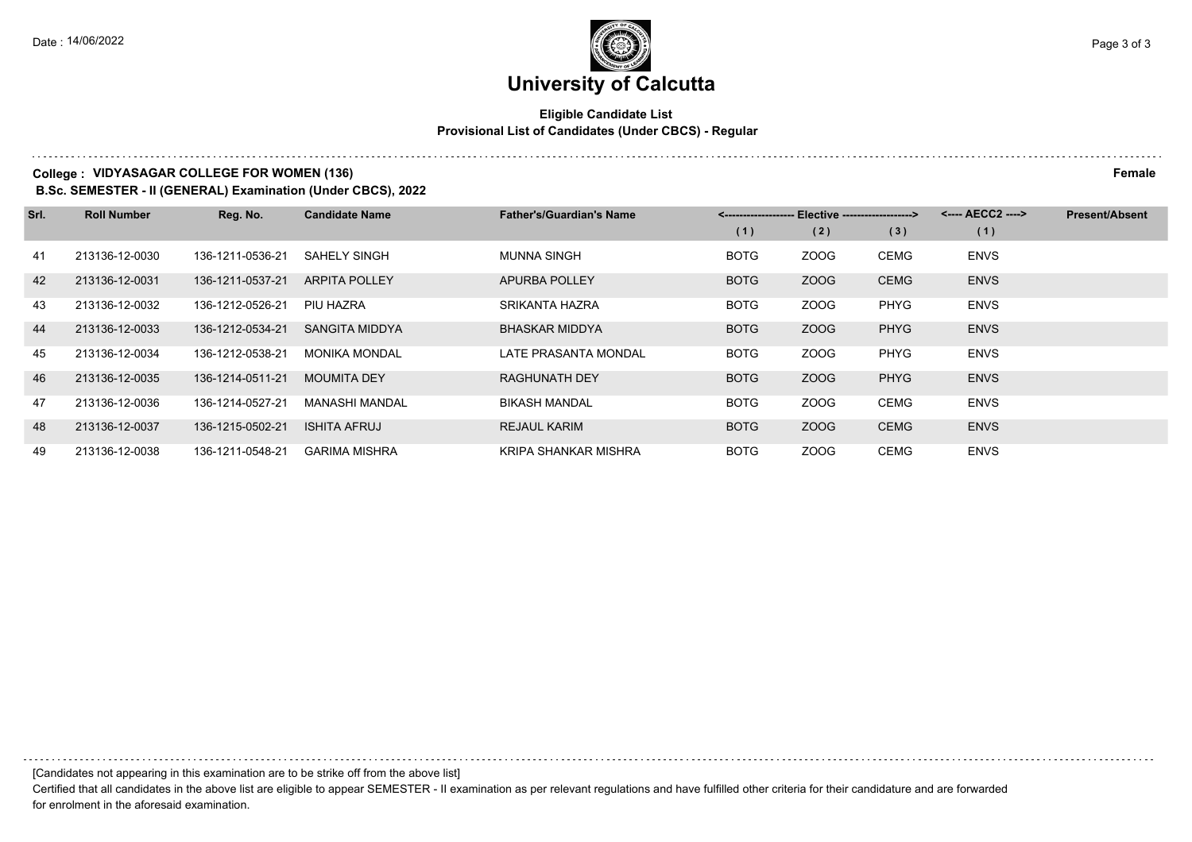# University of Calcutta

**Eligible Candidate List**
**Provisional List of Candidates (Under CBCS) - Regular**

**College : VIDYASAGAR COLLEGE FOR WOMEN (136)** **Female**
**B.Sc. SEMESTER - II (GENERAL) Examination (Under CBCS), 2022**

| Srl. | Roll Number | Reg. No. | Candidate Name | Father's/Guardian's Name | Elective (1) | Elective (2) | Elective (3) | AECC2 (1) | Present/Absent |
|---|---|---|---|---|---|---|---|---|---|
| 41 | 213136-12-0030 | 136-1211-0536-21 | SAHELY SINGH | MUNNA SINGH | BOTG | ZOOG | CEMG | ENVS | |
| 42 | 213136-12-0031 | 136-1211-0537-21 | ARPITA POLLEY | APURBA POLLEY | BOTG | ZOOG | CEMG | ENVS | |
| 43 | 213136-12-0032 | 136-1212-0526-21 | PIU HAZRA | SRIKANTA HAZRA | BOTG | ZOOG | PHYG | ENVS | |
| 44 | 213136-12-0033 | 136-1212-0534-21 | SANGITA MIDDYA | BHASKAR MIDDYA | BOTG | ZOOG | PHYG | ENVS | |
| 45 | 213136-12-0034 | 136-1212-0538-21 | MONIKA MONDAL | LATE PRASANTA MONDAL | BOTG | ZOOG | PHYG | ENVS | |
| 46 | 213136-12-0035 | 136-1214-0511-21 | MOUMITA DEY | RAGHUNATH DEY | BOTG | ZOOG | PHYG | ENVS | |
| 47 | 213136-12-0036 | 136-1214-0527-21 | MANASHI MANDAL | BIKASH MANDAL | BOTG | ZOOG | CEMG | ENVS | |
| 48 | 213136-12-0037 | 136-1215-0502-21 | ISHITA AFRUJ | REJAUL KARIM | BOTG | ZOOG | CEMG | ENVS | |
| 49 | 213136-12-0038 | 136-1211-0548-21 | GARIMA MISHRA | KRIPA SHANKAR MISHRA | BOTG | ZOOG | CEMG | ENVS | |

[Candidates not appearing in this examination are to be strike off from the above list]

Certified that all candidates in the above list are eligible to appear SEMESTER - II examination as per relevant regulations and have fulfilled other criteria for their candidature and are forwarded for enrolment in the aforesaid examination.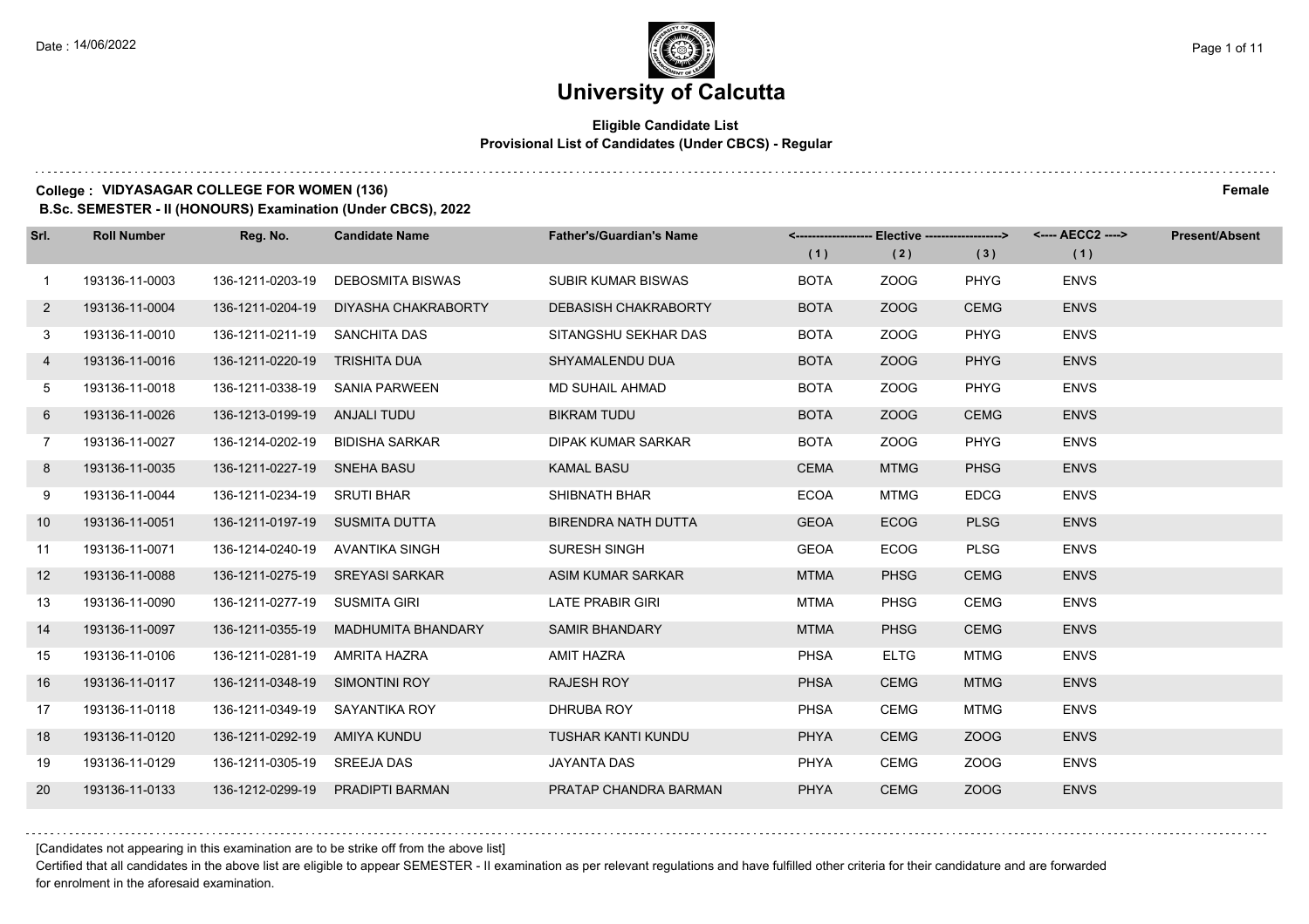# University of Calcutta

**Eligible Candidate List**
**Provisional List of Candidates (Under CBCS) - Regular**

Date : 14/06/2022

**College : VIDYASAGAR COLLEGE FOR WOMEN (136)** **Female**

**B.Sc. SEMESTER - II (HONOURS) Examination (Under CBCS), 2022**

| Srl. | Roll Number | Reg. No. | Candidate Name | Father's/Guardian's Name | Elective (1) | Elective (2) | Elective (3) | AECC2 (1) | Present/Absent |
|---|---|---|---|---|---|---|---|---|---|
| 1 | 193136-11-0003 | 136-1211-0203-19 | DEBOSMITA BISWAS | SUBIR KUMAR BISWAS | BOTA | ZOOG | PHYG | ENVS | |
| 2 | 193136-11-0004 | 136-1211-0204-19 | DIYASHA CHAKRABORTY | DEBASISH CHAKRABORTY | BOTA | ZOOG | CEMG | ENVS | |
| 3 | 193136-11-0010 | 136-1211-0211-19 | SANCHITA DAS | SITANGSHU SEKHAR DAS | BOTA | ZOOG | PHYG | ENVS | |
| 4 | 193136-11-0016 | 136-1211-0220-19 | TRISHITA DUA | SHYAMALENDU DUA | BOTA | ZOOG | PHYG | ENVS | |
| 5 | 193136-11-0018 | 136-1211-0338-19 | SANIA PARWEEN | MD SUHAIL AHMAD | BOTA | ZOOG | PHYG | ENVS | |
| 6 | 193136-11-0026 | 136-1213-0199-19 | ANJALI TUDU | BIKRAM TUDU | BOTA | ZOOG | CEMG | ENVS | |
| 7 | 193136-11-0027 | 136-1214-0202-19 | BIDISHA SARKAR | DIPAK KUMAR SARKAR | BOTA | ZOOG | PHYG | ENVS | |
| 8 | 193136-11-0035 | 136-1211-0227-19 | SNEHA BASU | KAMAL BASU | CEMA | MTMG | PHSG | ENVS | |
| 9 | 193136-11-0044 | 136-1211-0234-19 | SRUTI BHAR | SHIBNATH BHAR | ECOA | MTMG | EDCG | ENVS | |
| 10 | 193136-11-0051 | 136-1211-0197-19 | SUSMITA DUTTA | BIRENDRA NATH DUTTA | GEOA | ECOG | PLSG | ENVS | |
| 11 | 193136-11-0071 | 136-1214-0240-19 | AVANTIKA SINGH | SURESH SINGH | GEOA | ECOG | PLSG | ENVS | |
| 12 | 193136-11-0088 | 136-1211-0275-19 | SREYASI SARKAR | ASIM KUMAR SARKAR | MTMA | PHSG | CEMG | ENVS | |
| 13 | 193136-11-0090 | 136-1211-0277-19 | SUSMITA GIRI | LATE PRABIR GIRI | MTMA | PHSG | CEMG | ENVS | |
| 14 | 193136-11-0097 | 136-1211-0355-19 | MADHUMITA BHANDARY | SAMIR BHANDARY | MTMA | PHSG | CEMG | ENVS | |
| 15 | 193136-11-0106 | 136-1211-0281-19 | AMRITA HAZRA | AMIT HAZRA | PHSA | ELTG | MTMG | ENVS | |
| 16 | 193136-11-0117 | 136-1211-0348-19 | SIMONTINI ROY | RAJESH ROY | PHSA | CEMG | MTMG | ENVS | |
| 17 | 193136-11-0118 | 136-1211-0349-19 | SAYANTIKA ROY | DHRUBA ROY | PHSA | CEMG | MTMG | ENVS | |
| 18 | 193136-11-0120 | 136-1211-0292-19 | AMIYA KUNDU | TUSHAR KANTI KUNDU | PHYA | CEMG | ZOOG | ENVS | |
| 19 | 193136-11-0129 | 136-1211-0305-19 | SREEJA DAS | JAYANTA DAS | PHYA | CEMG | ZOOG | ENVS | |
| 20 | 193136-11-0133 | 136-1212-0299-19 | PRADIPTI BARMAN | PRATAP CHANDRA BARMAN | PHYA | CEMG | ZOOG | ENVS | |

[Candidates not appearing in this examination are to be strike off from the above list]

Certified that all candidates in the above list are eligible to appear SEMESTER - II examination as per relevant regulations and have fulfilled other criteria for their candidature and are forwarded for enrolment in the aforesaid examination.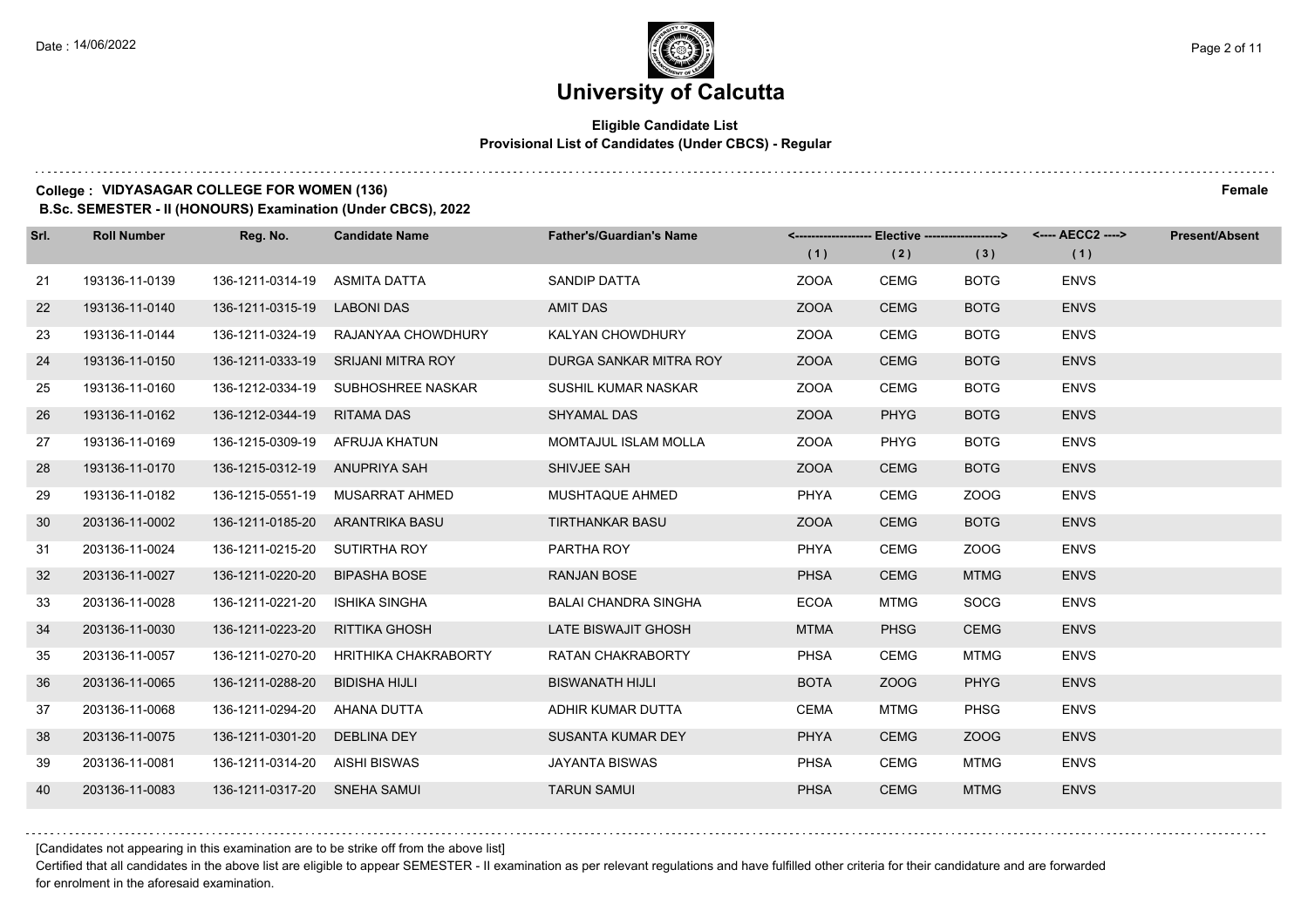# University of Calcutta

**Eligible Candidate List**
**Provisional List of Candidates (Under CBCS) - Regular**

**College : VIDYASAGAR COLLEGE FOR WOMEN (136)** **Female**
**B.Sc. SEMESTER - II (HONOURS) Examination (Under CBCS), 2022**

| Srl. | Roll Number | Reg. No. | Candidate Name | Father's/Guardian's Name | Elective (1) | Elective (2) | Elective (3) | AECC2 (1) | Present/Absent |
|---|---|---|---|---|---|---|---|---|---|
| 21 | 193136-11-0139 | 136-1211-0314-19 | ASMITA DATTA | SANDIP DATTA | ZOOA | CEMG | BOTG | ENVS | |
| 22 | 193136-11-0140 | 136-1211-0315-19 | LABONI DAS | AMIT DAS | ZOOA | CEMG | BOTG | ENVS | |
| 23 | 193136-11-0144 | 136-1211-0324-19 | RAJANYAA CHOWDHURY | KALYAN CHOWDHURY | ZOOA | CEMG | BOTG | ENVS | |
| 24 | 193136-11-0150 | 136-1211-0333-19 | SRIJANI MITRA ROY | DURGA SANKAR MITRA ROY | ZOOA | CEMG | BOTG | ENVS | |
| 25 | 193136-11-0160 | 136-1212-0334-19 | SUBHOSHREE NASKAR | SUSHIL KUMAR NASKAR | ZOOA | CEMG | BOTG | ENVS | |
| 26 | 193136-11-0162 | 136-1212-0344-19 | RITAMA DAS | SHYAMAL DAS | ZOOA | PHYG | BOTG | ENVS | |
| 27 | 193136-11-0169 | 136-1215-0309-19 | AFRUJA KHATUN | MOMTAJUL ISLAM MOLLA | ZOOA | PHYG | BOTG | ENVS | |
| 28 | 193136-11-0170 | 136-1215-0312-19 | ANUPRIYA SAH | SHIVJEE SAH | ZOOA | CEMG | BOTG | ENVS | |
| 29 | 193136-11-0182 | 136-1215-0551-19 | MUSARRAT AHMED | MUSHTAQUE AHMED | PHYA | CEMG | ZOOG | ENVS | |
| 30 | 203136-11-0002 | 136-1211-0185-20 | ARANTRIKA BASU | TIRTHANKAR BASU | ZOOA | CEMG | BOTG | ENVS | |
| 31 | 203136-11-0024 | 136-1211-0215-20 | SUTIRTHA ROY | PARTHA ROY | PHYA | CEMG | ZOOG | ENVS | |
| 32 | 203136-11-0027 | 136-1211-0220-20 | BIPASHA BOSE | RANJAN BOSE | PHSA | CEMG | MTMG | ENVS | |
| 33 | 203136-11-0028 | 136-1211-0221-20 | ISHIKA SINGHA | BALAI CHANDRA SINGHA | ECOA | MTMG | SOCG | ENVS | |
| 34 | 203136-11-0030 | 136-1211-0223-20 | RITTIKA GHOSH | LATE BISWAJIT GHOSH | MTMA | PHSG | CEMG | ENVS | |
| 35 | 203136-11-0057 | 136-1211-0270-20 | HRITHIKA CHAKRABORTY | RATAN CHAKRABORTY | PHSA | CEMG | MTMG | ENVS | |
| 36 | 203136-11-0065 | 136-1211-0288-20 | BIDISHA HIJLI | BISWANATH HIJLI | BOTA | ZOOG | PHYG | ENVS | |
| 37 | 203136-11-0068 | 136-1211-0294-20 | AHANA DUTTA | ADHIR KUMAR DUTTA | CEMA | MTMG | PHSG | ENVS | |
| 38 | 203136-11-0075 | 136-1211-0301-20 | DEBLINA DEY | SUSANTA KUMAR DEY | PHYA | CEMG | ZOOG | ENVS | |
| 39 | 203136-11-0081 | 136-1211-0314-20 | AISHI BISWAS | JAYANTA BISWAS | PHSA | CEMG | MTMG | ENVS | |
| 40 | 203136-11-0083 | 136-1211-0317-20 | SNEHA SAMUI | TARUN SAMUI | PHSA | CEMG | MTMG | ENVS | |

[Candidates not appearing in this examination are to be strike off from the above list]

Certified that all candidates in the above list are eligible to appear SEMESTER - II examination as per relevant regulations and have fulfilled other criteria for their candidature and are forwarded for enrolment in the aforesaid examination.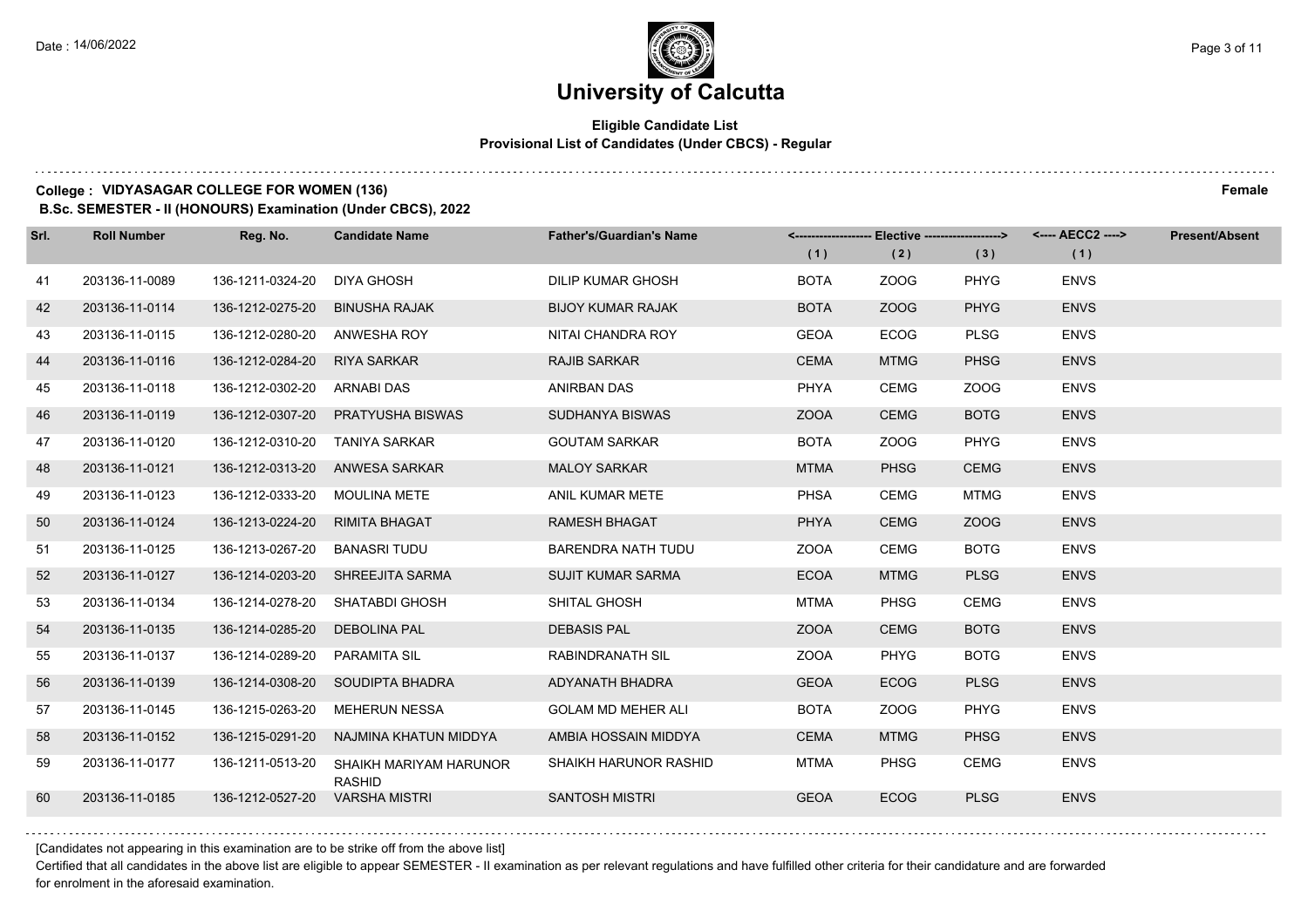# University of Calcutta

## Eligible Candidate List

### Provisional List of Candidates (Under CBCS) - Regular

**College : VIDYASAGAR COLLEGE FOR WOMEN (136)** **Female**

**B.Sc. SEMESTER - II (HONOURS) Examination (Under CBCS), 2022**

| Srl. | Roll Number | Reg. No. | Candidate Name | Father's/Guardian's Name | Elective (1) | Elective (2) | Elective (3) | AECC2 (1) | Present/Absent |
|---|---|---|---|---|---|---|---|---|---|
| 41 | 203136-11-0089 | 136-1211-0324-20 | DIYA GHOSH | DILIP KUMAR GHOSH | BOTA | ZOOG | PHYG | ENVS | |
| 42 | 203136-11-0114 | 136-1212-0275-20 | BINUSHA RAJAK | BIJOY KUMAR RAJAK | BOTA | ZOOG | PHYG | ENVS | |
| 43 | 203136-11-0115 | 136-1212-0280-20 | ANWESHA ROY | NITAI CHANDRA ROY | GEOA | ECOG | PLSG | ENVS | |
| 44 | 203136-11-0116 | 136-1212-0284-20 | RIYA SARKAR | RAJIB SARKAR | CEMA | MTMG | PHSG | ENVS | |
| 45 | 203136-11-0118 | 136-1212-0302-20 | ARNABI DAS | ANIRBAN DAS | PHYA | CEMG | ZOOG | ENVS | |
| 46 | 203136-11-0119 | 136-1212-0307-20 | PRATYUSHA BISWAS | SUDHANYA BISWAS | ZOOA | CEMG | BOTG | ENVS | |
| 47 | 203136-11-0120 | 136-1212-0310-20 | TANIYA SARKAR | GOUTAM SARKAR | BOTA | ZOOG | PHYG | ENVS | |
| 48 | 203136-11-0121 | 136-1212-0313-20 | ANWESA SARKAR | MALOY SARKAR | MTMA | PHSG | CEMG | ENVS | |
| 49 | 203136-11-0123 | 136-1212-0333-20 | MOULINA METE | ANIL KUMAR METE | PHSA | CEMG | MTMG | ENVS | |
| 50 | 203136-11-0124 | 136-1213-0224-20 | RIMITA BHAGAT | RAMESH BHAGAT | PHYA | CEMG | ZOOG | ENVS | |
| 51 | 203136-11-0125 | 136-1213-0267-20 | BANASRI TUDU | BARENDRA NATH TUDU | ZOOA | CEMG | BOTG | ENVS | |
| 52 | 203136-11-0127 | 136-1214-0203-20 | SHREEJITA SARMA | SUJIT KUMAR SARMA | ECOA | MTMG | PLSG | ENVS | |
| 53 | 203136-11-0134 | 136-1214-0278-20 | SHATABDI GHOSH | SHITAL GHOSH | MTMA | PHSG | CEMG | ENVS | |
| 54 | 203136-11-0135 | 136-1214-0285-20 | DEBOLINA PAL | DEBASIS PAL | ZOOA | CEMG | BOTG | ENVS | |
| 55 | 203136-11-0137 | 136-1214-0289-20 | PARAMITA SIL | RABINDRANATH SIL | ZOOA | PHYG | BOTG | ENVS | |
| 56 | 203136-11-0139 | 136-1214-0308-20 | SOUDIPTA BHADRA | ADYANATH BHADRA | GEOA | ECOG | PLSG | ENVS | |
| 57 | 203136-11-0145 | 136-1215-0263-20 | MEHERUN NESSA | GOLAM MD MEHER ALI | BOTA | ZOOG | PHYG | ENVS | |
| 58 | 203136-11-0152 | 136-1215-0291-20 | NAJMINA KHATUN MIDDYA | AMBIA HOSSAIN MIDDYA | CEMA | MTMG | PHSG | ENVS | |
| 59 | 203136-11-0177 | 136-1211-0513-20 | SHAIKH MARIYAM HARUNOR RASHID | SHAIKH HARUNOR RASHID | MTMA | PHSG | CEMG | ENVS | |
| 60 | 203136-11-0185 | 136-1212-0527-20 | VARSHA MISTRI | SANTOSH MISTRI | GEOA | ECOG | PLSG | ENVS | |

[Candidates not appearing in this examination are to be strike off from the above list]

Certified that all candidates in the above list are eligible to appear SEMESTER - II examination as per relevant regulations and have fulfilled other criteria for their candidature and are forwarded for enrolment in the aforesaid examination.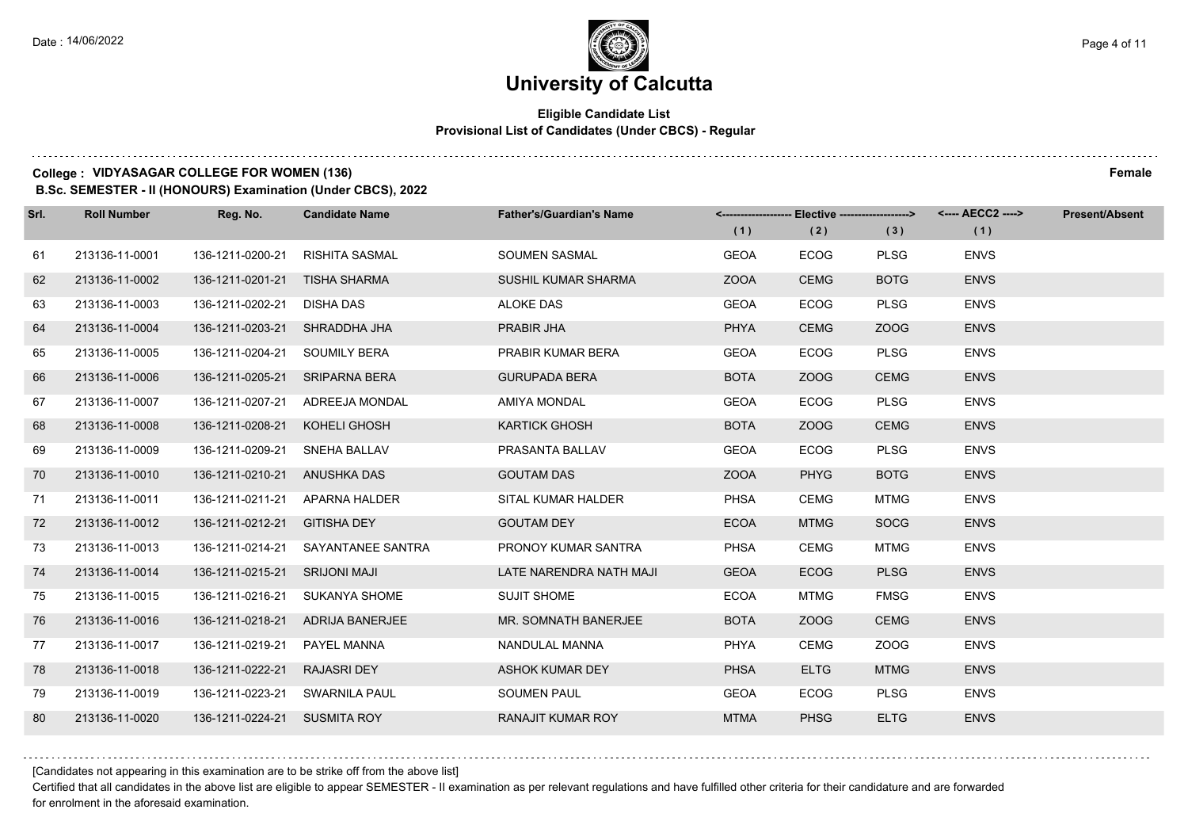# University of Calcutta

**Eligible Candidate List**
**Provisional List of Candidates (Under CBCS) - Regular**

**College : VIDYASAGAR COLLEGE FOR WOMEN (136)** **Female**

**B.Sc. SEMESTER - II (HONOURS) Examination (Under CBCS), 2022**

| Srl. | Roll Number | Reg. No. | Candidate Name | Father's/Guardian's Name | Elective (1) | Elective (2) | Elective (3) | AECC2 (1) | Present/Absent |
|---|---|---|---|---|---|---|---|---|---|
| 61 | 213136-11-0001 | 136-1211-0200-21 | RISHITA SASMAL | SOUMEN SASMAL | GEOA | ECOG | PLSG | ENVS | |
| 62 | 213136-11-0002 | 136-1211-0201-21 | TISHA SHARMA | SUSHIL KUMAR SHARMA | ZOOA | CEMG | BOTG | ENVS | |
| 63 | 213136-11-0003 | 136-1211-0202-21 | DISHA DAS | ALOKE DAS | GEOA | ECOG | PLSG | ENVS | |
| 64 | 213136-11-0004 | 136-1211-0203-21 | SHRADDHA JHA | PRABIR JHA | PHYA | CEMG | ZOOG | ENVS | |
| 65 | 213136-11-0005 | 136-1211-0204-21 | SOUMILY BERA | PRABIR KUMAR BERA | GEOA | ECOG | PLSG | ENVS | |
| 66 | 213136-11-0006 | 136-1211-0205-21 | SRIPARNA BERA | GURUPADA BERA | BOTA | ZOOG | CEMG | ENVS | |
| 67 | 213136-11-0007 | 136-1211-0207-21 | ADREEJA MONDAL | AMIYA MONDAL | GEOA | ECOG | PLSG | ENVS | |
| 68 | 213136-11-0008 | 136-1211-0208-21 | KOHELI GHOSH | KARTICK GHOSH | BOTA | ZOOG | CEMG | ENVS | |
| 69 | 213136-11-0009 | 136-1211-0209-21 | SNEHA BALLAV | PRASANTA BALLAV | GEOA | ECOG | PLSG | ENVS | |
| 70 | 213136-11-0010 | 136-1211-0210-21 | ANUSHKA DAS | GOUTAM DAS | ZOOA | PHYG | BOTG | ENVS | |
| 71 | 213136-11-0011 | 136-1211-0211-21 | APARNA HALDER | SITAL KUMAR HALDER | PHSA | CEMG | MTMG | ENVS | |
| 72 | 213136-11-0012 | 136-1211-0212-21 | GITISHA DEY | GOUTAM DEY | ECOA | MTMG | SOCG | ENVS | |
| 73 | 213136-11-0013 | 136-1211-0214-21 | SAYANTANEE SANTRA | PRONOY KUMAR SANTRA | PHSA | CEMG | MTMG | ENVS | |
| 74 | 213136-11-0014 | 136-1211-0215-21 | SRIJONI MAJI | LATE NARENDRA NATH MAJI | GEOA | ECOG | PLSG | ENVS | |
| 75 | 213136-11-0015 | 136-1211-0216-21 | SUKANYA SHOME | SUJIT SHOME | ECOA | MTMG | FMSG | ENVS | |
| 76 | 213136-11-0016 | 136-1211-0218-21 | ADRIJA BANERJEE | MR. SOMNATH BANERJEE | BOTA | ZOOG | CEMG | ENVS | |
| 77 | 213136-11-0017 | 136-1211-0219-21 | PAYEL MANNA | NANDULAL MANNA | PHYA | CEMG | ZOOG | ENVS | |
| 78 | 213136-11-0018 | 136-1211-0222-21 | RAJASRI DEY | ASHOK KUMAR DEY | PHSA | ELTG | MTMG | ENVS | |
| 79 | 213136-11-0019 | 136-1211-0223-21 | SWARNILA PAUL | SOUMEN PAUL | GEOA | ECOG | PLSG | ENVS | |
| 80 | 213136-11-0020 | 136-1211-0224-21 | SUSMITA ROY | RANAJIT KUMAR ROY | MTMA | PHSG | ELTG | ENVS | |

[Candidates not appearing in this examination are to be strike off from the above list]

Certified that all candidates in the above list are eligible to appear SEMESTER - II examination as per relevant regulations and have fulfilled other criteria for their candidature and are forwarded for enrolment in the aforesaid examination.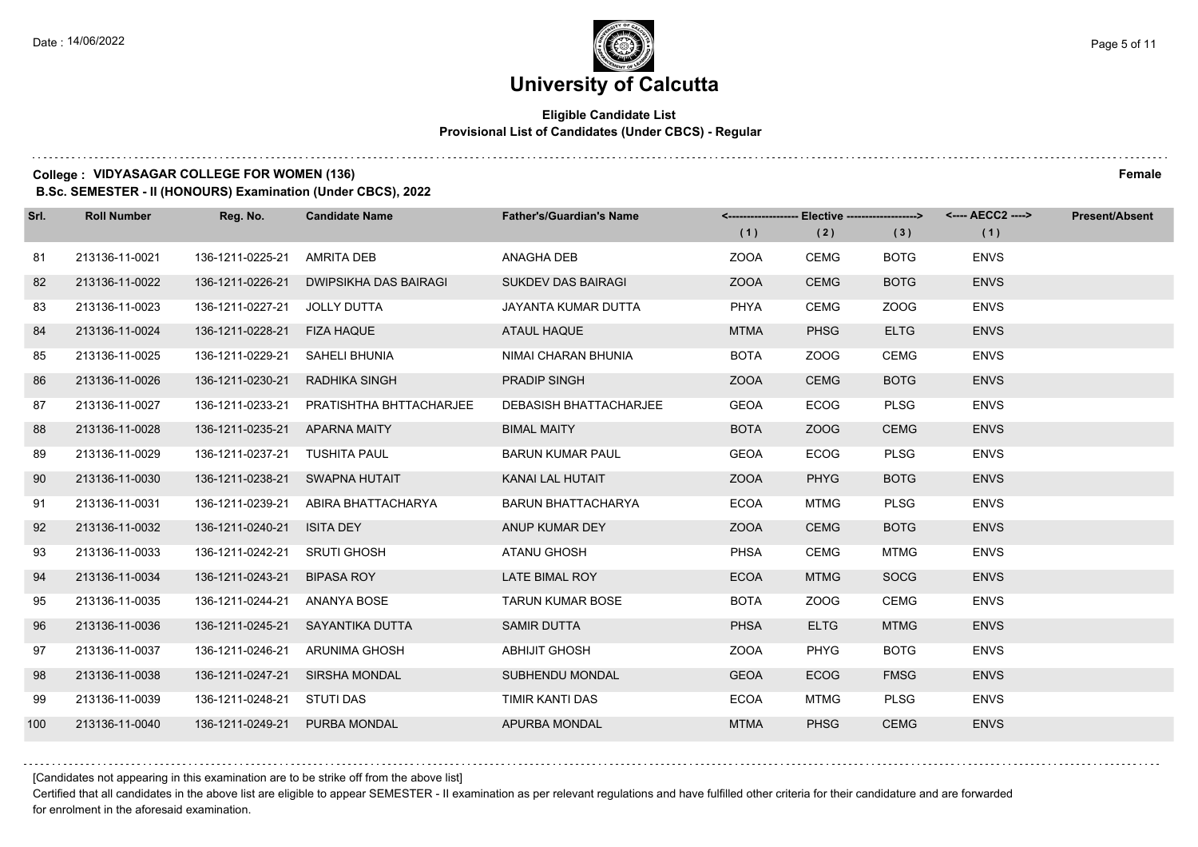# University of Calcutta

**Eligible Candidate List**
**Provisional List of Candidates (Under CBCS) - Regular**

**College : VIDYASAGAR COLLEGE FOR WOMEN (136)** **Female**

**B.Sc. SEMESTER - II (HONOURS) Examination (Under CBCS), 2022**

| Srl. | Roll Number | Reg. No. | Candidate Name | Father's/Guardian's Name | Elective (1) | Elective (2) | Elective (3) | AECC2 (1) | Present/Absent |
|---|---|---|---|---|---|---|---|---|---|
| 81 | 213136-11-0021 | 136-1211-0225-21 | AMRITA DEB | ANAGHA DEB | ZOOA | CEMG | BOTG | ENVS | |
| 82 | 213136-11-0022 | 136-1211-0226-21 | DWIPSIKHA DAS BAIRAGI | SUKDEV DAS BAIRAGI | ZOOA | CEMG | BOTG | ENVS | |
| 83 | 213136-11-0023 | 136-1211-0227-21 | JOLLY DUTTA | JAYANTA KUMAR DUTTA | PHYA | CEMG | ZOOG | ENVS | |
| 84 | 213136-11-0024 | 136-1211-0228-21 | FIZA HAQUE | ATAUL HAQUE | MTMA | PHSG | ELTG | ENVS | |
| 85 | 213136-11-0025 | 136-1211-0229-21 | SAHELI BHUNIA | NIMAI CHARAN BHUNIA | BOTA | ZOOG | CEMG | ENVS | |
| 86 | 213136-11-0026 | 136-1211-0230-21 | RADHIKA SINGH | PRADIP SINGH | ZOOA | CEMG | BOTG | ENVS | |
| 87 | 213136-11-0027 | 136-1211-0233-21 | PRATISHTHA BHTTACHARJEE | DEBASISH BHATTACHARJEE | GEOA | ECOG | PLSG | ENVS | |
| 88 | 213136-11-0028 | 136-1211-0235-21 | APARNA MAITY | BIMAL MAITY | BOTA | ZOOG | CEMG | ENVS | |
| 89 | 213136-11-0029 | 136-1211-0237-21 | TUSHITA PAUL | BARUN KUMAR PAUL | GEOA | ECOG | PLSG | ENVS | |
| 90 | 213136-11-0030 | 136-1211-0238-21 | SWAPNA HUTAIT | KANAI LAL HUTAIT | ZOOA | PHYG | BOTG | ENVS | |
| 91 | 213136-11-0031 | 136-1211-0239-21 | ABIRA BHATTACHARYA | BARUN BHATTACHARYA | ECOA | MTMG | PLSG | ENVS | |
| 92 | 213136-11-0032 | 136-1211-0240-21 | ISITA DEY | ANUP KUMAR DEY | ZOOA | CEMG | BOTG | ENVS | |
| 93 | 213136-11-0033 | 136-1211-0242-21 | SRUTI GHOSH | ATANU GHOSH | PHSA | CEMG | MTMG | ENVS | |
| 94 | 213136-11-0034 | 136-1211-0243-21 | BIPASA ROY | LATE BIMAL ROY | ECOA | MTMG | SOCG | ENVS | |
| 95 | 213136-11-0035 | 136-1211-0244-21 | ANANYA BOSE | TARUN KUMAR BOSE | BOTA | ZOOG | CEMG | ENVS | |
| 96 | 213136-11-0036 | 136-1211-0245-21 | SAYANTIKA DUTTA | SAMIR DUTTA | PHSA | ELTG | MTMG | ENVS | |
| 97 | 213136-11-0037 | 136-1211-0246-21 | ARUNIMA GHOSH | ABHIJIT GHOSH | ZOOA | PHYG | BOTG | ENVS | |
| 98 | 213136-11-0038 | 136-1211-0247-21 | SIRSHA MONDAL | SUBHENDU MONDAL | GEOA | ECOG | FMSG | ENVS | |
| 99 | 213136-11-0039 | 136-1211-0248-21 | STUTI DAS | TIMIR KANTI DAS | ECOA | MTMG | PLSG | ENVS | |
| 100 | 213136-11-0040 | 136-1211-0249-21 | PURBA MONDAL | APURBA MONDAL | MTMA | PHSG | CEMG | ENVS | |

[Candidates not appearing in this examination are to be strike off from the above list]

Certified that all candidates in the above list are eligible to appear SEMESTER - II examination as per relevant regulations and have fulfilled other criteria for their candidature and are forwarded for enrolment in the aforesaid examination.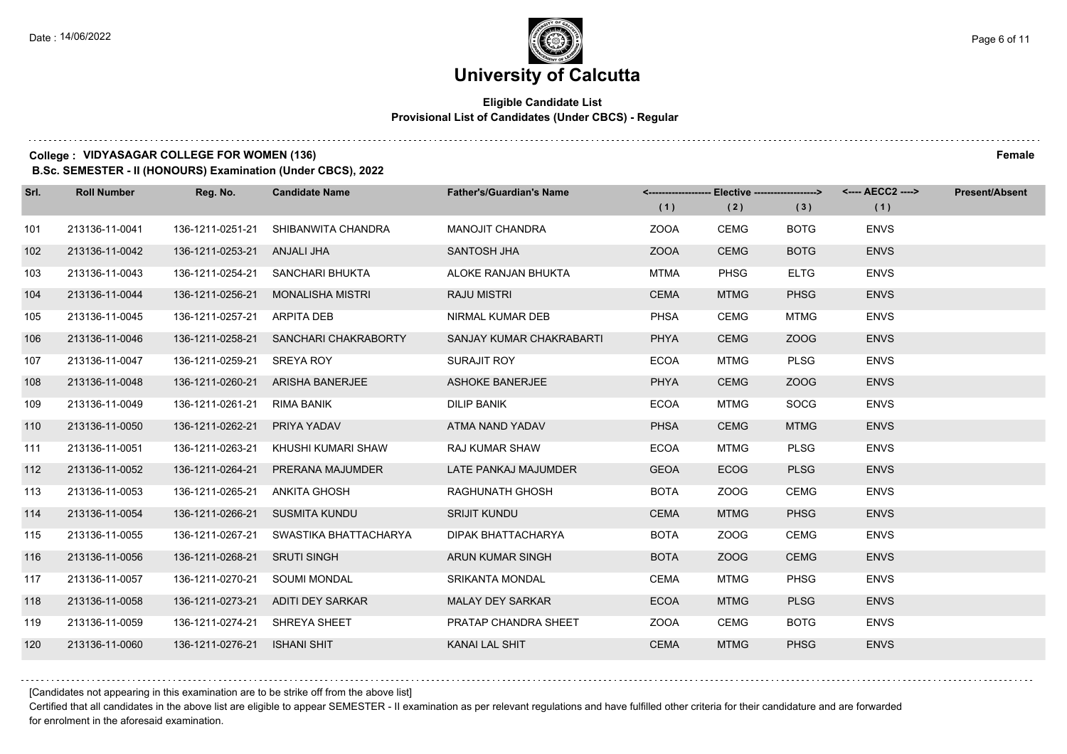# University of Calcutta

**Eligible Candidate List**
**Provisional List of Candidates (Under CBCS) - Regular**

**College : VIDYASAGAR COLLEGE FOR WOMEN (136)** **Female**

**B.Sc. SEMESTER - II (HONOURS) Examination (Under CBCS), 2022**

| Srl. | Roll Number | Reg. No. | Candidate Name | Father's/Guardian's Name | Elective (1) | Elective (2) | Elective (3) | AECC2 (1) | Present/Absent |
|---|---|---|---|---|---|---|---|---|---|
| 101 | 213136-11-0041 | 136-1211-0251-21 | SHIBANWITA CHANDRA | MANOJIT CHANDRA | ZOOA | CEMG | BOTG | ENVS | |
| 102 | 213136-11-0042 | 136-1211-0253-21 | ANJALI JHA | SANTOSH JHA | ZOOA | CEMG | BOTG | ENVS | |
| 103 | 213136-11-0043 | 136-1211-0254-21 | SANCHARI BHUKTA | ALOKE RANJAN BHUKTA | MTMA | PHSG | ELTG | ENVS | |
| 104 | 213136-11-0044 | 136-1211-0256-21 | MONALISHA MISTRI | RAJU MISTRI | CEMA | MTMG | PHSG | ENVS | |
| 105 | 213136-11-0045 | 136-1211-0257-21 | ARPITA DEB | NIRMAL KUMAR DEB | PHSA | CEMG | MTMG | ENVS | |
| 106 | 213136-11-0046 | 136-1211-0258-21 | SANCHARI CHAKRABORTY | SANJAY KUMAR CHAKRABARTI | PHYA | CEMG | ZOOG | ENVS | |
| 107 | 213136-11-0047 | 136-1211-0259-21 | SREYA ROY | SURAJIT ROY | ECOA | MTMG | PLSG | ENVS | |
| 108 | 213136-11-0048 | 136-1211-0260-21 | ARISHA BANERJEE | ASHOKE BANERJEE | PHYA | CEMG | ZOOG | ENVS | |
| 109 | 213136-11-0049 | 136-1211-0261-21 | RIMA BANIK | DILIP BANIK | ECOA | MTMG | SOCG | ENVS | |
| 110 | 213136-11-0050 | 136-1211-0262-21 | PRIYA YADAV | ATMA NAND YADAV | PHSA | CEMG | MTMG | ENVS | |
| 111 | 213136-11-0051 | 136-1211-0263-21 | KHUSHI KUMARI SHAW | RAJ KUMAR SHAW | ECOA | MTMG | PLSG | ENVS | |
| 112 | 213136-11-0052 | 136-1211-0264-21 | PRERANA MAJUMDER | LATE PANKAJ MAJUMDER | GEOA | ECOG | PLSG | ENVS | |
| 113 | 213136-11-0053 | 136-1211-0265-21 | ANKITA GHOSH | RAGHUNATH GHOSH | BOTA | ZOOG | CEMG | ENVS | |
| 114 | 213136-11-0054 | 136-1211-0266-21 | SUSMITA KUNDU | SRIJIT KUNDU | CEMA | MTMG | PHSG | ENVS | |
| 115 | 213136-11-0055 | 136-1211-0267-21 | SWASTIKA BHATTACHARYA | DIPAK BHATTACHARYA | BOTA | ZOOG | CEMG | ENVS | |
| 116 | 213136-11-0056 | 136-1211-0268-21 | SRUTI SINGH | ARUN KUMAR SINGH | BOTA | ZOOG | CEMG | ENVS | |
| 117 | 213136-11-0057 | 136-1211-0270-21 | SOUMI MONDAL | SRIKANTA MONDAL | CEMA | MTMG | PHSG | ENVS | |
| 118 | 213136-11-0058 | 136-1211-0273-21 | ADITI DEY SARKAR | MALAY DEY SARKAR | ECOA | MTMG | PLSG | ENVS | |
| 119 | 213136-11-0059 | 136-1211-0274-21 | SHREYA SHEET | PRATAP CHANDRA SHEET | ZOOA | CEMG | BOTG | ENVS | |
| 120 | 213136-11-0060 | 136-1211-0276-21 | ISHANI SHIT | KANAI LAL SHIT | CEMA | MTMG | PHSG | ENVS | |

[Candidates not appearing in this examination are to be strike off from the above list]

Certified that all candidates in the above list are eligible to appear SEMESTER - II examination as per relevant regulations and have fulfilled other criteria for their candidature and are forwarded for enrolment in the aforesaid examination.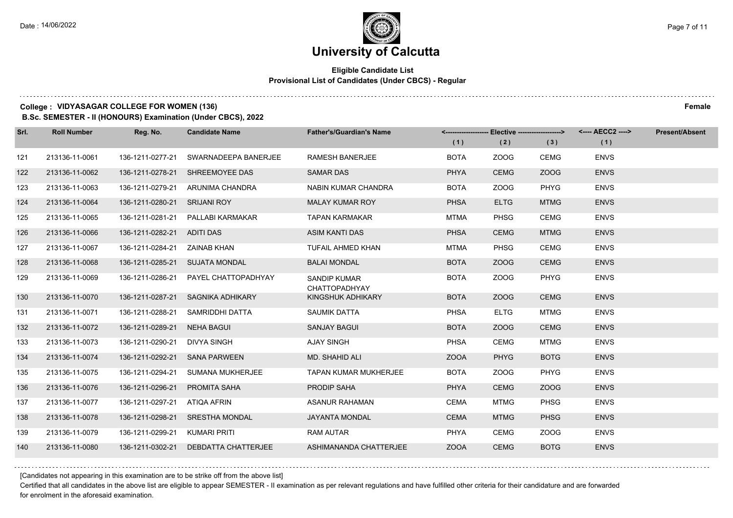# University of Calcutta

**Eligible Candidate List**
**Provisional List of Candidates (Under CBCS) - Regular**

**College : VIDYASAGAR COLLEGE FOR WOMEN (136)** **Female**

**B.Sc. SEMESTER - II (HONOURS) Examination (Under CBCS), 2022**

| Srl. | Roll Number | Reg. No. | Candidate Name | Father's/Guardian's Name | <------------------ Elective ------------------> | | | <---- AECC2 ----> | Present/Absent |
|---|---|---|---|---|---|---|---|---|---|
| | | | | | (1) | (2) | (3) | (1) | |
| 121 | 213136-11-0061 | 136-1211-0277-21 | SWARNADEEPA BANERJEE | RAMESH BANERJEE | BOTA | ZOOG | CEMG | ENVS | |
| 122 | 213136-11-0062 | 136-1211-0278-21 | SHREEMOYEE DAS | SAMAR DAS | PHYA | CEMG | ZOOG | ENVS | |
| 123 | 213136-11-0063 | 136-1211-0279-21 | ARUNIMA CHANDRA | NABIN KUMAR CHANDRA | BOTA | ZOOG | PHYG | ENVS | |
| 124 | 213136-11-0064 | 136-1211-0280-21 | SRIJANI ROY | MALAY KUMAR ROY | PHSA | ELTG | MTMG | ENVS | |
| 125 | 213136-11-0065 | 136-1211-0281-21 | PALLABI KARMAKAR | TAPAN KARMAKAR | MTMA | PHSG | CEMG | ENVS | |
| 126 | 213136-11-0066 | 136-1211-0282-21 | ADITI DAS | ASIM KANTI DAS | PHSA | CEMG | MTMG | ENVS | |
| 127 | 213136-11-0067 | 136-1211-0284-21 | ZAINAB KHAN | TUFAIL AHMED KHAN | MTMA | PHSG | CEMG | ENVS | |
| 128 | 213136-11-0068 | 136-1211-0285-21 | SUJATA MONDAL | BALAI MONDAL | BOTA | ZOOG | CEMG | ENVS | |
| 129 | 213136-11-0069 | 136-1211-0286-21 | PAYEL CHATTOPADHYAY | SANDIP KUMAR CHATTOPADHYAY | BOTA | ZOOG | PHYG | ENVS | |
| 130 | 213136-11-0070 | 136-1211-0287-21 | SAGNIKA ADHIKARY | KINGSHUK ADHIKARY | BOTA | ZOOG | CEMG | ENVS | |
| 131 | 213136-11-0071 | 136-1211-0288-21 | SAMRIDDHI DATTA | SAUMIK DATTA | PHSA | ELTG | MTMG | ENVS | |
| 132 | 213136-11-0072 | 136-1211-0289-21 | NEHA BAGUI | SANJAY BAGUI | BOTA | ZOOG | CEMG | ENVS | |
| 133 | 213136-11-0073 | 136-1211-0290-21 | DIVYA SINGH | AJAY SINGH | PHSA | CEMG | MTMG | ENVS | |
| 134 | 213136-11-0074 | 136-1211-0292-21 | SANA PARWEEN | MD. SHAHID ALI | ZOOA | PHYG | BOTG | ENVS | |
| 135 | 213136-11-0075 | 136-1211-0294-21 | SUMANA MUKHERJEE | TAPAN KUMAR MUKHERJEE | BOTA | ZOOG | PHYG | ENVS | |
| 136 | 213136-11-0076 | 136-1211-0296-21 | PROMITA SAHA | PRODIP SAHA | PHYA | CEMG | ZOOG | ENVS | |
| 137 | 213136-11-0077 | 136-1211-0297-21 | ATIQA AFRIN | ASANUR RAHAMAN | CEMA | MTMG | PHSG | ENVS | |
| 138 | 213136-11-0078 | 136-1211-0298-21 | SRESTHA MONDAL | JAYANTA MONDAL | CEMA | MTMG | PHSG | ENVS | |
| 139 | 213136-11-0079 | 136-1211-0299-21 | KUMARI PRITI | RAM AUTAR | PHYA | CEMG | ZOOG | ENVS | |
| 140 | 213136-11-0080 | 136-1211-0302-21 | DEBDATTA CHATTERJEE | ASHIMANANDA CHATTERJEE | ZOOA | CEMG | BOTG | ENVS | |

[Candidates not appearing in this examination are to be strike off from the above list]

Certified that all candidates in the above list are eligible to appear SEMESTER - II examination as per relevant regulations and have fulfilled other criteria for their candidature and are forwarded for enrolment in the aforesaid examination.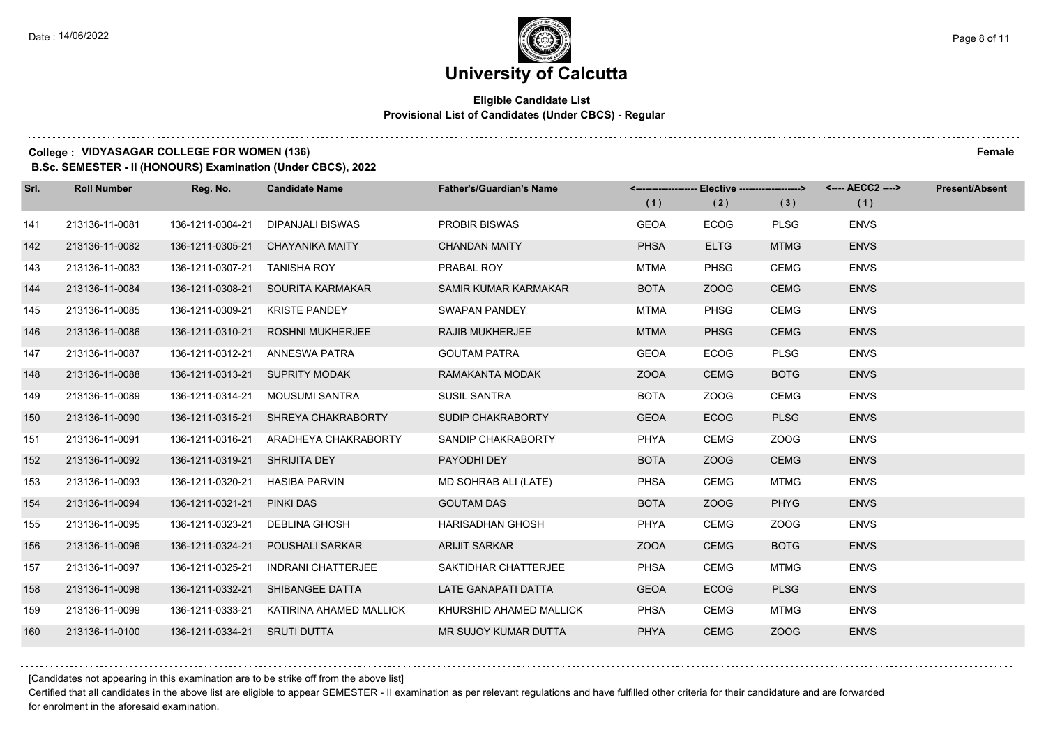# University of Calcutta

**Eligible Candidate List**
**Provisional List of Candidates (Under CBCS) - Regular**

**College : VIDYASAGAR COLLEGE FOR WOMEN (136)** **Female**
**B.Sc. SEMESTER - II (HONOURS) Examination (Under CBCS), 2022**

| Srl. | Roll Number | Reg. No. | Candidate Name | Father's/Guardian's Name | <------- Elective -------> (1) | (2) | (3) | <---- AECC2 ----> (1) | Present/Absent |
|---|---|---|---|---|---|---|---|---|---|
| 141 | 213136-11-0081 | 136-1211-0304-21 | DIPANJALI BISWAS | PROBIR BISWAS | GEOA | ECOG | PLSG | ENVS | |
| 142 | 213136-11-0082 | 136-1211-0305-21 | CHAYANIKA MAITY | CHANDAN MAITY | PHSA | ELTG | MTMG | ENVS | |
| 143 | 213136-11-0083 | 136-1211-0307-21 | TANISHA ROY | PRABAL ROY | MTMA | PHSG | CEMG | ENVS | |
| 144 | 213136-11-0084 | 136-1211-0308-21 | SOURITA KARMAKAR | SAMIR KUMAR KARMAKAR | BOTA | ZOOG | CEMG | ENVS | |
| 145 | 213136-11-0085 | 136-1211-0309-21 | KRISTE PANDEY | SWAPAN PANDEY | MTMA | PHSG | CEMG | ENVS | |
| 146 | 213136-11-0086 | 136-1211-0310-21 | ROSHNI MUKHERJEE | RAJIB MUKHERJEE | MTMA | PHSG | CEMG | ENVS | |
| 147 | 213136-11-0087 | 136-1211-0312-21 | ANNESWA PATRA | GOUTAM PATRA | GEOA | ECOG | PLSG | ENVS | |
| 148 | 213136-11-0088 | 136-1211-0313-21 | SUPRITY MODAK | RAMAKANTA MODAK | ZOOA | CEMG | BOTG | ENVS | |
| 149 | 213136-11-0089 | 136-1211-0314-21 | MOUSUMI SANTRA | SUSIL SANTRA | BOTA | ZOOG | CEMG | ENVS | |
| 150 | 213136-11-0090 | 136-1211-0315-21 | SHREYA CHAKRABORTY | SUDIP CHAKRABORTY | GEOA | ECOG | PLSG | ENVS | |
| 151 | 213136-11-0091 | 136-1211-0316-21 | ARADHEYA CHAKRABORTY | SANDIP CHAKRABORTY | PHYA | CEMG | ZOOG | ENVS | |
| 152 | 213136-11-0092 | 136-1211-0319-21 | SHRIJITA DEY | PAYODHI DEY | BOTA | ZOOG | CEMG | ENVS | |
| 153 | 213136-11-0093 | 136-1211-0320-21 | HASIBA PARVIN | MD SOHRAB ALI (LATE) | PHSA | CEMG | MTMG | ENVS | |
| 154 | 213136-11-0094 | 136-1211-0321-21 | PINKI DAS | GOUTAM DAS | BOTA | ZOOG | PHYG | ENVS | |
| 155 | 213136-11-0095 | 136-1211-0323-21 | DEBLINA GHOSH | HARISADHAN GHOSH | PHYA | CEMG | ZOOG | ENVS | |
| 156 | 213136-11-0096 | 136-1211-0324-21 | POUSHALI SARKAR | ARIJIT SARKAR | ZOOA | CEMG | BOTG | ENVS | |
| 157 | 213136-11-0097 | 136-1211-0325-21 | INDRANI CHATTERJEE | SAKTIDHAR CHATTERJEE | PHSA | CEMG | MTMG | ENVS | |
| 158 | 213136-11-0098 | 136-1211-0332-21 | SHIBANGEE DATTA | LATE GANAPATI DATTA | GEOA | ECOG | PLSG | ENVS | |
| 159 | 213136-11-0099 | 136-1211-0333-21 | KATIRINA AHAMED MALLICK | KHURSHID AHAMED MALLICK | PHSA | CEMG | MTMG | ENVS | |
| 160 | 213136-11-0100 | 136-1211-0334-21 | SRUTI DUTTA | MR SUJOY KUMAR DUTTA | PHYA | CEMG | ZOOG | ENVS | |

[Candidates not appearing in this examination are to be strike off from the above list]

Certified that all candidates in the above list are eligible to appear SEMESTER - II examination as per relevant regulations and have fulfilled other criteria for their candidature and are forwarded for enrolment in the aforesaid examination.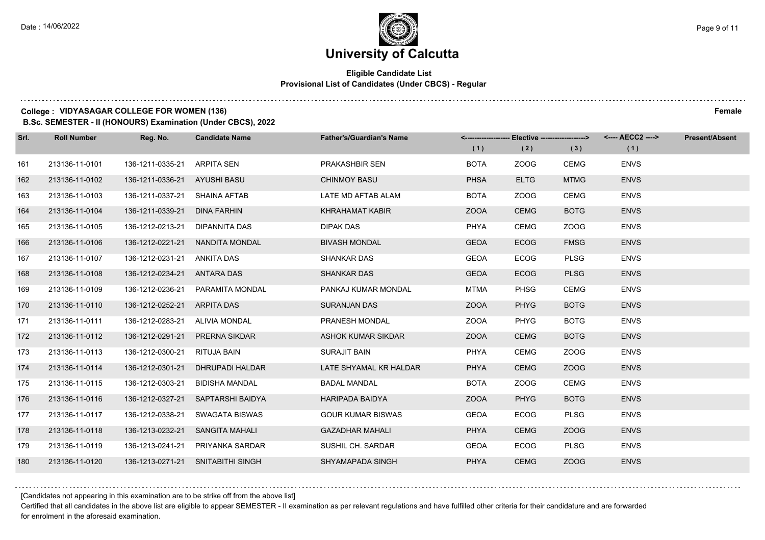# University of Calcutta

**Eligible Candidate List**
**Provisional List of Candidates (Under CBCS) - Regular**

**College : VIDYASAGAR COLLEGE FOR WOMEN (136)** **Female**

**B.Sc. SEMESTER - II (HONOURS) Examination (Under CBCS), 2022**

| Srl. | Roll Number | Reg. No. | Candidate Name | Father's/Guardian's Name | Elective (1) | Elective (2) | Elective (3) | AECC2 (1) | Present/Absent |
|---|---|---|---|---|---|---|---|---|---|
| 161 | 213136-11-0101 | 136-1211-0335-21 | ARPITA SEN | PRAKASHBIR SEN | BOTA | ZOOG | CEMG | ENVS | |
| 162 | 213136-11-0102 | 136-1211-0336-21 | AYUSHI BASU | CHINMOY BASU | PHSA | ELTG | MTMG | ENVS | |
| 163 | 213136-11-0103 | 136-1211-0337-21 | SHAINA AFTAB | LATE MD AFTAB ALAM | BOTA | ZOOG | CEMG | ENVS | |
| 164 | 213136-11-0104 | 136-1211-0339-21 | DINA FARHIN | KHRAHAMAT KABIR | ZOOA | CEMG | BOTG | ENVS | |
| 165 | 213136-11-0105 | 136-1212-0213-21 | DIPANNITA DAS | DIPAK DAS | PHYA | CEMG | ZOOG | ENVS | |
| 166 | 213136-11-0106 | 136-1212-0221-21 | NANDITA MONDAL | BIVASH MONDAL | GEOA | ECOG | FMSG | ENVS | |
| 167 | 213136-11-0107 | 136-1212-0231-21 | ANKITA DAS | SHANKAR DAS | GEOA | ECOG | PLSG | ENVS | |
| 168 | 213136-11-0108 | 136-1212-0234-21 | ANTARA DAS | SHANKAR DAS | GEOA | ECOG | PLSG | ENVS | |
| 169 | 213136-11-0109 | 136-1212-0236-21 | PARAMITA MONDAL | PANKAJ KUMAR MONDAL | MTMA | PHSG | CEMG | ENVS | |
| 170 | 213136-11-0110 | 136-1212-0252-21 | ARPITA DAS | SURANJAN DAS | ZOOA | PHYG | BOTG | ENVS | |
| 171 | 213136-11-0111 | 136-1212-0283-21 | ALIVIA MONDAL | PRANESH MONDAL | ZOOA | PHYG | BOTG | ENVS | |
| 172 | 213136-11-0112 | 136-1212-0291-21 | PRERNA SIKDAR | ASHOK KUMAR SIKDAR | ZOOA | CEMG | BOTG | ENVS | |
| 173 | 213136-11-0113 | 136-1212-0300-21 | RITUJA BAIN | SURAJIT BAIN | PHYA | CEMG | ZOOG | ENVS | |
| 174 | 213136-11-0114 | 136-1212-0301-21 | DHRUPADI HALDAR | LATE SHYAMAL KR HALDAR | PHYA | CEMG | ZOOG | ENVS | |
| 175 | 213136-11-0115 | 136-1212-0303-21 | BIDISHA MANDAL | BADAL MANDAL | BOTA | ZOOG | CEMG | ENVS | |
| 176 | 213136-11-0116 | 136-1212-0327-21 | SAPTARSHI BAIDYA | HARIPADA BAIDYA | ZOOA | PHYG | BOTG | ENVS | |
| 177 | 213136-11-0117 | 136-1212-0338-21 | SWAGATA BISWAS | GOUR KUMAR BISWAS | GEOA | ECOG | PLSG | ENVS | |
| 178 | 213136-11-0118 | 136-1213-0232-21 | SANGITA MAHALI | GAZADHAR MAHALI | PHYA | CEMG | ZOOG | ENVS | |
| 179 | 213136-11-0119 | 136-1213-0241-21 | PRIYANKA SARDAR | SUSHIL CH. SARDAR | GEOA | ECOG | PLSG | ENVS | |
| 180 | 213136-11-0120 | 136-1213-0271-21 | SNITABITHI SINGH | SHYAMAPADA SINGH | PHYA | CEMG | ZOOG | ENVS | |

[Candidates not appearing in this examination are to be strike off from the above list]

Certified that all candidates in the above list are eligible to appear SEMESTER - II examination as per relevant regulations and have fulfilled other criteria for their candidature and are forwarded for enrolment in the aforesaid examination.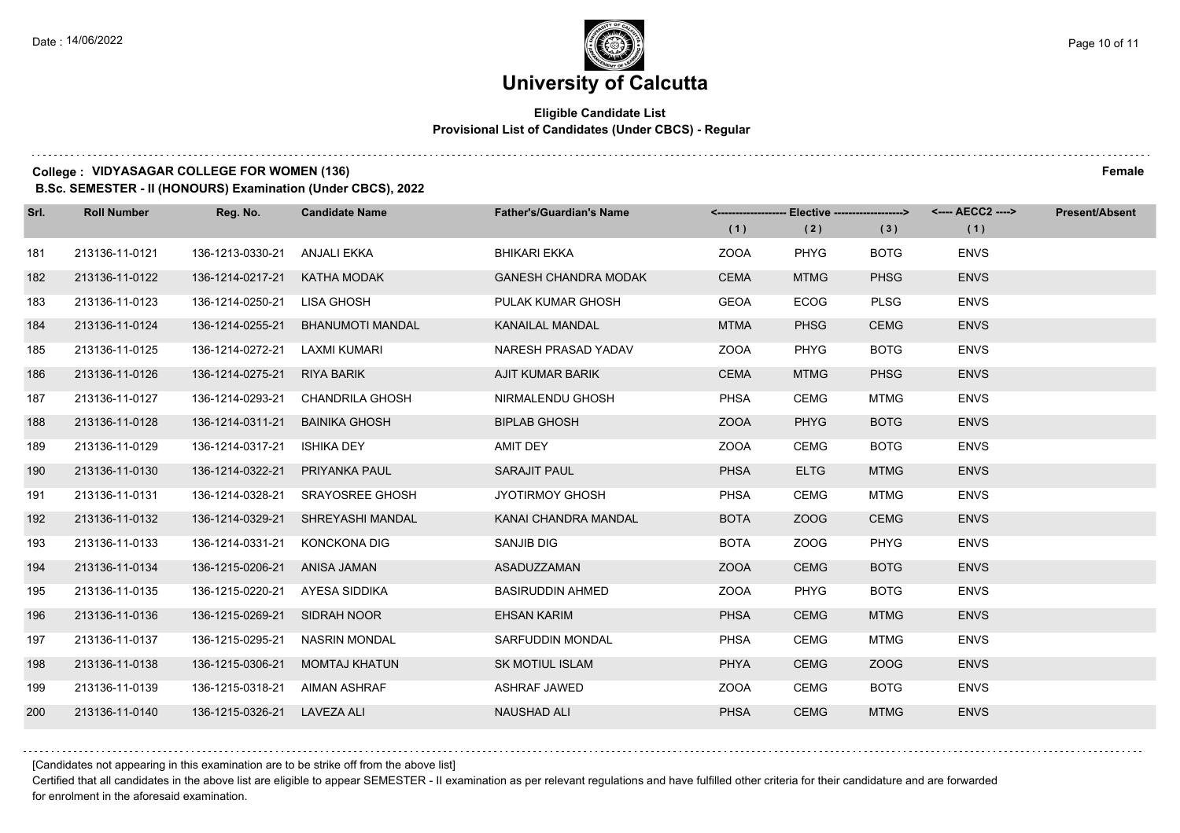# University of Calcutta

**Eligible Candidate List**
**Provisional List of Candidates (Under CBCS) - Regular**

**College : VIDYASAGAR COLLEGE FOR WOMEN (136)** **Female**
**B.Sc. SEMESTER - II (HONOURS) Examination (Under CBCS), 2022**

| Srl. | Roll Number | Reg. No. | Candidate Name | Father's/Guardian's Name | Elective (1) | Elective (2) | Elective (3) | AECC2 (1) | Present/Absent |
|---|---|---|---|---|---|---|---|---|---|
| 181 | 213136-11-0121 | 136-1213-0330-21 | ANJALI EKKA | BHIKARI EKKA | ZOOA | PHYG | BOTG | ENVS | |
| 182 | 213136-11-0122 | 136-1214-0217-21 | KATHA MODAK | GANESH CHANDRA MODAK | CEMA | MTMG | PHSG | ENVS | |
| 183 | 213136-11-0123 | 136-1214-0250-21 | LISA GHOSH | PULAK KUMAR GHOSH | GEOA | ECOG | PLSG | ENVS | |
| 184 | 213136-11-0124 | 136-1214-0255-21 | BHANUMOTI MANDAL | KANAILAL MANDAL | MTMA | PHSG | CEMG | ENVS | |
| 185 | 213136-11-0125 | 136-1214-0272-21 | LAXMI KUMARI | NARESH PRASAD YADAV | ZOOA | PHYG | BOTG | ENVS | |
| 186 | 213136-11-0126 | 136-1214-0275-21 | RIYA BARIK | AJIT KUMAR BARIK | CEMA | MTMG | PHSG | ENVS | |
| 187 | 213136-11-0127 | 136-1214-0293-21 | CHANDRILA GHOSH | NIRMALENDU GHOSH | PHSA | CEMG | MTMG | ENVS | |
| 188 | 213136-11-0128 | 136-1214-0311-21 | BAINIKA GHOSH | BIPLAB GHOSH | ZOOA | PHYG | BOTG | ENVS | |
| 189 | 213136-11-0129 | 136-1214-0317-21 | ISHIKA DEY | AMIT DEY | ZOOA | CEMG | BOTG | ENVS | |
| 190 | 213136-11-0130 | 136-1214-0322-21 | PRIYANKA PAUL | SARAJIT PAUL | PHSA | ELTG | MTMG | ENVS | |
| 191 | 213136-11-0131 | 136-1214-0328-21 | SRAYOSREE GHOSH | JYOTIRMOY GHOSH | PHSA | CEMG | MTMG | ENVS | |
| 192 | 213136-11-0132 | 136-1214-0329-21 | SHREYASHI MANDAL | KANAI CHANDRA MANDAL | BOTA | ZOOG | CEMG | ENVS | |
| 193 | 213136-11-0133 | 136-1214-0331-21 | KONCKONA DIG | SANJIB DIG | BOTA | ZOOG | PHYG | ENVS | |
| 194 | 213136-11-0134 | 136-1215-0206-21 | ANISA JAMAN | ASADUZZAMAN | ZOOA | CEMG | BOTG | ENVS | |
| 195 | 213136-11-0135 | 136-1215-0220-21 | AYESA SIDDIKA | BASIRUDDIN AHMED | ZOOA | PHYG | BOTG | ENVS | |
| 196 | 213136-11-0136 | 136-1215-0269-21 | SIDRAH NOOR | EHSAN KARIM | PHSA | CEMG | MTMG | ENVS | |
| 197 | 213136-11-0137 | 136-1215-0295-21 | NASRIN MONDAL | SARFUDDIN MONDAL | PHSA | CEMG | MTMG | ENVS | |
| 198 | 213136-11-0138 | 136-1215-0306-21 | MOMTAJ KHATUN | SK MOTIUL ISLAM | PHYA | CEMG | ZOOG | ENVS | |
| 199 | 213136-11-0139 | 136-1215-0318-21 | AIMAN ASHRAF | ASHRAF JAWED | ZOOA | CEMG | BOTG | ENVS | |
| 200 | 213136-11-0140 | 136-1215-0326-21 | LAVEZA ALI | NAUSHAD ALI | PHSA | CEMG | MTMG | ENVS | |

[Candidates not appearing in this examination are to be strike off from the above list]

Certified that all candidates in the above list are eligible to appear SEMESTER - II examination as per relevant regulations and have fulfilled other criteria for their candidature and are forwarded for enrolment in the aforesaid examination.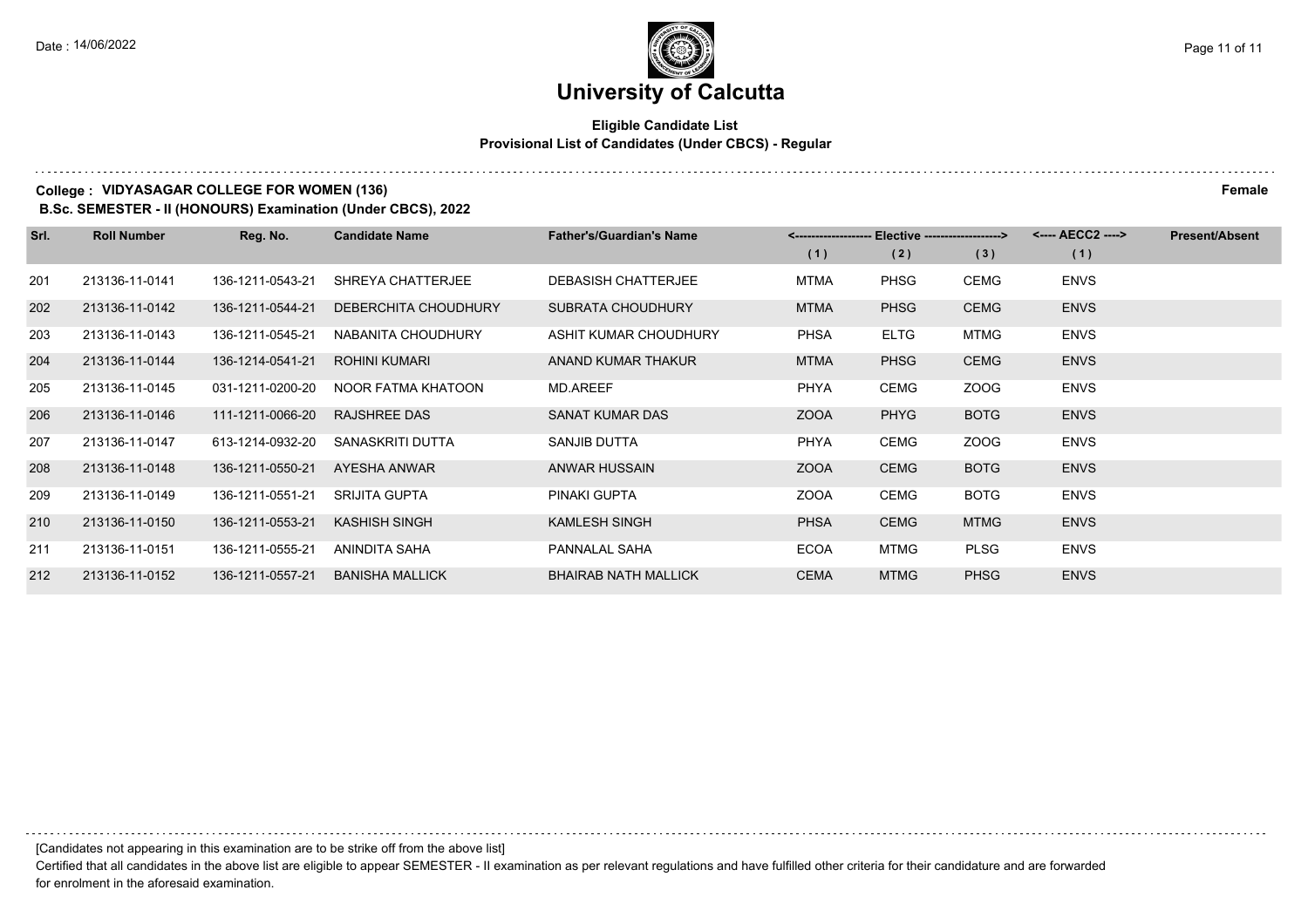# University of Calcutta

**Eligible Candidate List**
**Provisional List of Candidates (Under CBCS) - Regular**

**College : VIDYASAGAR COLLEGE FOR WOMEN (136)** **Female**
**B.Sc. SEMESTER - II (HONOURS) Examination (Under CBCS), 2022**

| Srl. | Roll Number | Reg. No. | Candidate Name | Father's/Guardian's Name | <---- Elective ----> | | | <---- AECC2 ----> | Present/Absent |
|---|---|---|---|---|---|---|---|---|---|
| | | | | | (1) | (2) | (3) | (1) | |
| 201 | 213136-11-0141 | 136-1211-0543-21 | SHREYA CHATTERJEE | DEBASISH CHATTERJEE | MTMA | PHSG | CEMG | ENVS | |
| 202 | 213136-11-0142 | 136-1211-0544-21 | DEBERCHITA CHOUDHURY | SUBRATA CHOUDHURY | MTMA | PHSG | CEMG | ENVS | |
| 203 | 213136-11-0143 | 136-1211-0545-21 | NABANITA CHOUDHURY | ASHIT KUMAR CHOUDHURY | PHSA | ELTG | MTMG | ENVS | |
| 204 | 213136-11-0144 | 136-1214-0541-21 | ROHINI KUMARI | ANAND KUMAR THAKUR | MTMA | PHSG | CEMG | ENVS | |
| 205 | 213136-11-0145 | 031-1211-0200-20 | NOOR FATMA KHATOON | MD.AREEF | PHYA | CEMG | ZOOG | ENVS | |
| 206 | 213136-11-0146 | 111-1211-0066-20 | RAJSHREE DAS | SANAT KUMAR DAS | ZOOA | PHYG | BOTG | ENVS | |
| 207 | 213136-11-0147 | 613-1214-0932-20 | SANASKRITI DUTTA | SANJIB DUTTA | PHYA | CEMG | ZOOG | ENVS | |
| 208 | 213136-11-0148 | 136-1211-0550-21 | AYESHA ANWAR | ANWAR HUSSAIN | ZOOA | CEMG | BOTG | ENVS | |
| 209 | 213136-11-0149 | 136-1211-0551-21 | SRIJITA GUPTA | PINAKI GUPTA | ZOOA | CEMG | BOTG | ENVS | |
| 210 | 213136-11-0150 | 136-1211-0553-21 | KASHISH SINGH | KAMLESH SINGH | PHSA | CEMG | MTMG | ENVS | |
| 211 | 213136-11-0151 | 136-1211-0555-21 | ANINDITA SAHA | PANNALAL SAHA | ECOA | MTMG | PLSG | ENVS | |
| 212 | 213136-11-0152 | 136-1211-0557-21 | BANISHA MALLICK | BHAIRAB NATH MALLICK | CEMA | MTMG | PHSG | ENVS | |

[Candidates not appearing in this examination are to be strike off from the above list]

Certified that all candidates in the above list are eligible to appear SEMESTER - II examination as per relevant regulations and have fulfilled other criteria for their candidature and are forwarded for enrolment in the aforesaid examination.